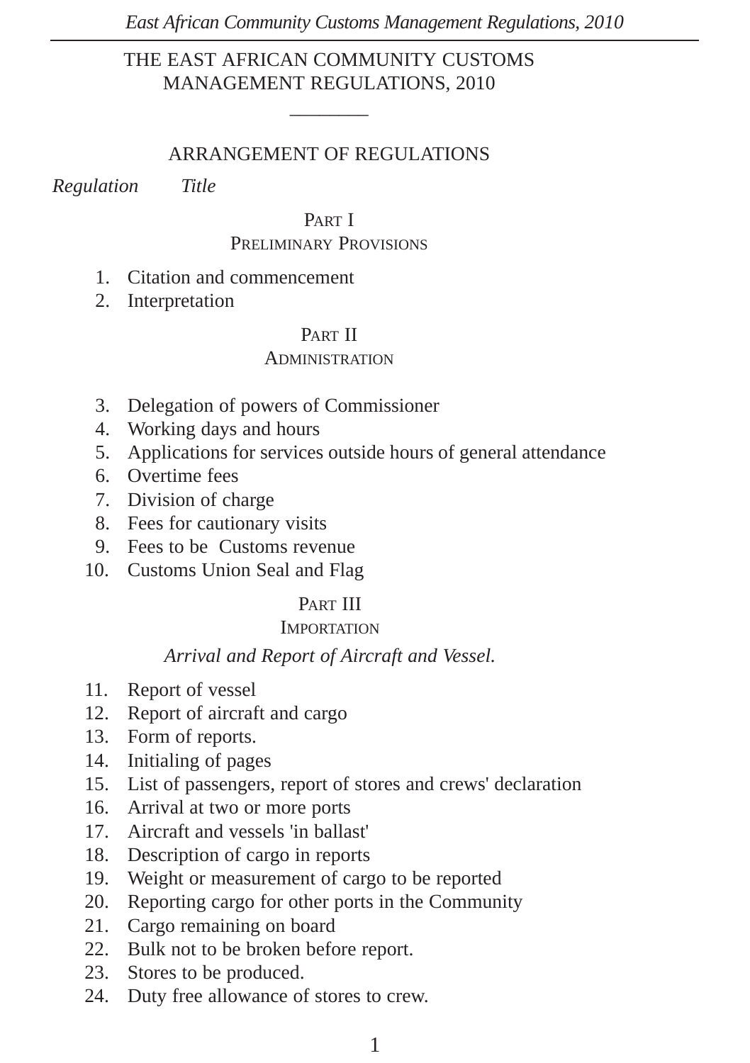# THE EAST AFRICAN COMMUNITY CUSTOMS MANAGEMENT REGULATIONS, 2010

________

## ARRANGEMENT OF REGULATIONS

*Regulation* *Title*

### PART I
### PRELIMINARY PROVISIONS

1. Citation and commencement
2. Interpretation

### PART II
### ADMINISTRATION

3. Delegation of powers of Commissioner
4. Working days and hours
5. Applications for services outside hours of general attendance
6. Overtime fees
7. Division of charge
8. Fees for cautionary visits
9. Fees to be Customs revenue
10. Customs Union Seal and Flag

### PART III
### IMPORTATION

*Arrival and Report of Aircraft and Vessel.*

11. Report of vessel
12. Report of aircraft and cargo
13. Form of reports.
14. Initialing of pages
15. List of passengers, report of stores and crews' declaration
16. Arrival at two or more ports
17. Aircraft and vessels 'in ballast'
18. Description of cargo in reports
19. Weight or measurement of cargo to be reported
20. Reporting cargo for other ports in the Community
21. Cargo remaining on board
22. Bulk not to be broken before report.
23. Stores to be produced.
24. Duty free allowance of stores to crew.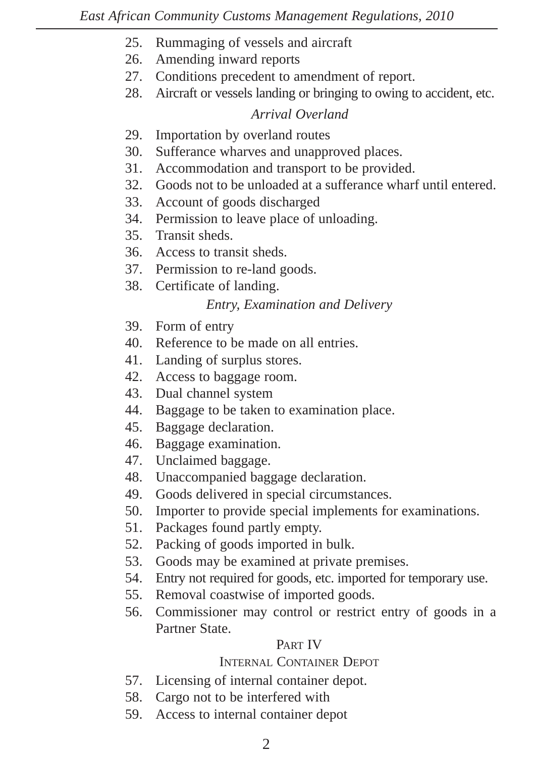25. Rummaging of vessels and aircraft
26. Amending inward reports
27. Conditions precedent to amendment of report.
28. Aircraft or vessels landing or bringing to owing to accident, etc.

*Arrival Overland*

29. Importation by overland routes
30. Sufferance wharves and unapproved places.
31. Accommodation and transport to be provided.
32. Goods not to be unloaded at a sufferance wharf until entered.
33. Account of goods discharged
34. Permission to leave place of unloading.
35. Transit sheds.
36. Access to transit sheds.
37. Permission to re-land goods.
38. Certificate of landing.

*Entry, Examination and Delivery*

39. Form of entry
40. Reference to be made on all entries.
41. Landing of surplus stores.
42. Access to baggage room.
43. Dual channel system
44. Baggage to be taken to examination place.
45. Baggage declaration.
46. Baggage examination.
47. Unclaimed baggage.
48. Unaccompanied baggage declaration.
49. Goods delivered in special circumstances.
50. Importer to provide special implements for examinations.
51. Packages found partly empty.
52. Packing of goods imported in bulk.
53. Goods may be examined at private premises.
54. Entry not required for goods, etc. imported for temporary use.
55. Removal coastwise of imported goods.
56. Commissioner may control or restrict entry of goods in a Partner State.

## PART IV

## INTERNAL CONTAINER DEPOT

57. Licensing of internal container depot.
58. Cargo not to be interfered with
59. Access to internal container depot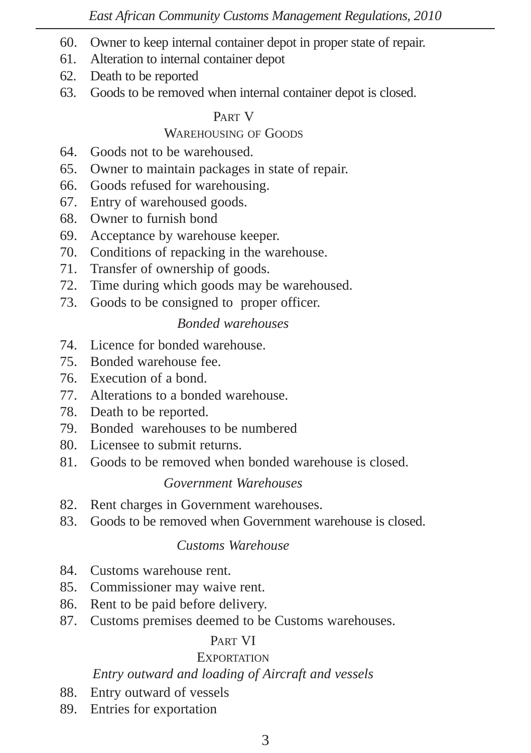60. Owner to keep internal container depot in proper state of repair.
61. Alteration to internal container depot
62. Death to be reported
63. Goods to be removed when internal container depot is closed.

## PART V
## WAREHOUSING OF GOODS

64. Goods not to be warehoused.
65. Owner to maintain packages in state of repair.
66. Goods refused for warehousing.
67. Entry of warehoused goods.
68. Owner to furnish bond
69. Acceptance by warehouse keeper.
70. Conditions of repacking in the warehouse.
71. Transfer of ownership of goods.
72. Time during which goods may be warehoused.
73. Goods to be consigned to proper officer.

*Bonded warehouses*

74. Licence for bonded warehouse.
75. Bonded warehouse fee.
76. Execution of a bond.
77. Alterations to a bonded warehouse.
78. Death to be reported.
79. Bonded warehouses to be numbered
80. Licensee to submit returns.
81. Goods to be removed when bonded warehouse is closed.

*Government Warehouses*

82. Rent charges in Government warehouses.
83. Goods to be removed when Government warehouse is closed.

*Customs Warehouse*

84. Customs warehouse rent.
85. Commissioner may waive rent.
86. Rent to be paid before delivery.
87. Customs premises deemed to be Customs warehouses.

## PART VI
## EXPORTATION

*Entry outward and loading of Aircraft and vessels*

88. Entry outward of vessels
89. Entries for exportation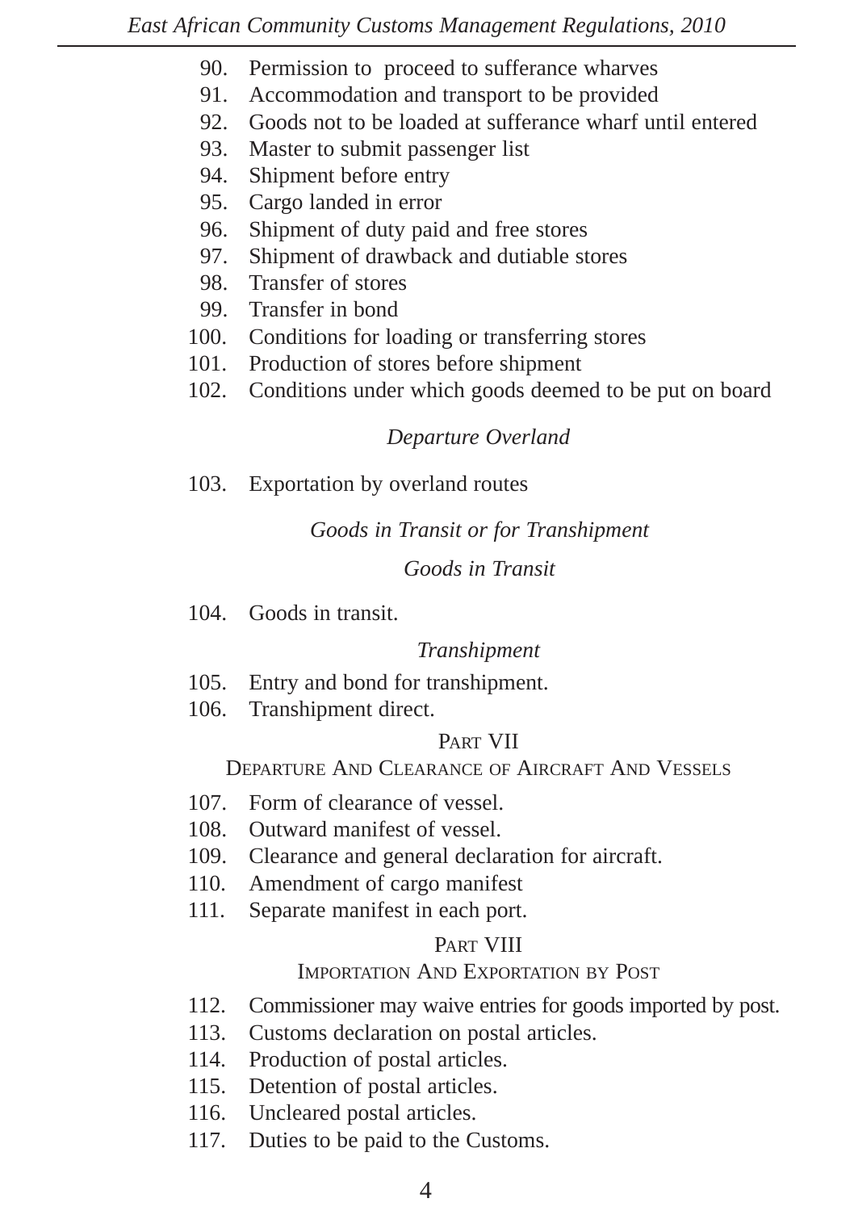90. Permission to proceed to sufferance wharves
91. Accommodation and transport to be provided
92. Goods not to be loaded at sufferance wharf until entered
93. Master to submit passenger list
94. Shipment before entry
95. Cargo landed in error
96. Shipment of duty paid and free stores
97. Shipment of drawback and dutiable stores
98. Transfer of stores
99. Transfer in bond
100. Conditions for loading or transferring stores
101. Production of stores before shipment
102. Conditions under which goods deemed to be put on board

*Departure Overland*

103. Exportation by overland routes

*Goods in Transit or for Transhipment*

*Goods in Transit*

104. Goods in transit.

*Transhipment*

105. Entry and bond for transhipment.
106. Transhipment direct.

## PART VII
## DEPARTURE AND CLEARANCE OF AIRCRAFT AND VESSELS

107. Form of clearance of vessel.
108. Outward manifest of vessel.
109. Clearance and general declaration for aircraft.
110. Amendment of cargo manifest
111. Separate manifest in each port.

## PART VIII
## IMPORTATION AND EXPORTATION BY POST

112. Commissioner may waive entries for goods imported by post.
113. Customs declaration on postal articles.
114. Production of postal articles.
115. Detention of postal articles.
116. Uncleared postal articles.
117. Duties to be paid to the Customs.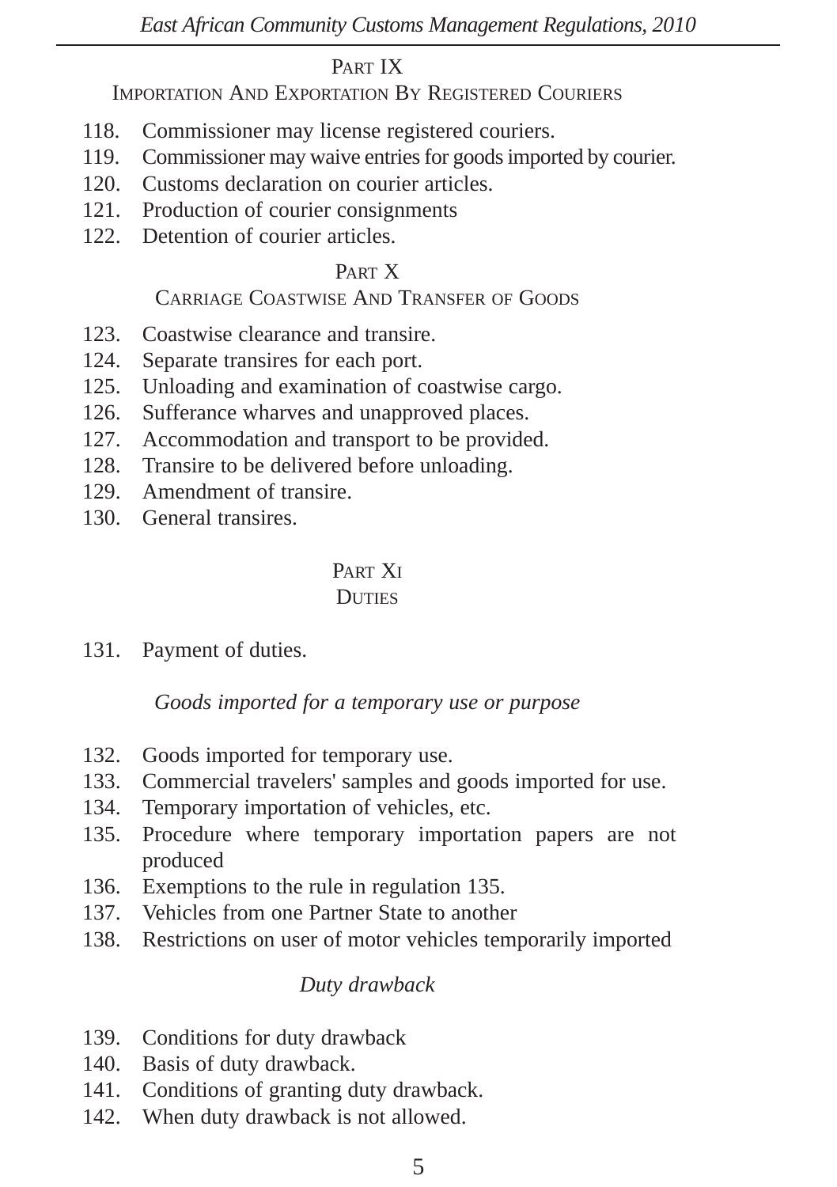## PART IX
### IMPORTATION AND EXPORTATION BY REGISTERED COURIERS

118. Commissioner may license registered couriers.
119. Commissioner may waive entries for goods imported by courier.
120. Customs declaration on courier articles.
121. Production of courier consignments
122. Detention of courier articles.

## PART X
### CARRIAGE COASTWISE AND TRANSFER OF GOODS

123. Coastwise clearance and transire.
124. Separate transires for each port.
125. Unloading and examination of coastwise cargo.
126. Sufferance wharves and unapproved places.
127. Accommodation and transport to be provided.
128. Transire to be delivered before unloading.
129. Amendment of transire.
130. General transires.

## PART XI
### DUTIES

131. Payment of duties.

*Goods imported for a temporary use or purpose*

132. Goods imported for temporary use.
133. Commercial travelers' samples and goods imported for use.
134. Temporary importation of vehicles, etc.
135. Procedure where temporary importation papers are not produced
136. Exemptions to the rule in regulation 135.
137. Vehicles from one Partner State to another
138. Restrictions on user of motor vehicles temporarily imported

*Duty drawback*

139. Conditions for duty drawback
140. Basis of duty drawback.
141. Conditions of granting duty drawback.
142. When duty drawback is not allowed.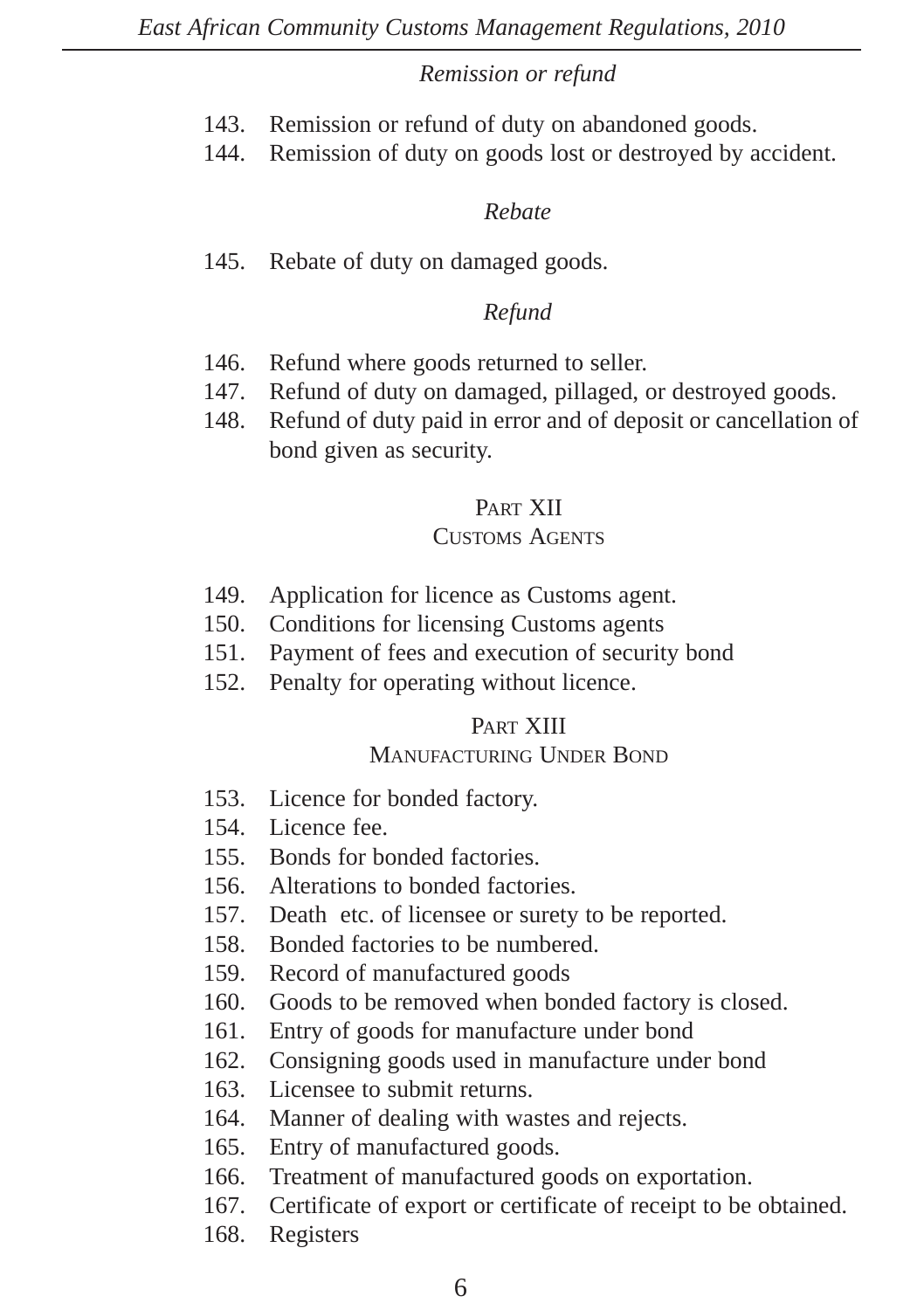*Remission or refund*

143. Remission or refund of duty on abandoned goods.
144. Remission of duty on goods lost or destroyed by accident.

*Rebate*

145. Rebate of duty on damaged goods.

*Refund*

146. Refund where goods returned to seller.
147. Refund of duty on damaged, pillaged, or destroyed goods.
148. Refund of duty paid in error and of deposit or cancellation of bond given as security.

## PART XII
## CUSTOMS AGENTS

149. Application for licence as Customs agent.
150. Conditions for licensing Customs agents
151. Payment of fees and execution of security bond
152. Penalty for operating without licence.

## PART XIII
## MANUFACTURING UNDER BOND

153. Licence for bonded factory.
154. Licence fee.
155. Bonds for bonded factories.
156. Alterations to bonded factories.
157. Death etc. of licensee or surety to be reported.
158. Bonded factories to be numbered.
159. Record of manufactured goods
160. Goods to be removed when bonded factory is closed.
161. Entry of goods for manufacture under bond
162. Consigning goods used in manufacture under bond
163. Licensee to submit returns.
164. Manner of dealing with wastes and rejects.
165. Entry of manufactured goods.
166. Treatment of manufactured goods on exportation.
167. Certificate of export or certificate of receipt to be obtained.
168. Registers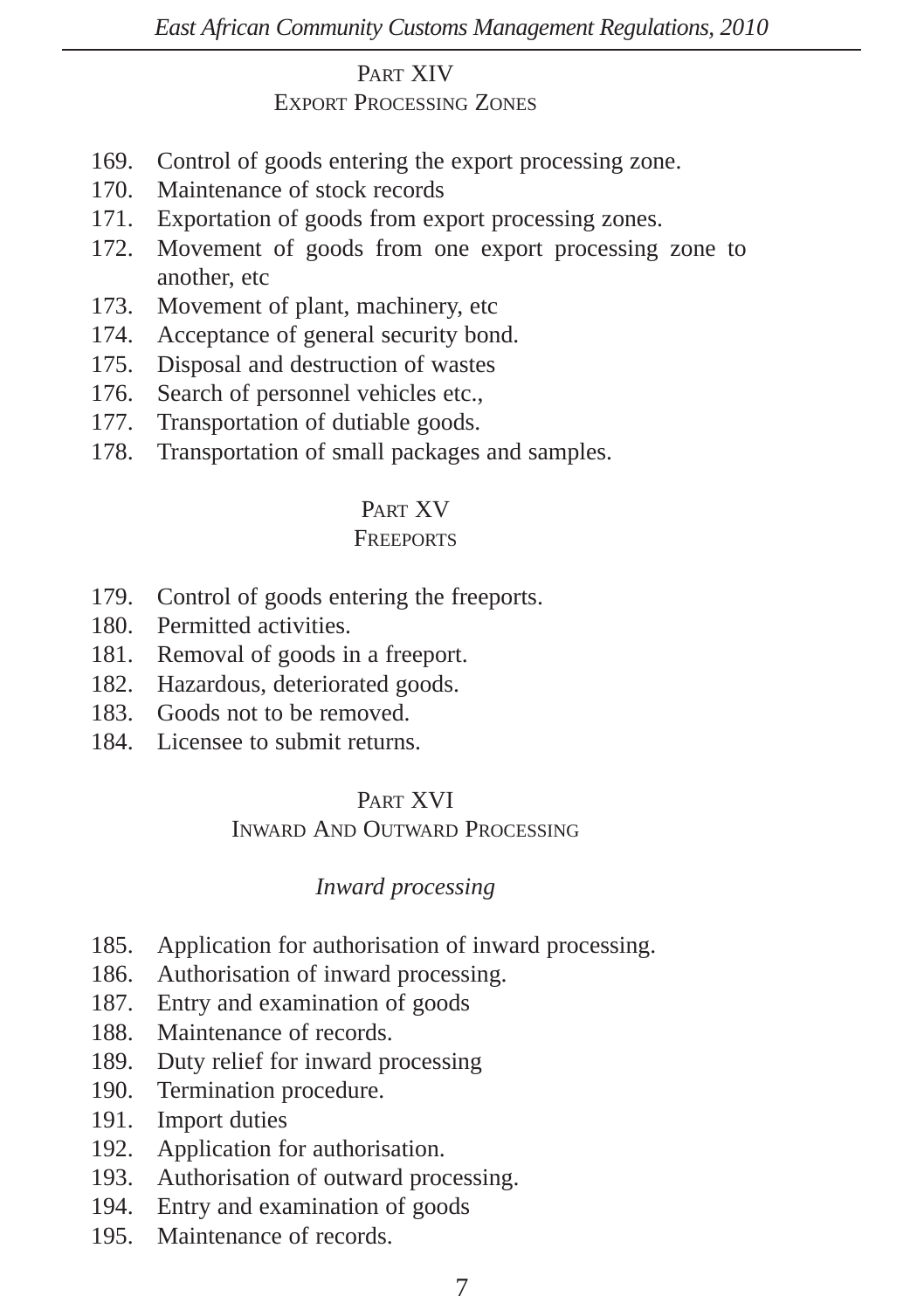## PART XIV
## EXPORT PROCESSING ZONES

169. Control of goods entering the export processing zone.
170. Maintenance of stock records
171. Exportation of goods from export processing zones.
172. Movement of goods from one export processing zone to another, etc
173. Movement of plant, machinery, etc
174. Acceptance of general security bond.
175. Disposal and destruction of wastes
176. Search of personnel vehicles etc.,
177. Transportation of dutiable goods.
178. Transportation of small packages and samples.

## PART XV
## FREEPORTS

179. Control of goods entering the freeports.
180. Permitted activities.
181. Removal of goods in a freeport.
182. Hazardous, deteriorated goods.
183. Goods not to be removed.
184. Licensee to submit returns.

## PART XVI
## INWARD AND OUTWARD PROCESSING

### *Inward processing*

185. Application for authorisation of inward processing.
186. Authorisation of inward processing.
187. Entry and examination of goods
188. Maintenance of records.
189. Duty relief for inward processing
190. Termination procedure.
191. Import duties
192. Application for authorisation.
193. Authorisation of outward processing.
194. Entry and examination of goods
195. Maintenance of records.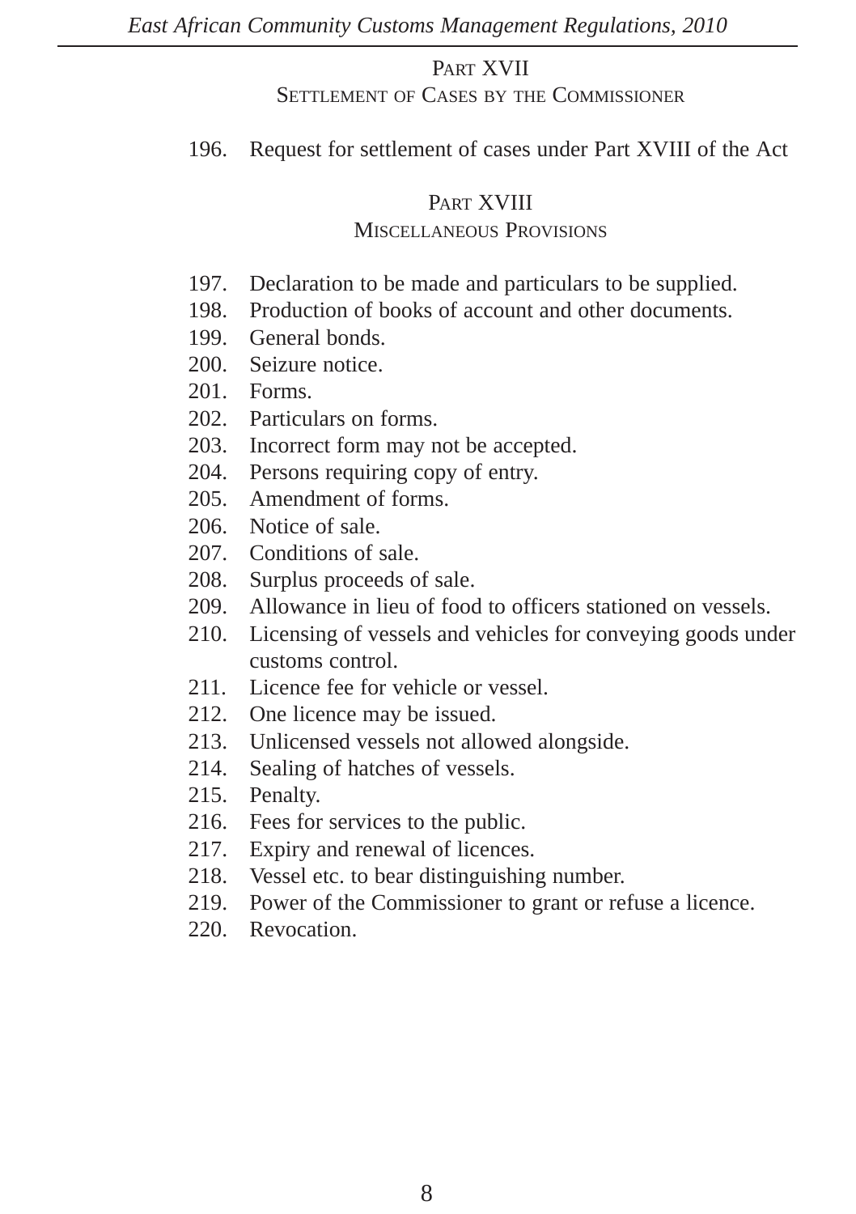## PART XVII
### SETTLEMENT OF CASES BY THE COMMISSIONER

196. Request for settlement of cases under Part XVIII of the Act

## PART XVIII
### MISCELLANEOUS PROVISIONS

197. Declaration to be made and particulars to be supplied.
198. Production of books of account and other documents.
199. General bonds.
200. Seizure notice.
201. Forms.
202. Particulars on forms.
203. Incorrect form may not be accepted.
204. Persons requiring copy of entry.
205. Amendment of forms.
206. Notice of sale.
207. Conditions of sale.
208. Surplus proceeds of sale.
209. Allowance in lieu of food to officers stationed on vessels.
210. Licensing of vessels and vehicles for conveying goods under customs control.
211. Licence fee for vehicle or vessel.
212. One licence may be issued.
213. Unlicensed vessels not allowed alongside.
214. Sealing of hatches of vessels.
215. Penalty.
216. Fees for services to the public.
217. Expiry and renewal of licences.
218. Vessel etc. to bear distinguishing number.
219. Power of the Commissioner to grant or refuse a licence.
220. Revocation.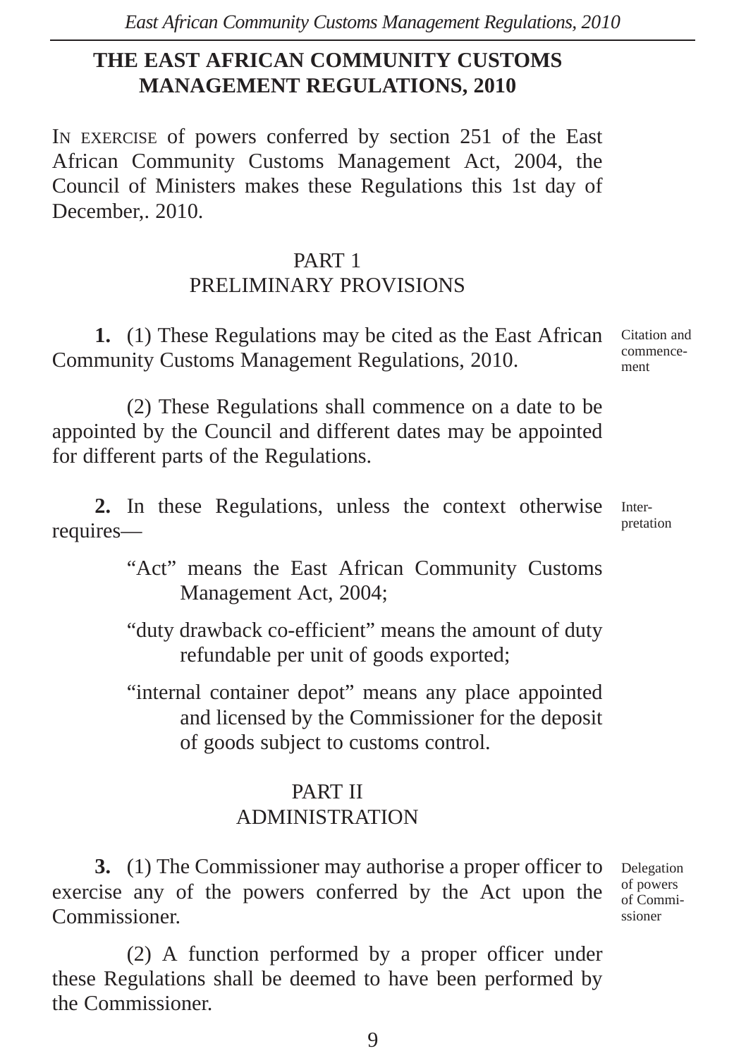# THE EAST AFRICAN COMMUNITY CUSTOMS MANAGEMENT REGULATIONS, 2010

IN EXERCISE of powers conferred by section 251 of the East African Community Customs Management Act, 2004, the Council of Ministers makes these Regulations this 1st day of December,. 2010.

## PART 1
## PRELIMINARY PROVISIONS

Citation and commencement

**1.** (1) These Regulations may be cited as the East African Community Customs Management Regulations, 2010.

(2) These Regulations shall commence on a date to be appointed by the Council and different dates may be appointed for different parts of the Regulations.

Interpretation

**2.** In these Regulations, unless the context otherwise requires—

"Act" means the East African Community Customs Management Act, 2004;

"duty drawback co-efficient" means the amount of duty refundable per unit of goods exported;

"internal container depot" means any place appointed and licensed by the Commissioner for the deposit of goods subject to customs control.

## PART II
## ADMINISTRATION

Delegation of powers of Commissioner

**3.** (1) The Commissioner may authorise a proper officer to exercise any of the powers conferred by the Act upon the Commissioner.

(2) A function performed by a proper officer under these Regulations shall be deemed to have been performed by the Commissioner.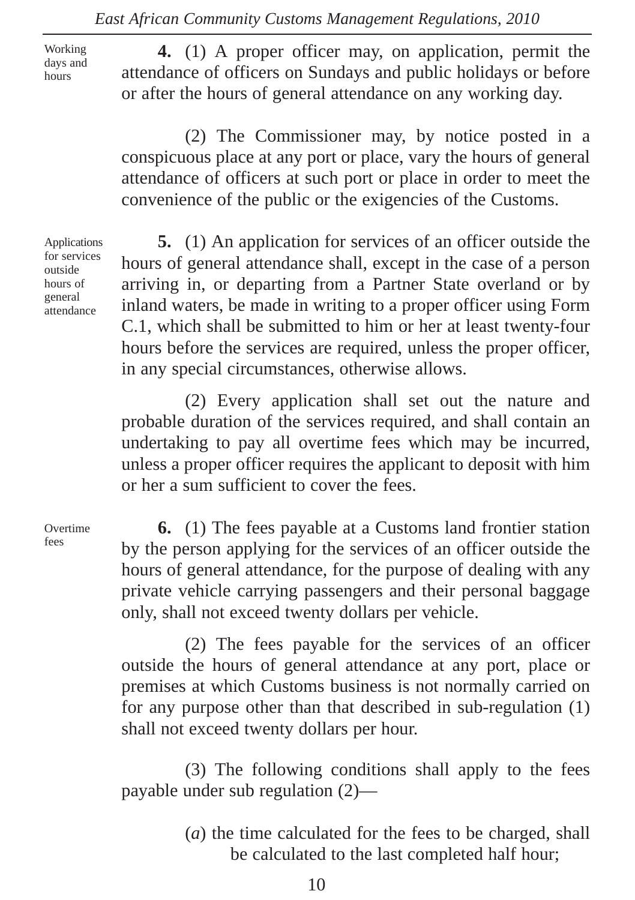**Working days and hours**

**4.** (1) A proper officer may, on application, permit the attendance of officers on Sundays and public holidays or before or after the hours of general attendance on any working day.

(2) The Commissioner may, by notice posted in a conspicuous place at any port or place, vary the hours of general attendance of officers at such port or place in order to meet the convenience of the public or the exigencies of the Customs.

**Applications for services outside hours of general attendance**

**5.** (1) An application for services of an officer outside the hours of general attendance shall, except in the case of a person arriving in, or departing from a Partner State overland or by inland waters, be made in writing to a proper officer using Form C.1, which shall be submitted to him or her at least twenty-four hours before the services are required, unless the proper officer, in any special circumstances, otherwise allows.

(2) Every application shall set out the nature and probable duration of the services required, and shall contain an undertaking to pay all overtime fees which may be incurred, unless a proper officer requires the applicant to deposit with him or her a sum sufficient to cover the fees.

**Overtime fees**

**6.** (1) The fees payable at a Customs land frontier station by the person applying for the services of an officer outside the hours of general attendance, for the purpose of dealing with any private vehicle carrying passengers and their personal baggage only, shall not exceed twenty dollars per vehicle.

(2) The fees payable for the services of an officer outside the hours of general attendance at any port, place or premises at which Customs business is not normally carried on for any purpose other than that described in sub-regulation (1) shall not exceed twenty dollars per hour.

(3) The following conditions shall apply to the fees payable under sub regulation (2)—

(*a*) the time calculated for the fees to be charged, shall be calculated to the last completed half hour;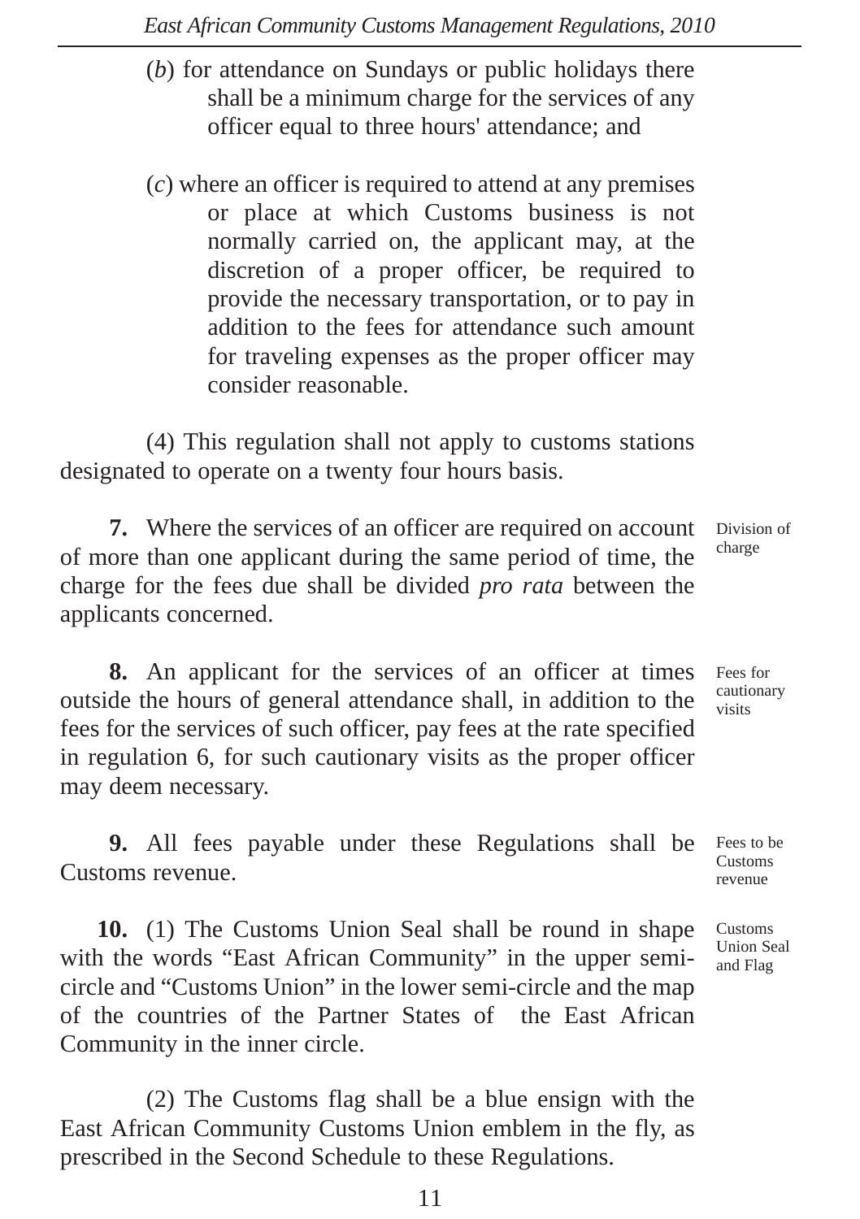(*b*) for attendance on Sundays or public holidays there shall be a minimum charge for the services of any officer equal to three hours' attendance; and

(*c*) where an officer is required to attend at any premises or place at which Customs business is not normally carried on, the applicant may, at the discretion of a proper officer, be required to provide the necessary transportation, or to pay in addition to the fees for attendance such amount for traveling expenses as the proper officer may consider reasonable.

(4) This regulation shall not apply to customs stations designated to operate on a twenty four hours basis.

Division of charge

**7.** Where the services of an officer are required on account of more than one applicant during the same period of time, the charge for the fees due shall be divided *pro rata* between the applicants concerned.

Fees for cautionary visits

**8.** An applicant for the services of an officer at times outside the hours of general attendance shall, in addition to the fees for the services of such officer, pay fees at the rate specified in regulation 6, for such cautionary visits as the proper officer may deem necessary.

Fees to be Customs revenue

**9.** All fees payable under these Regulations shall be Customs revenue.

Customs Union Seal and Flag

**10.** (1) The Customs Union Seal shall be round in shape with the words "East African Community" in the upper semi-circle and "Customs Union" in the lower semi-circle and the map of the countries of the Partner States of the East African Community in the inner circle.

(2) The Customs flag shall be a blue ensign with the East African Community Customs Union emblem in the fly, as prescribed in the Second Schedule to these Regulations.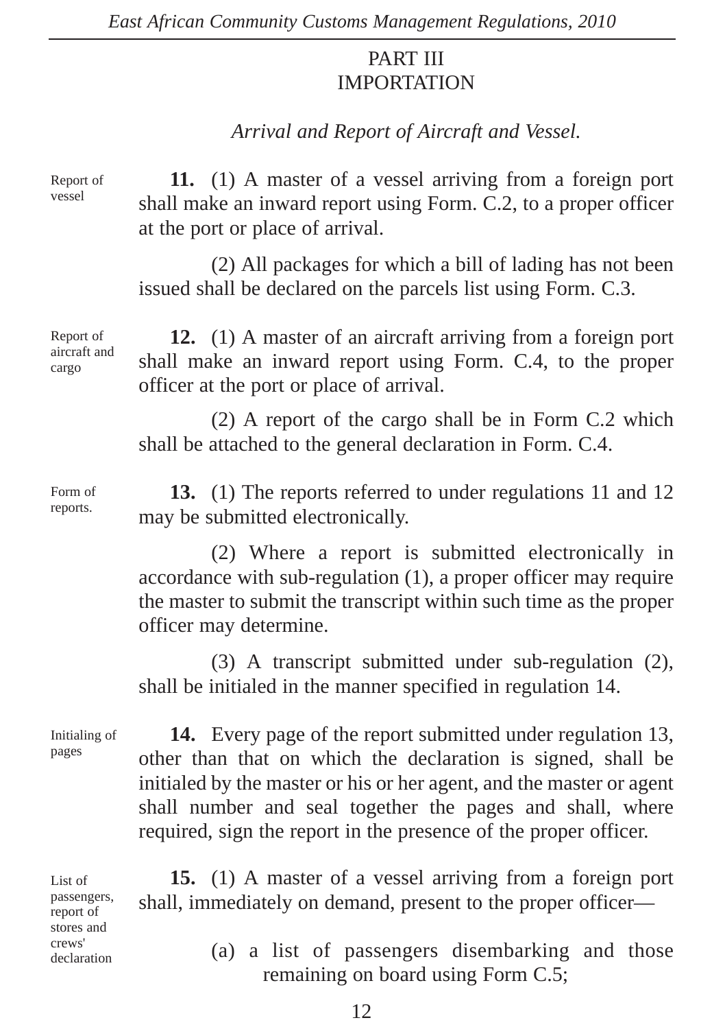## PART III
## IMPORTATION

*Arrival and Report of Aircraft and Vessel.*

Report of vessel

**11.** (1) A master of a vessel arriving from a foreign port shall make an inward report using Form. C.2, to a proper officer at the port or place of arrival.

(2) All packages for which a bill of lading has not been issued shall be declared on the parcels list using Form. C.3.

Report of aircraft and cargo

**12.** (1) A master of an aircraft arriving from a foreign port shall make an inward report using Form. C.4, to the proper officer at the port or place of arrival.

(2) A report of the cargo shall be in Form C.2 which shall be attached to the general declaration in Form. C.4.

Form of reports.

**13.** (1) The reports referred to under regulations 11 and 12 may be submitted electronically.

(2) Where a report is submitted electronically in accordance with sub-regulation (1), a proper officer may require the master to submit the transcript within such time as the proper officer may determine.

(3) A transcript submitted under sub-regulation (2), shall be initialed in the manner specified in regulation 14.

Initialing of pages

**14.** Every page of the report submitted under regulation 13, other than that on which the declaration is signed, shall be initialed by the master or his or her agent, and the master or agent shall number and seal together the pages and shall, where required, sign the report in the presence of the proper officer.

List of passengers, report of stores and crews' declaration

**15.** (1) A master of a vessel arriving from a foreign port shall, immediately on demand, present to the proper officer—

(a) a list of passengers disembarking and those remaining on board using Form C.5;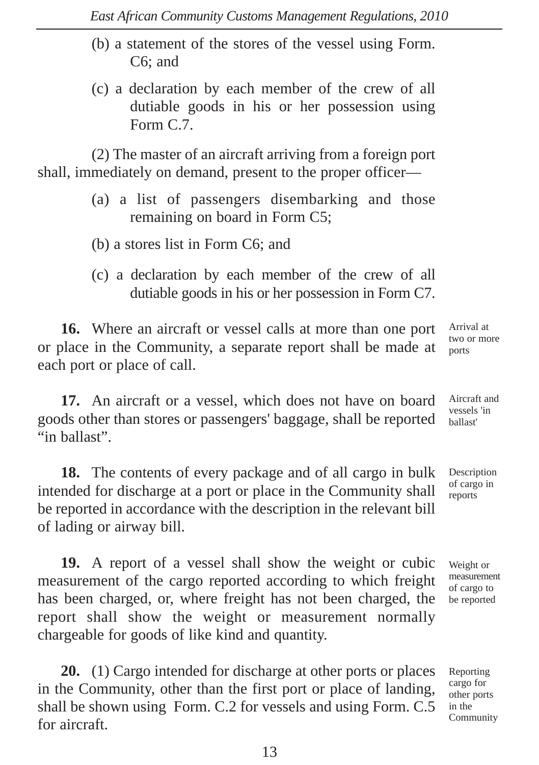(b) a statement of the stores of the vessel using Form. C6; and

(c) a declaration by each member of the crew of all dutiable goods in his or her possession using Form C.7.

(2) The master of an aircraft arriving from a foreign port shall, immediately on demand, present to the proper officer—

(a) a list of passengers disembarking and those remaining on board in Form C5;

(b) a stores list in Form C6; and

(c) a declaration by each member of the crew of all dutiable goods in his or her possession in Form C7.

*Arrival at two or more ports*

**16.** Where an aircraft or vessel calls at more than one port or place in the Community, a separate report shall be made at each port or place of call.

*Aircraft and vessels 'in ballast'*

**17.** An aircraft or a vessel, which does not have on board goods other than stores or passengers' baggage, shall be reported "in ballast".

*Description of cargo in reports*

**18.** The contents of every package and of all cargo in bulk intended for discharge at a port or place in the Community shall be reported in accordance with the description in the relevant bill of lading or airway bill.

*Weight or measurement of cargo to be reported*

**19.** A report of a vessel shall show the weight or cubic measurement of the cargo reported according to which freight has been charged, or, where freight has not been charged, the report shall show the weight or measurement normally chargeable for goods of like kind and quantity.

*Reporting cargo for other ports in the Community*

**20.** (1) Cargo intended for discharge at other ports or places in the Community, other than the first port or place of landing, shall be shown using Form. C.2 for vessels and using Form. C.5 for aircraft.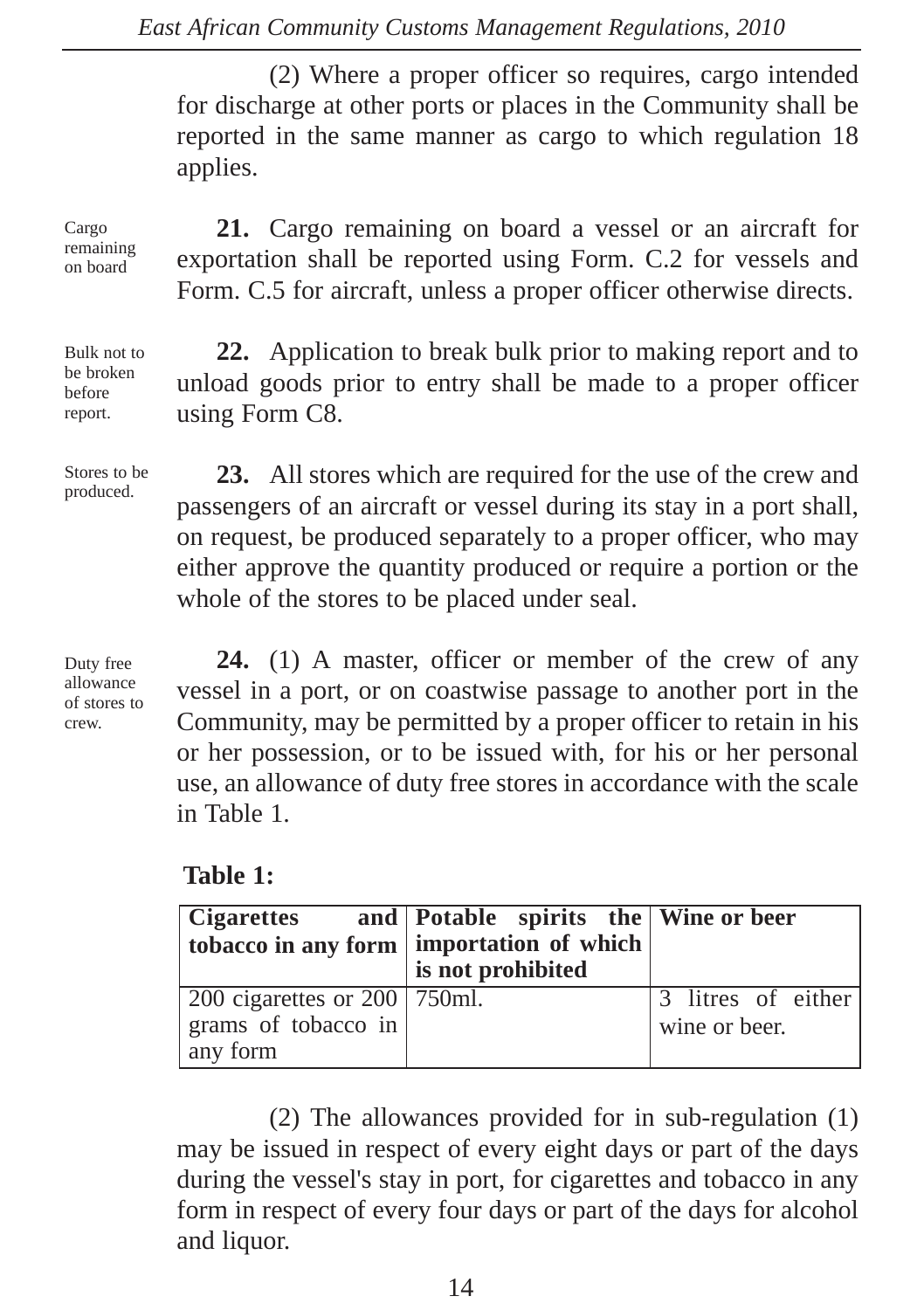(2) Where a proper officer so requires, cargo intended for discharge at other ports or places in the Community shall be reported in the same manner as cargo to which regulation 18 applies.

Cargo remaining on board

**21.** Cargo remaining on board a vessel or an aircraft for exportation shall be reported using Form. C.2 for vessels and Form. C.5 for aircraft, unless a proper officer otherwise directs.

Bulk not to be broken before report.

**22.** Application to break bulk prior to making report and to unload goods prior to entry shall be made to a proper officer using Form C8.

Stores to be produced.

**23.** All stores which are required for the use of the crew and passengers of an aircraft or vessel during its stay in a port shall, on request, be produced separately to a proper officer, who may either approve the quantity produced or require a portion or the whole of the stores to be placed under seal.

Duty free allowance of stores to crew.

**24.** (1) A master, officer or member of the crew of any vessel in a port, or on coastwise passage to another port in the Community, may be permitted by a proper officer to retain in his or her possession, or to be issued with, for his or her personal use, an allowance of duty free stores in accordance with the scale in Table 1.

**Table 1:**

| Cigarettes and tobacco in any form | Potable spirits the importation of which is not prohibited | Wine or beer |
|---|---|---|
| 200 cigarettes or 200 grams of tobacco in any form | 750ml. | 3 litres of either wine or beer. |

(2) The allowances provided for in sub-regulation (1) may be issued in respect of every eight days or part of the days during the vessel's stay in port, for cigarettes and tobacco in any form in respect of every four days or part of the days for alcohol and liquor.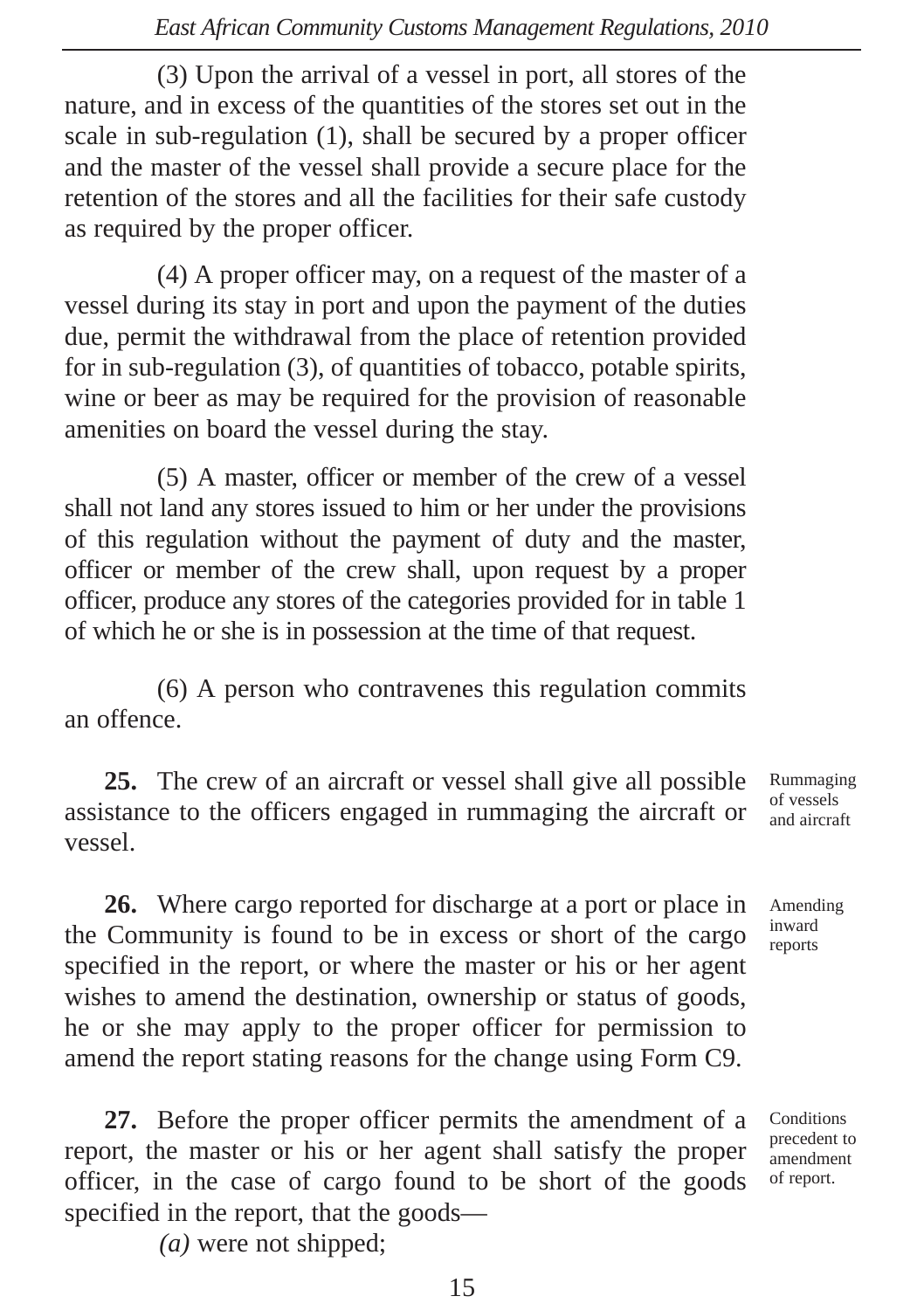(3) Upon the arrival of a vessel in port, all stores of the nature, and in excess of the quantities of the stores set out in the scale in sub-regulation (1), shall be secured by a proper officer and the master of the vessel shall provide a secure place for the retention of the stores and all the facilities for their safe custody as required by the proper officer.

(4) A proper officer may, on a request of the master of a vessel during its stay in port and upon the payment of the duties due, permit the withdrawal from the place of retention provided for in sub-regulation (3), of quantities of tobacco, potable spirits, wine or beer as may be required for the provision of reasonable amenities on board the vessel during the stay.

(5) A master, officer or member of the crew of a vessel shall not land any stores issued to him or her under the provisions of this regulation without the payment of duty and the master, officer or member of the crew shall, upon request by a proper officer, produce any stores of the categories provided for in table 1 of which he or she is in possession at the time of that request.

(6) A person who contravenes this regulation commits an offence.

*Rummaging of vessels and aircraft*

**25.** The crew of an aircraft or vessel shall give all possible assistance to the officers engaged in rummaging the aircraft or vessel.

*Amending inward reports*

**26.** Where cargo reported for discharge at a port or place in the Community is found to be in excess or short of the cargo specified in the report, or where the master or his or her agent wishes to amend the destination, ownership or status of goods, he or she may apply to the proper officer for permission to amend the report stating reasons for the change using Form C9.

*Conditions precedent to amendment of report.*

**27.** Before the proper officer permits the amendment of a report, the master or his or her agent shall satisfy the proper officer, in the case of cargo found to be short of the goods specified in the report, that the goods—

*(a)* were not shipped;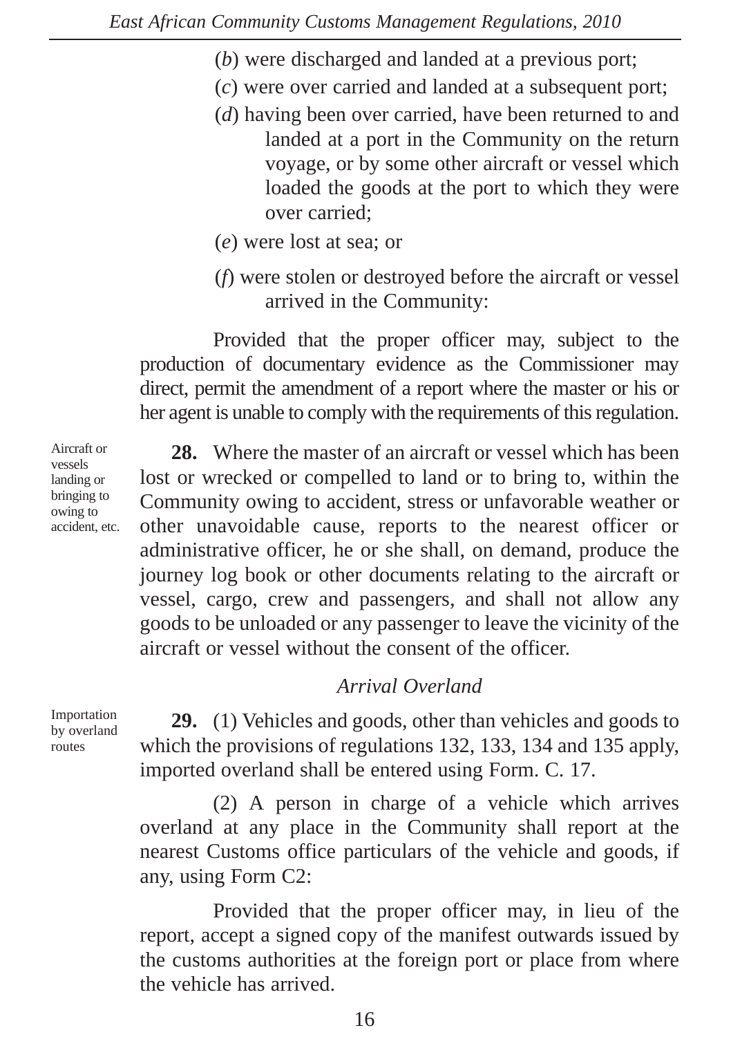(*b*) were discharged and landed at a previous port;

(*c*) were over carried and landed at a subsequent port;

(*d*) having been over carried, have been returned to and landed at a port in the Community on the return voyage, or by some other aircraft or vessel which loaded the goods at the port to which they were over carried;

(*e*) were lost at sea; or

(*f*) were stolen or destroyed before the aircraft or vessel arrived in the Community:

Provided that the proper officer may, subject to the production of documentary evidence as the Commissioner may direct, permit the amendment of a report where the master or his or her agent is unable to comply with the requirements of this regulation.

Aircraft or vessels landing or bringing to owing to accident, etc.

**28.** Where the master of an aircraft or vessel which has been lost or wrecked or compelled to land or to bring to, within the Community owing to accident, stress or unfavorable weather or other unavoidable cause, reports to the nearest officer or administrative officer, he or she shall, on demand, produce the journey log book or other documents relating to the aircraft or vessel, cargo, crew and passengers, and shall not allow any goods to be unloaded or any passenger to leave the vicinity of the aircraft or vessel without the consent of the officer.

*Arrival Overland*

Importation by overland routes

**29.** (1) Vehicles and goods, other than vehicles and goods to which the provisions of regulations 132, 133, 134 and 135 apply, imported overland shall be entered using Form. C. 17.

(2) A person in charge of a vehicle which arrives overland at any place in the Community shall report at the nearest Customs office particulars of the vehicle and goods, if any, using Form C2:

Provided that the proper officer may, in lieu of the report, accept a signed copy of the manifest outwards issued by the customs authorities at the foreign port or place from where the vehicle has arrived.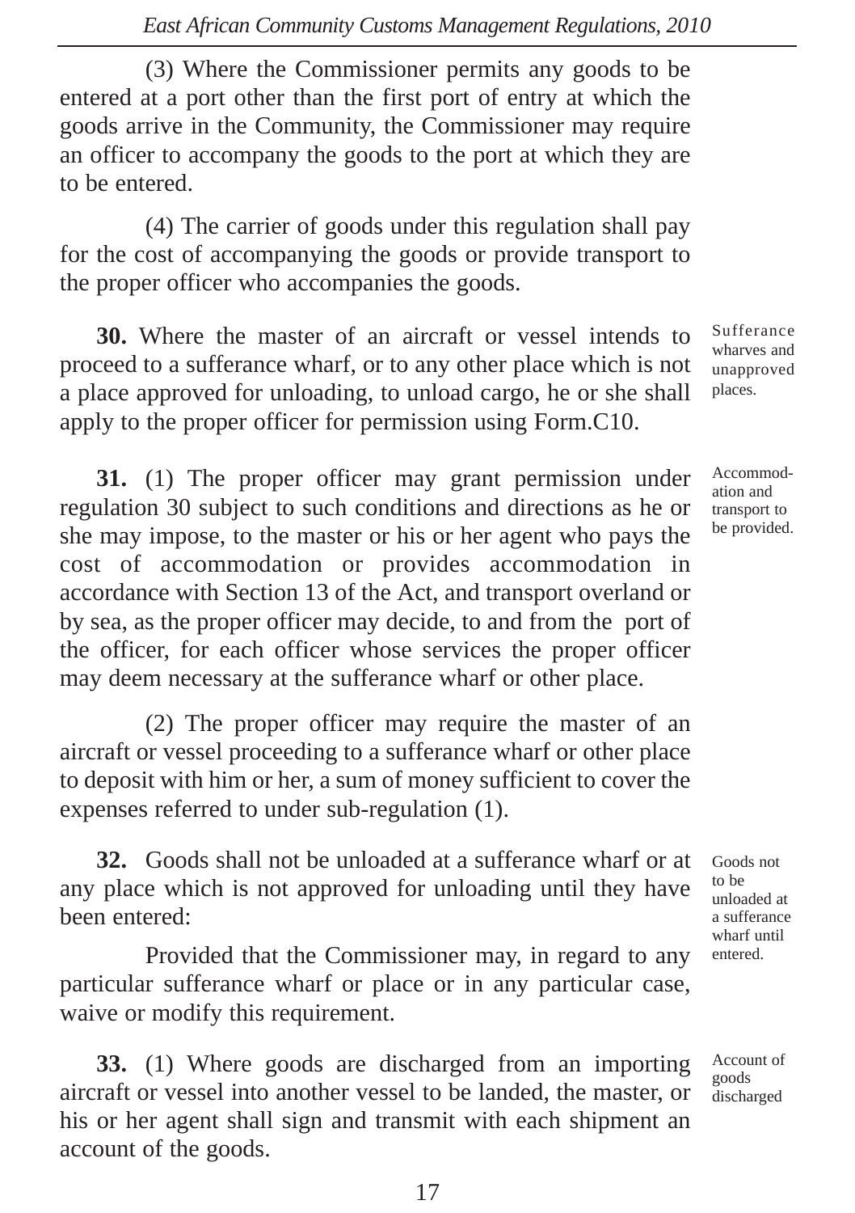(3) Where the Commissioner permits any goods to be entered at a port other than the first port of entry at which the goods arrive in the Community, the Commissioner may require an officer to accompany the goods to the port at which they are to be entered.

(4) The carrier of goods under this regulation shall pay for the cost of accompanying the goods or provide transport to the proper officer who accompanies the goods.

*Sufferance wharves and unapproved places.*

**30.** Where the master of an aircraft or vessel intends to proceed to a sufferance wharf, or to any other place which is not a place approved for unloading, to unload cargo, he or she shall apply to the proper officer for permission using Form.C10.

*Accommodation and transport to be provided.*

**31.** (1) The proper officer may grant permission under regulation 30 subject to such conditions and directions as he or she may impose, to the master or his or her agent who pays the cost of accommodation or provides accommodation in accordance with Section 13 of the Act, and transport overland or by sea, as the proper officer may decide, to and from the port of the officer, for each officer whose services the proper officer may deem necessary at the sufferance wharf or other place.

(2) The proper officer may require the master of an aircraft or vessel proceeding to a sufferance wharf or other place to deposit with him or her, a sum of money sufficient to cover the expenses referred to under sub-regulation (1).

*Goods not to be unloaded at a sufferance wharf until entered.*

**32.** Goods shall not be unloaded at a sufferance wharf or at any place which is not approved for unloading until they have been entered:

Provided that the Commissioner may, in regard to any particular sufferance wharf or place or in any particular case, waive or modify this requirement.

*Account of goods discharged*

**33.** (1) Where goods are discharged from an importing aircraft or vessel into another vessel to be landed, the master, or his or her agent shall sign and transmit with each shipment an account of the goods.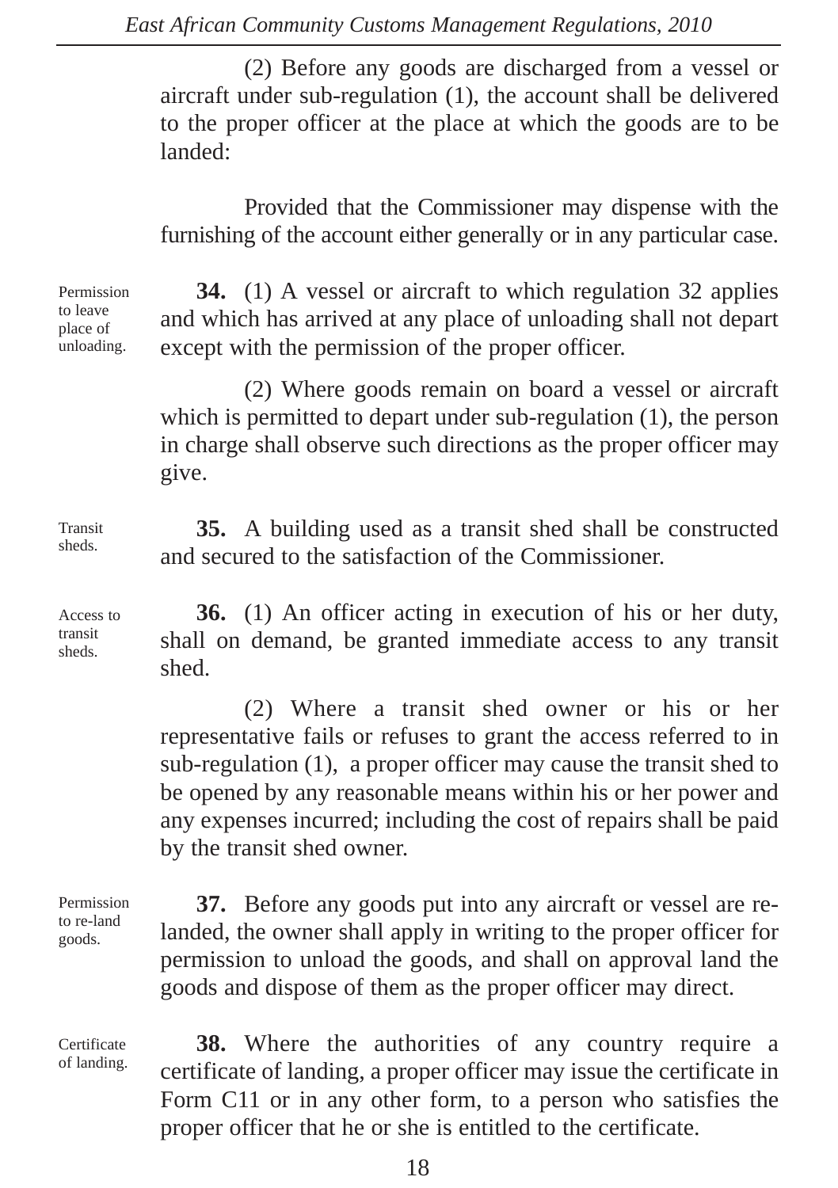(2) Before any goods are discharged from a vessel or aircraft under sub-regulation (1), the account shall be delivered to the proper officer at the place at which the goods are to be landed:

Provided that the Commissioner may dispense with the furnishing of the account either generally or in any particular case.

Permission to leave place of unloading.

**34.** (1) A vessel or aircraft to which regulation 32 applies and which has arrived at any place of unloading shall not depart except with the permission of the proper officer.

(2) Where goods remain on board a vessel or aircraft which is permitted to depart under sub-regulation (1), the person in charge shall observe such directions as the proper officer may give.

Transit sheds.

**35.** A building used as a transit shed shall be constructed and secured to the satisfaction of the Commissioner.

Access to transit sheds.

**36.** (1) An officer acting in execution of his or her duty, shall on demand, be granted immediate access to any transit shed.

(2) Where a transit shed owner or his or her representative fails or refuses to grant the access referred to in sub-regulation (1), a proper officer may cause the transit shed to be opened by any reasonable means within his or her power and any expenses incurred; including the cost of repairs shall be paid by the transit shed owner.

Permission to re-land goods.

**37.** Before any goods put into any aircraft or vessel are re-landed, the owner shall apply in writing to the proper officer for permission to unload the goods, and shall on approval land the goods and dispose of them as the proper officer may direct.

Certificate of landing.

**38.** Where the authorities of any country require a certificate of landing, a proper officer may issue the certificate in Form C11 or in any other form, to a person who satisfies the proper officer that he or she is entitled to the certificate.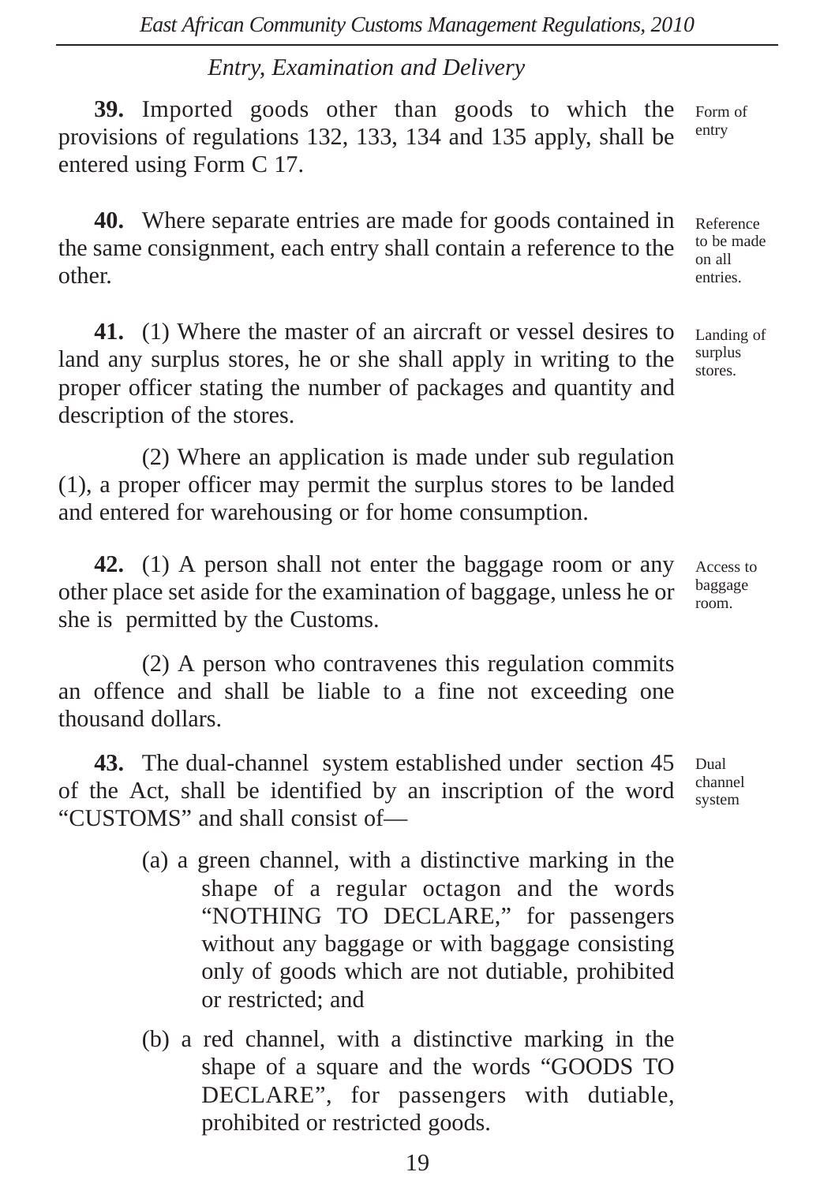*Entry, Examination and Delivery*

**39.** Imported goods other than goods to which the provisions of regulations 132, 133, 134 and 135 apply, shall be entered using Form C 17.

Form of entry

**40.** Where separate entries are made for goods contained in the same consignment, each entry shall contain a reference to the other.

Reference to be made on all entries.

**41.** (1) Where the master of an aircraft or vessel desires to land any surplus stores, he or she shall apply in writing to the proper officer stating the number of packages and quantity and description of the stores.

Landing of surplus stores.

(2) Where an application is made under sub regulation (1), a proper officer may permit the surplus stores to be landed and entered for warehousing or for home consumption.

**42.** (1) A person shall not enter the baggage room or any other place set aside for the examination of baggage, unless he or she is permitted by the Customs.

Access to baggage room.

(2) A person who contravenes this regulation commits an offence and shall be liable to a fine not exceeding one thousand dollars.

**43.** The dual-channel system established under section 45 of the Act, shall be identified by an inscription of the word "CUSTOMS" and shall consist of—

Dual channel system

(a) a green channel, with a distinctive marking in the shape of a regular octagon and the words "NOTHING TO DECLARE," for passengers without any baggage or with baggage consisting only of goods which are not dutiable, prohibited or restricted; and

(b) a red channel, with a distinctive marking in the shape of a square and the words "GOODS TO DECLARE", for passengers with dutiable, prohibited or restricted goods.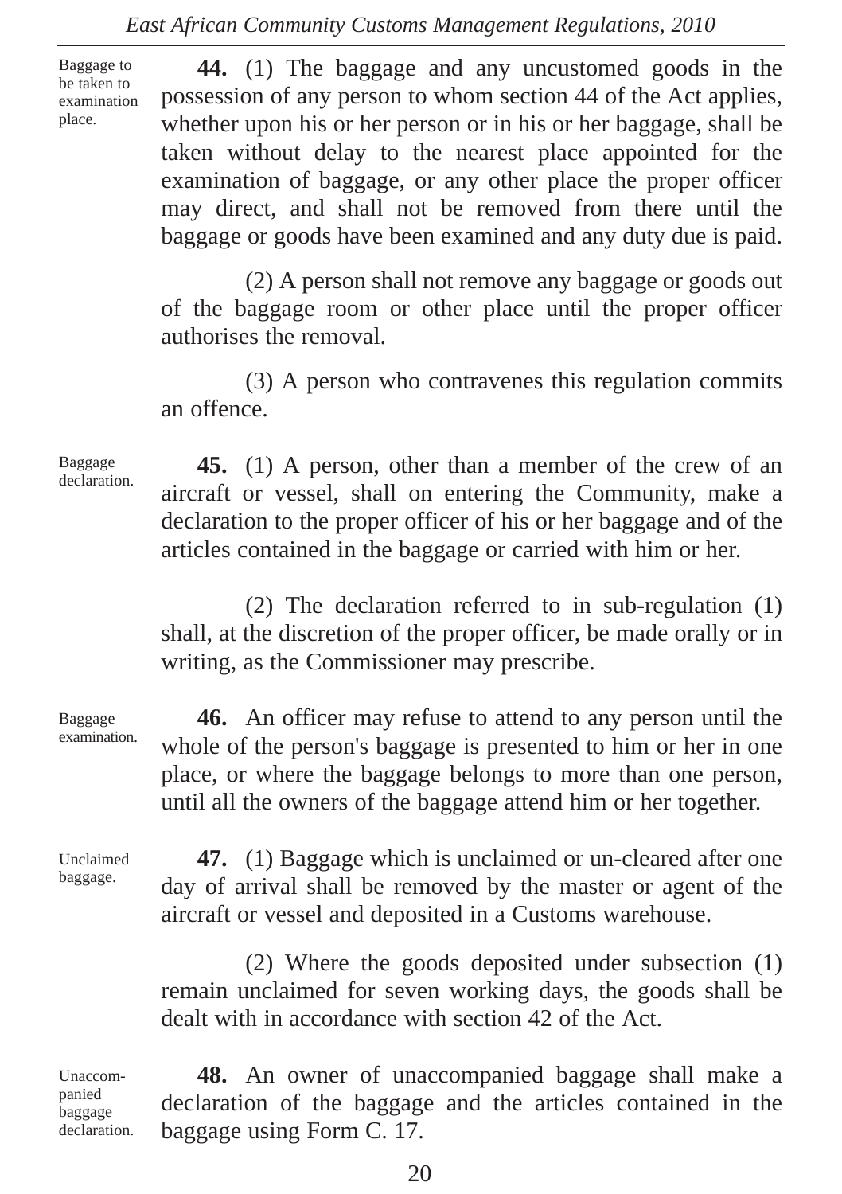**Baggage to be taken to examination place.**

**44.** (1) The baggage and any uncustomed goods in the possession of any person to whom section 44 of the Act applies, whether upon his or her person or in his or her baggage, shall be taken without delay to the nearest place appointed for the examination of baggage, or any other place the proper officer may direct, and shall not be removed from there until the baggage or goods have been examined and any duty due is paid.

(2) A person shall not remove any baggage or goods out of the baggage room or other place until the proper officer authorises the removal.

(3) A person who contravenes this regulation commits an offence.

**Baggage declaration.**

**45.** (1) A person, other than a member of the crew of an aircraft or vessel, shall on entering the Community, make a declaration to the proper officer of his or her baggage and of the articles contained in the baggage or carried with him or her.

(2) The declaration referred to in sub-regulation (1) shall, at the discretion of the proper officer, be made orally or in writing, as the Commissioner may prescribe.

**Baggage examination.**

**46.** An officer may refuse to attend to any person until the whole of the person's baggage is presented to him or her in one place, or where the baggage belongs to more than one person, until all the owners of the baggage attend him or her together.

**Unclaimed baggage.**

**47.** (1) Baggage which is unclaimed or un-cleared after one day of arrival shall be removed by the master or agent of the aircraft or vessel and deposited in a Customs warehouse.

(2) Where the goods deposited under subsection (1) remain unclaimed for seven working days, the goods shall be dealt with in accordance with section 42 of the Act.

**Unaccompanied baggage declaration.**

**48.** An owner of unaccompanied baggage shall make a declaration of the baggage and the articles contained in the baggage using Form C. 17.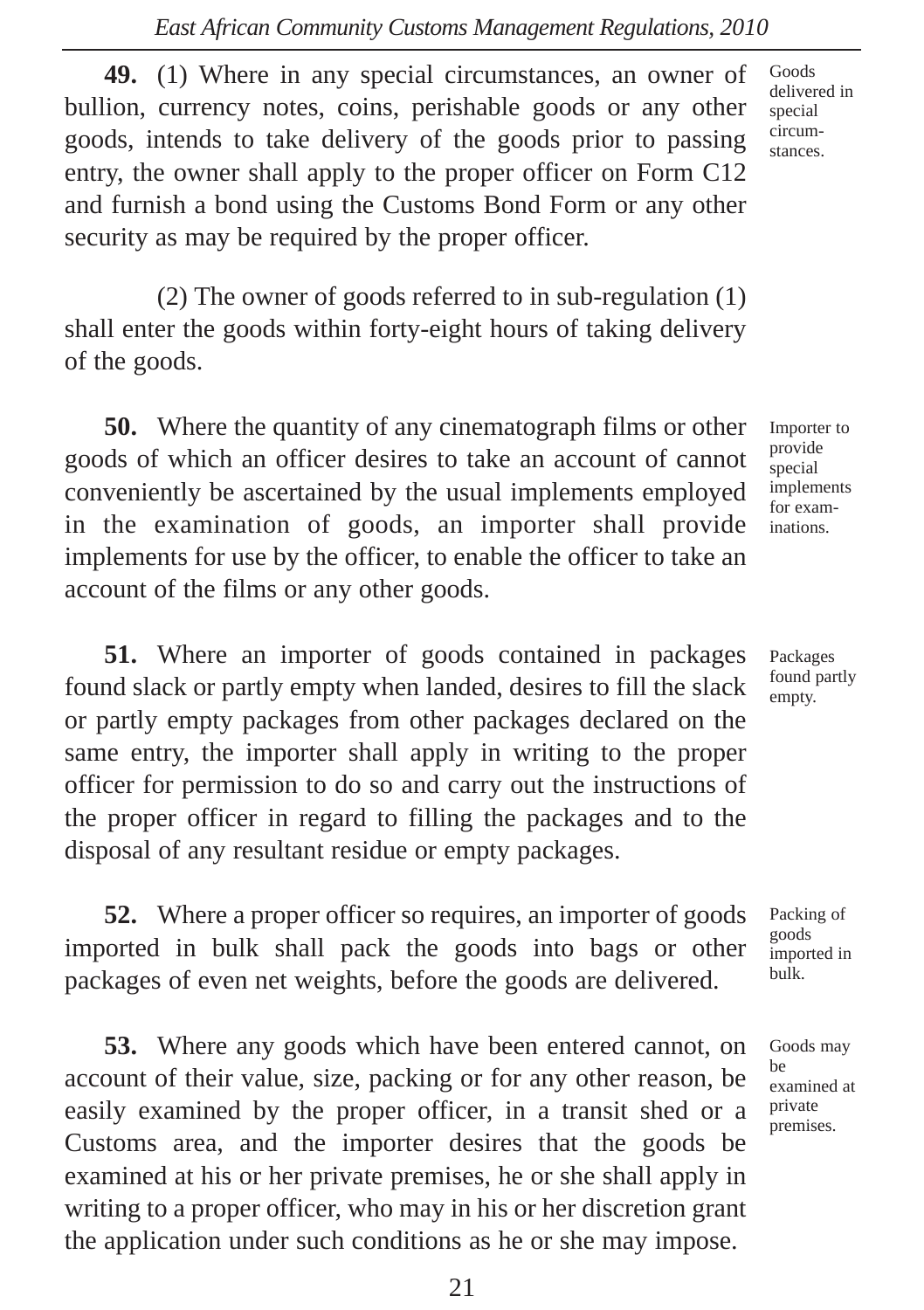**49.** (1) Where in any special circumstances, an owner of bullion, currency notes, coins, perishable goods or any other goods, intends to take delivery of the goods prior to passing entry, the owner shall apply to the proper officer on Form C12 and furnish a bond using the Customs Bond Form or any other security as may be required by the proper officer.

*Goods delivered in special circumstances.*

(2) The owner of goods referred to in sub-regulation (1) shall enter the goods within forty-eight hours of taking delivery of the goods.

**50.** Where the quantity of any cinematograph films or other goods of which an officer desires to take an account of cannot conveniently be ascertained by the usual implements employed in the examination of goods, an importer shall provide implements for use by the officer, to enable the officer to take an account of the films or any other goods.

*Importer to provide special implements for examinations.*

**51.** Where an importer of goods contained in packages found slack or partly empty when landed, desires to fill the slack or partly empty packages from other packages declared on the same entry, the importer shall apply in writing to the proper officer for permission to do so and carry out the instructions of the proper officer in regard to filling the packages and to the disposal of any resultant residue or empty packages.

*Packages found partly empty.*

**52.** Where a proper officer so requires, an importer of goods imported in bulk shall pack the goods into bags or other packages of even net weights, before the goods are delivered.

*Packing of goods imported in bulk.*

**53.** Where any goods which have been entered cannot, on account of their value, size, packing or for any other reason, be easily examined by the proper officer, in a transit shed or a Customs area, and the importer desires that the goods be examined at his or her private premises, he or she shall apply in writing to a proper officer, who may in his or her discretion grant the application under such conditions as he or she may impose.

*Goods may be examined at private premises.*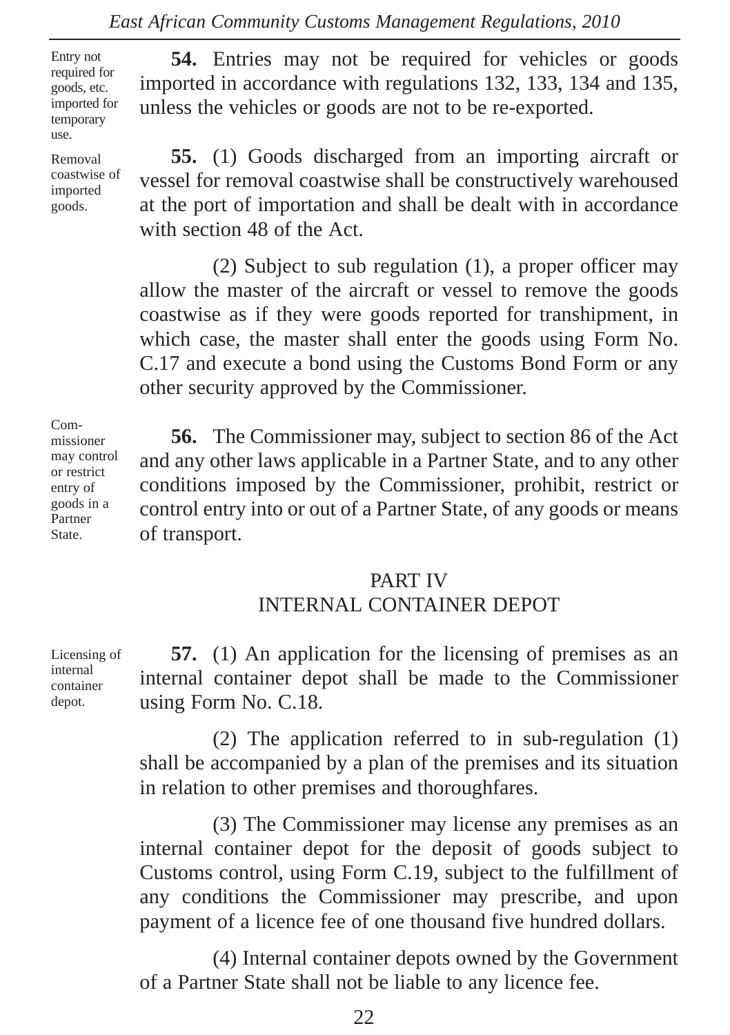Entry not required for goods, etc. imported for temporary use.

**54.** Entries may not be required for vehicles or goods imported in accordance with regulations 132, 133, 134 and 135, unless the vehicles or goods are not to be re-exported.

Removal coastwise of imported goods.

**55.** (1) Goods discharged from an importing aircraft or vessel for removal coastwise shall be constructively warehoused at the port of importation and shall be dealt with in accordance with section 48 of the Act.

(2) Subject to sub regulation (1), a proper officer may allow the master of the aircraft or vessel to remove the goods coastwise as if they were goods reported for transhipment, in which case, the master shall enter the goods using Form No. C.17 and execute a bond using the Customs Bond Form or any other security approved by the Commissioner.

Commissioner may control or restrict entry of goods in a Partner State.

**56.** The Commissioner may, subject to section 86 of the Act and any other laws applicable in a Partner State, and to any other conditions imposed by the Commissioner, prohibit, restrict or control entry into or out of a Partner State, of any goods or means of transport.

## PART IV
## INTERNAL CONTAINER DEPOT

Licensing of internal container depot.

**57.** (1) An application for the licensing of premises as an internal container depot shall be made to the Commissioner using Form No. C.18.

(2) The application referred to in sub-regulation (1) shall be accompanied by a plan of the premises and its situation in relation to other premises and thoroughfares.

(3) The Commissioner may license any premises as an internal container depot for the deposit of goods subject to Customs control, using Form C.19, subject to the fulfillment of any conditions the Commissioner may prescribe, and upon payment of a licence fee of one thousand five hundred dollars.

(4) Internal container depots owned by the Government of a Partner State shall not be liable to any licence fee.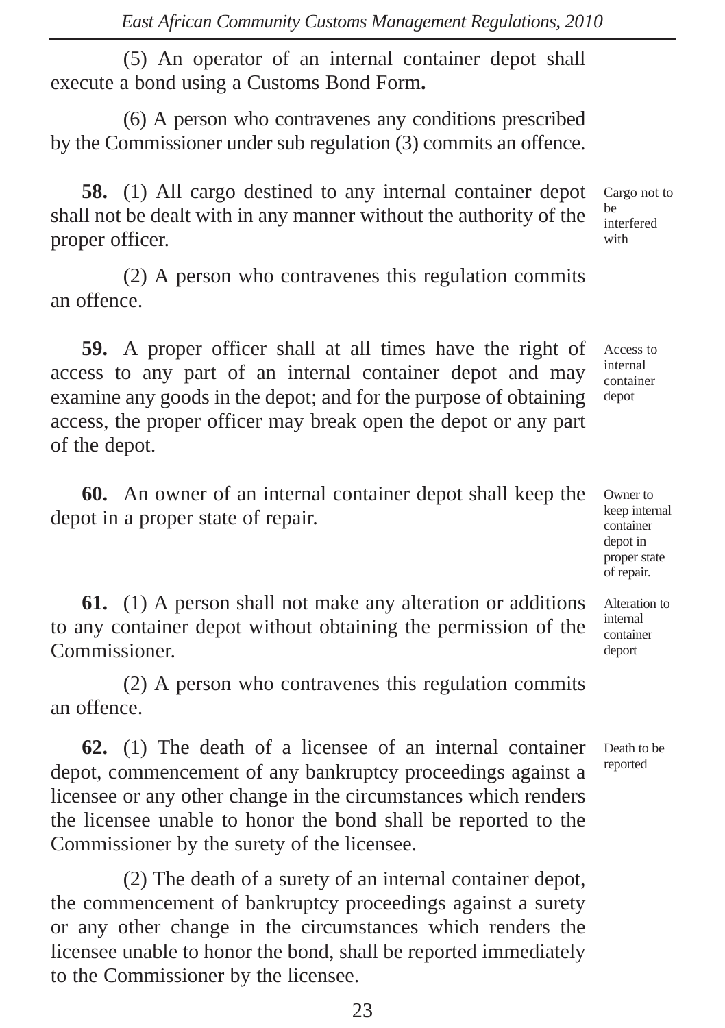(5) An operator of an internal container depot shall execute a bond using a Customs Bond Form**.**

(6) A person who contravenes any conditions prescribed by the Commissioner under sub regulation (3) commits an offence.

*Cargo not to be interfered with*

**58.** (1) All cargo destined to any internal container depot shall not be dealt with in any manner without the authority of the proper officer.

(2) A person who contravenes this regulation commits an offence.

*Access to internal container depot*

**59.** A proper officer shall at all times have the right of access to any part of an internal container depot and may examine any goods in the depot; and for the purpose of obtaining access, the proper officer may break open the depot or any part of the depot.

*Owner to keep internal container depot in proper state of repair.*

**60.** An owner of an internal container depot shall keep the depot in a proper state of repair.

*Alteration to internal container deport*

**61.** (1) A person shall not make any alteration or additions to any container depot without obtaining the permission of the Commissioner.

(2) A person who contravenes this regulation commits an offence.

*Death to be reported*

**62.** (1) The death of a licensee of an internal container depot, commencement of any bankruptcy proceedings against a licensee or any other change in the circumstances which renders the licensee unable to honor the bond shall be reported to the Commissioner by the surety of the licensee.

(2) The death of a surety of an internal container depot, the commencement of bankruptcy proceedings against a surety or any other change in the circumstances which renders the licensee unable to honor the bond, shall be reported immediately to the Commissioner by the licensee.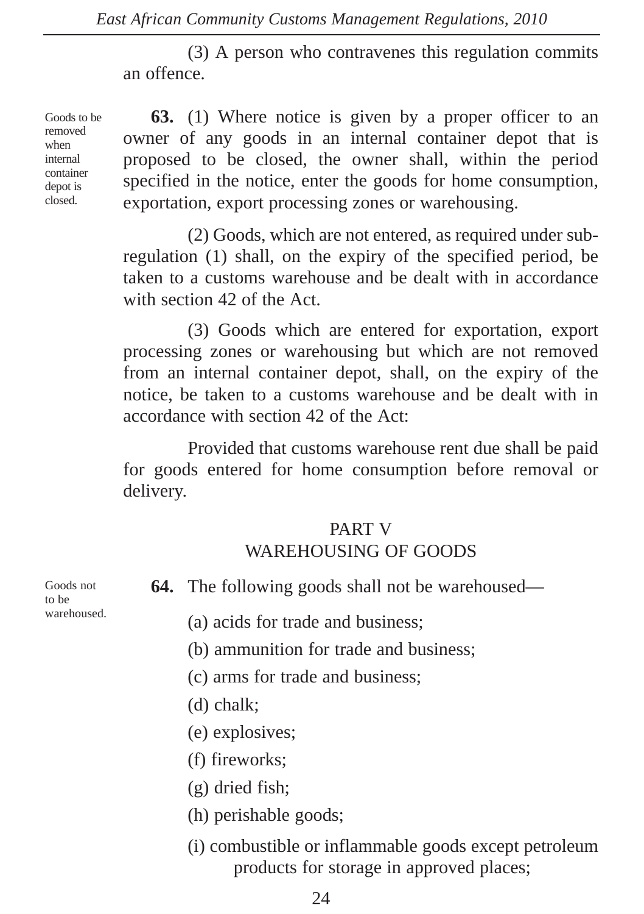(3) A person who contravenes this regulation commits an offence.

Goods to be removed when internal container depot is closed.

**63.** (1) Where notice is given by a proper officer to an owner of any goods in an internal container depot that is proposed to be closed, the owner shall, within the period specified in the notice, enter the goods for home consumption, exportation, export processing zones or warehousing.

(2) Goods, which are not entered, as required under sub-regulation (1) shall, on the expiry of the specified period, be taken to a customs warehouse and be dealt with in accordance with section 42 of the Act.

(3) Goods which are entered for exportation, export processing zones or warehousing but which are not removed from an internal container depot, shall, on the expiry of the notice, be taken to a customs warehouse and be dealt with in accordance with section 42 of the Act:

Provided that customs warehouse rent due shall be paid for goods entered for home consumption before removal or delivery.

## PART V
## WAREHOUSING OF GOODS

Goods not to be warehoused.

**64.** The following goods shall not be warehoused—

(a) acids for trade and business;

(b) ammunition for trade and business;

(c) arms for trade and business;

(d) chalk;

(e) explosives;

(f) fireworks;

(g) dried fish;

(h) perishable goods;

(i) combustible or inflammable goods except petroleum products for storage in approved places;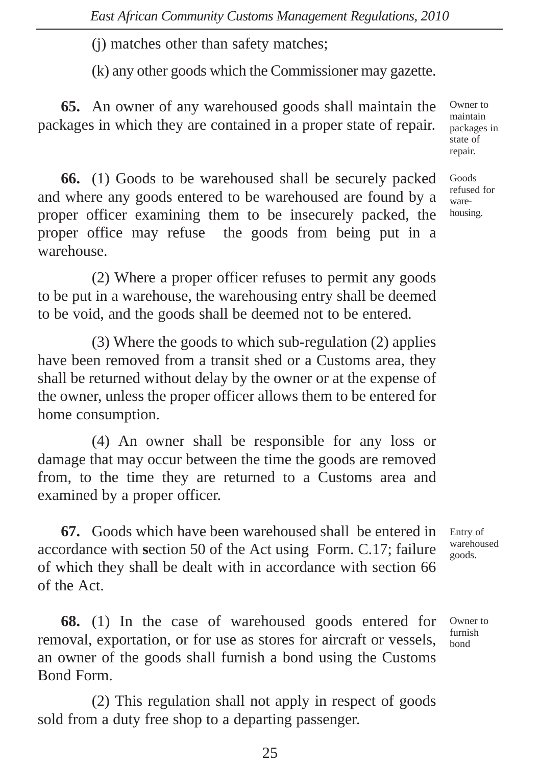(j) matches other than safety matches;

(k) any other goods which the Commissioner may gazette.

*Owner to maintain packages in state of repair.*

**65.** An owner of any warehoused goods shall maintain the packages in which they are contained in a proper state of repair.

*Goods refused for warehousing.*

**66.** (1) Goods to be warehoused shall be securely packed and where any goods entered to be warehoused are found by a proper officer examining them to be insecurely packed, the proper office may refuse the goods from being put in a warehouse.

(2) Where a proper officer refuses to permit any goods to be put in a warehouse, the warehousing entry shall be deemed to be void, and the goods shall be deemed not to be entered.

(3) Where the goods to which sub-regulation (2) applies have been removed from a transit shed or a Customs area, they shall be returned without delay by the owner or at the expense of the owner, unless the proper officer allows them to be entered for home consumption.

(4) An owner shall be responsible for any loss or damage that may occur between the time the goods are removed from, to the time they are returned to a Customs area and examined by a proper officer.

*Entry of warehoused goods.*

**67.** Goods which have been warehoused shall be entered in accordance with section 50 of the Act using Form. C.17; failure of which they shall be dealt with in accordance with section 66 of the Act.

*Owner to furnish bond*

**68.** (1) In the case of warehoused goods entered for removal, exportation, or for use as stores for aircraft or vessels, an owner of the goods shall furnish a bond using the Customs Bond Form.

(2) This regulation shall not apply in respect of goods sold from a duty free shop to a departing passenger.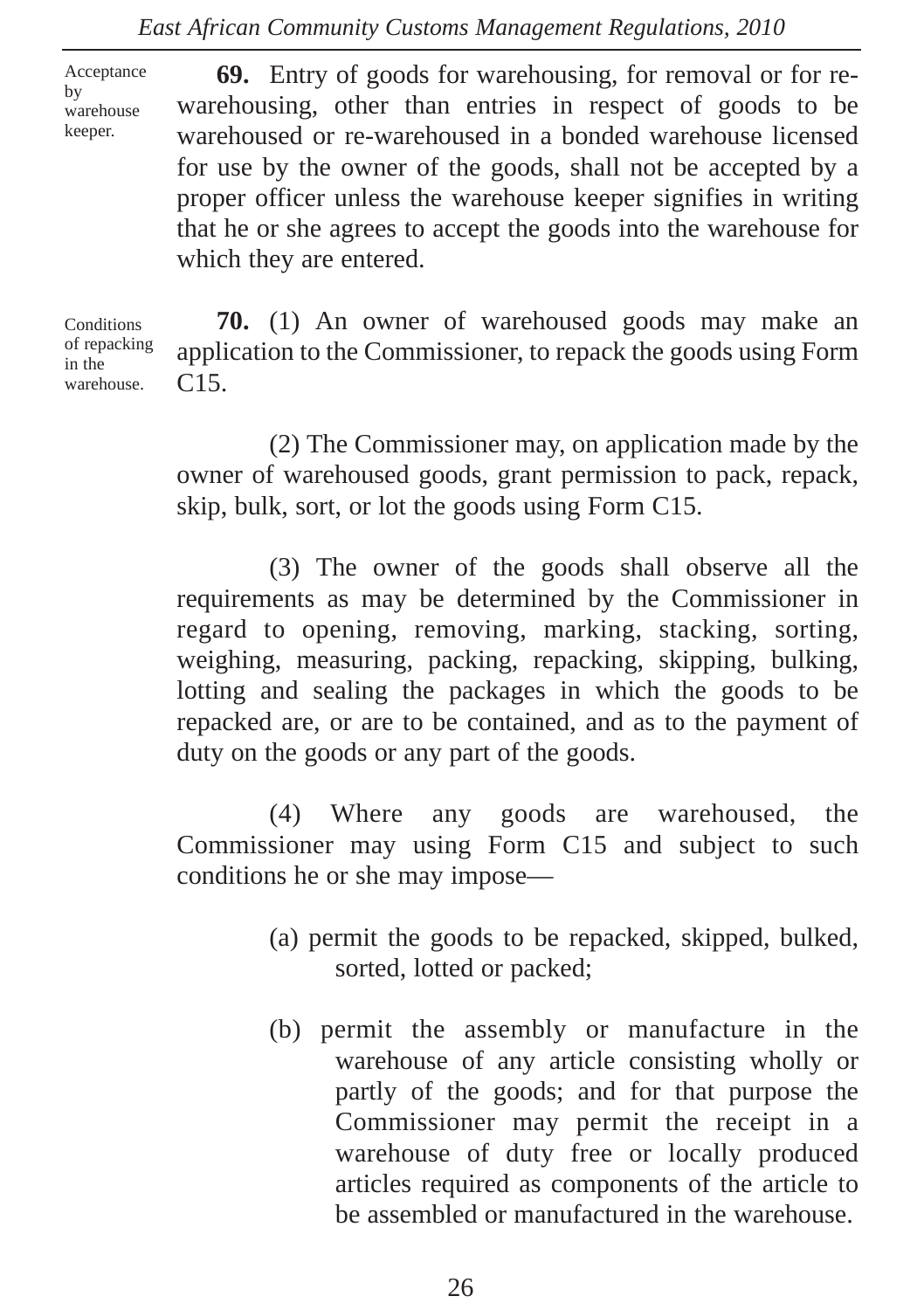Acceptance by warehouse keeper.

**69.** Entry of goods for warehousing, for removal or for re-warehousing, other than entries in respect of goods to be warehoused or re-warehoused in a bonded warehouse licensed for use by the owner of the goods, shall not be accepted by a proper officer unless the warehouse keeper signifies in writing that he or she agrees to accept the goods into the warehouse for which they are entered.

Conditions of repacking in the warehouse.

**70.** (1) An owner of warehoused goods may make an application to the Commissioner, to repack the goods using Form C15.

(2) The Commissioner may, on application made by the owner of warehoused goods, grant permission to pack, repack, skip, bulk, sort, or lot the goods using Form C15.

(3) The owner of the goods shall observe all the requirements as may be determined by the Commissioner in regard to opening, removing, marking, stacking, sorting, weighing, measuring, packing, repacking, skipping, bulking, lotting and sealing the packages in which the goods to be repacked are, or are to be contained, and as to the payment of duty on the goods or any part of the goods.

(4) Where any goods are warehoused, the Commissioner may using Form C15 and subject to such conditions he or she may impose—

(a) permit the goods to be repacked, skipped, bulked, sorted, lotted or packed;

(b) permit the assembly or manufacture in the warehouse of any article consisting wholly or partly of the goods; and for that purpose the Commissioner may permit the receipt in a warehouse of duty free or locally produced articles required as components of the article to be assembled or manufactured in the warehouse.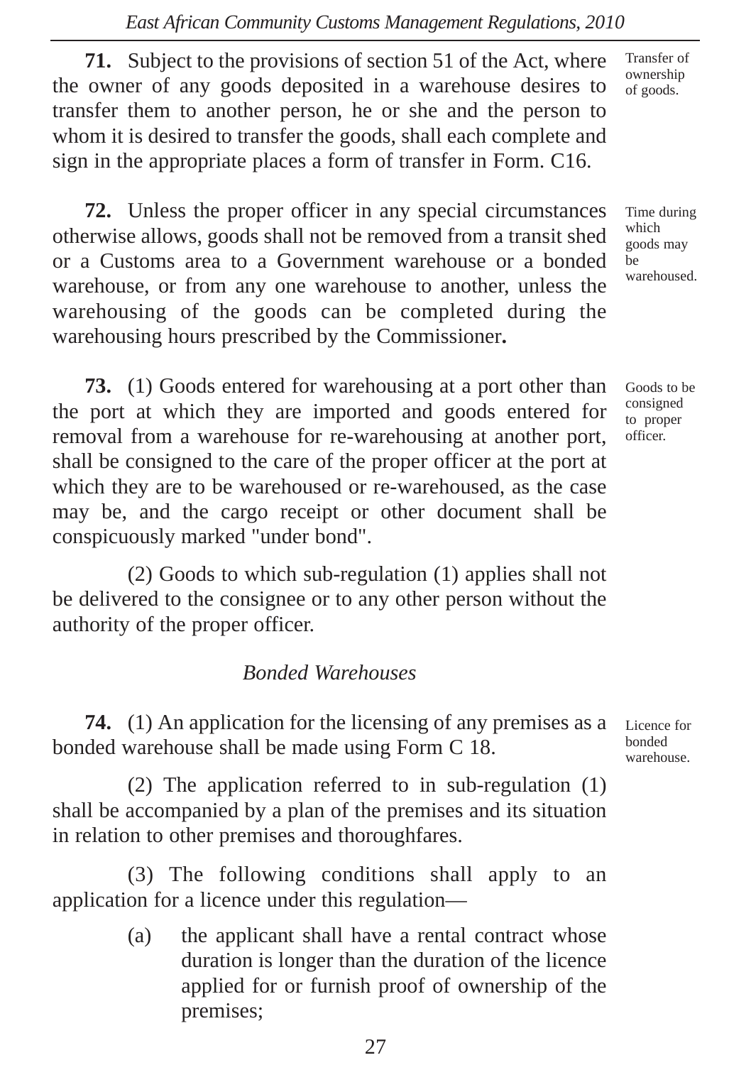**71.** Subject to the provisions of section 51 of the Act, where the owner of any goods deposited in a warehouse desires to transfer them to another person, he or she and the person to whom it is desired to transfer the goods, shall each complete and sign in the appropriate places a form of transfer in Form. C16.

*Transfer of ownership of goods.*

**72.** Unless the proper officer in any special circumstances otherwise allows, goods shall not be removed from a transit shed or a Customs area to a Government warehouse or a bonded warehouse, or from any one warehouse to another, unless the warehousing of the goods can be completed during the warehousing hours prescribed by the Commissioner**.**

*Time during which goods may be warehoused.*

**73.** (1) Goods entered for warehousing at a port other than the port at which they are imported and goods entered for removal from a warehouse for re-warehousing at another port, shall be consigned to the care of the proper officer at the port at which they are to be warehoused or re-warehoused, as the case may be, and the cargo receipt or other document shall be conspicuously marked "under bond".

*Goods to be consigned to proper officer.*

(2) Goods to which sub-regulation (1) applies shall not be delivered to the consignee or to any other person without the authority of the proper officer.

## *Bonded Warehouses*

**74.** (1) An application for the licensing of any premises as a bonded warehouse shall be made using Form C 18.

*Licence for bonded warehouse.*

(2) The application referred to in sub-regulation (1) shall be accompanied by a plan of the premises and its situation in relation to other premises and thoroughfares.

(3) The following conditions shall apply to an application for a licence under this regulation—

(a) the applicant shall have a rental contract whose duration is longer than the duration of the licence applied for or furnish proof of ownership of the premises;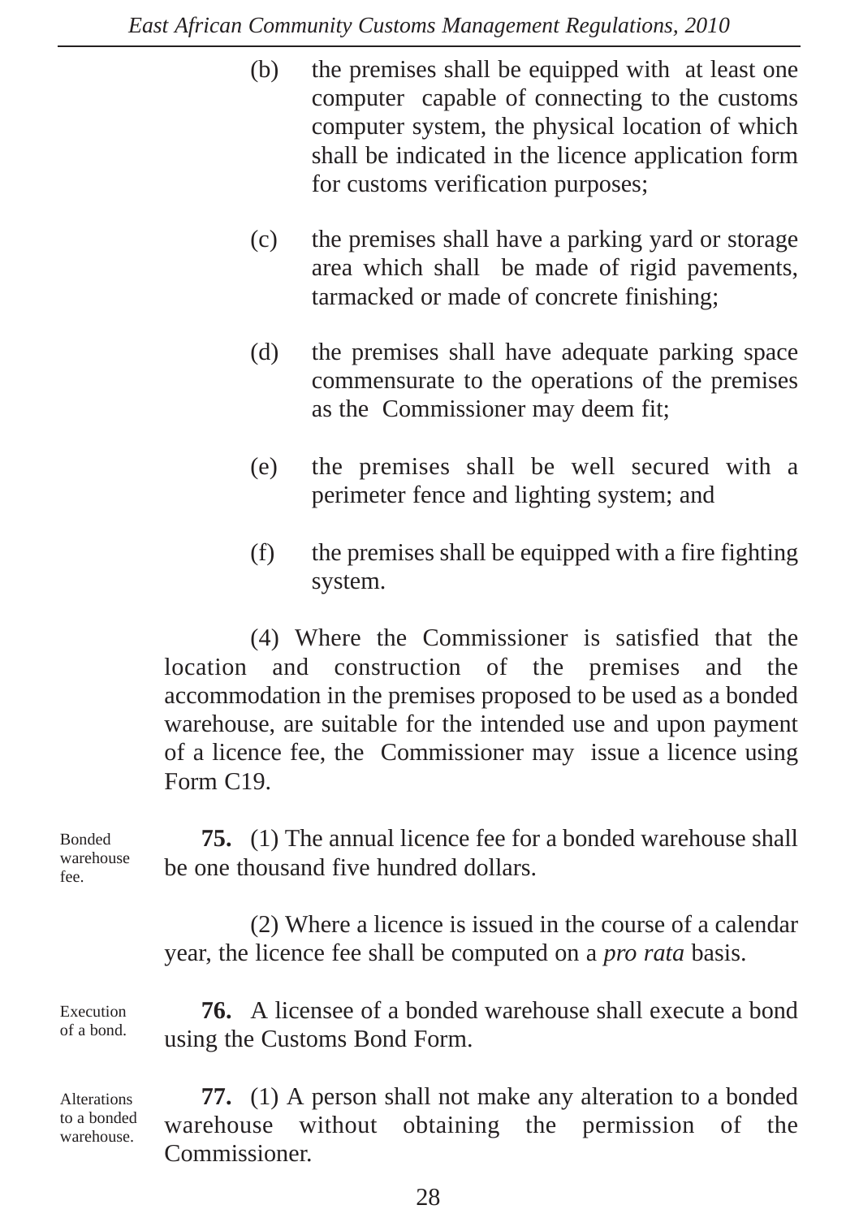(b) the premises shall be equipped with at least one computer capable of connecting to the customs computer system, the physical location of which shall be indicated in the licence application form for customs verification purposes;

(c) the premises shall have a parking yard or storage area which shall be made of rigid pavements, tarmacked or made of concrete finishing;

(d) the premises shall have adequate parking space commensurate to the operations of the premises as the Commissioner may deem fit;

(e) the premises shall be well secured with a perimeter fence and lighting system; and

(f) the premises shall be equipped with a fire fighting system.

(4) Where the Commissioner is satisfied that the location and construction of the premises and the accommodation in the premises proposed to be used as a bonded warehouse, are suitable for the intended use and upon payment of a licence fee, the Commissioner may issue a licence using Form C19.

*Bonded warehouse fee.*

**75.** (1) The annual licence fee for a bonded warehouse shall be one thousand five hundred dollars.

(2) Where a licence is issued in the course of a calendar year, the licence fee shall be computed on a *pro rata* basis.

*Execution of a bond.*

**76.** A licensee of a bonded warehouse shall execute a bond using the Customs Bond Form.

*Alterations to a bonded warehouse.*

**77.** (1) A person shall not make any alteration to a bonded warehouse without obtaining the permission of the Commissioner.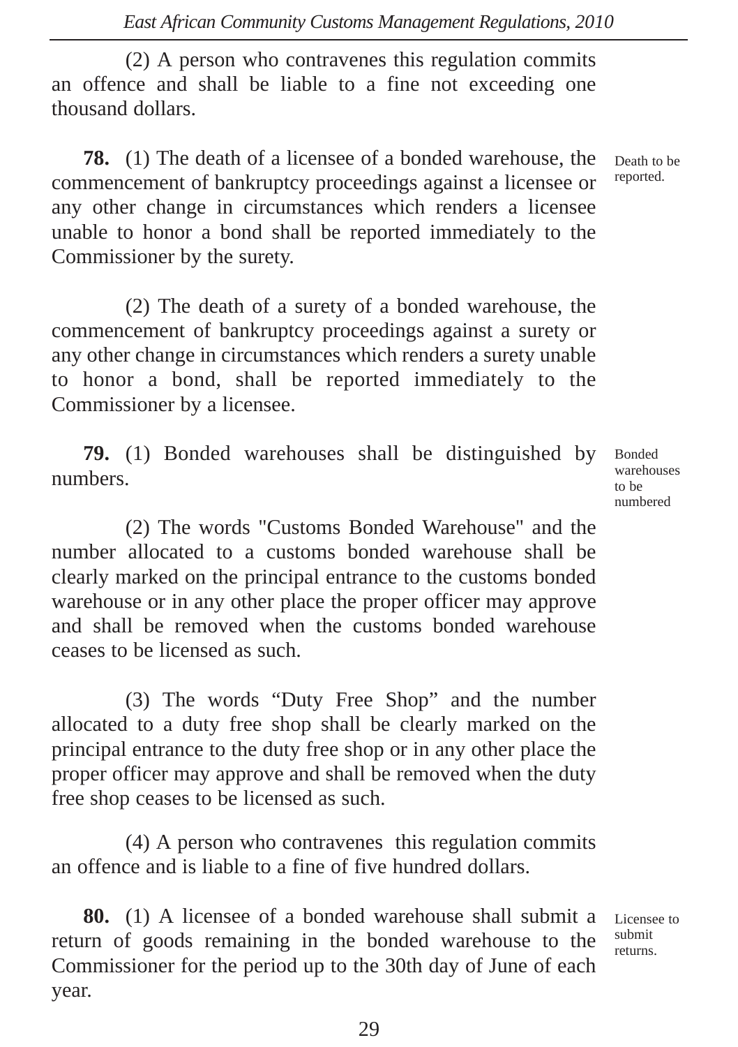(2) A person who contravenes this regulation commits an offence and shall be liable to a fine not exceeding one thousand dollars.

*Death to be reported.*

**78.** (1) The death of a licensee of a bonded warehouse, the commencement of bankruptcy proceedings against a licensee or any other change in circumstances which renders a licensee unable to honor a bond shall be reported immediately to the Commissioner by the surety.

(2) The death of a surety of a bonded warehouse, the commencement of bankruptcy proceedings against a surety or any other change in circumstances which renders a surety unable to honor a bond, shall be reported immediately to the Commissioner by a licensee.

*Bonded warehouses to be numbered*

**79.** (1) Bonded warehouses shall be distinguished by numbers.

(2) The words "Customs Bonded Warehouse" and the number allocated to a customs bonded warehouse shall be clearly marked on the principal entrance to the customs bonded warehouse or in any other place the proper officer may approve and shall be removed when the customs bonded warehouse ceases to be licensed as such.

(3) The words "Duty Free Shop" and the number allocated to a duty free shop shall be clearly marked on the principal entrance to the duty free shop or in any other place the proper officer may approve and shall be removed when the duty free shop ceases to be licensed as such.

(4) A person who contravenes this regulation commits an offence and is liable to a fine of five hundred dollars.

*Licensee to submit returns.*

**80.** (1) A licensee of a bonded warehouse shall submit a return of goods remaining in the bonded warehouse to the Commissioner for the period up to the 30th day of June of each year.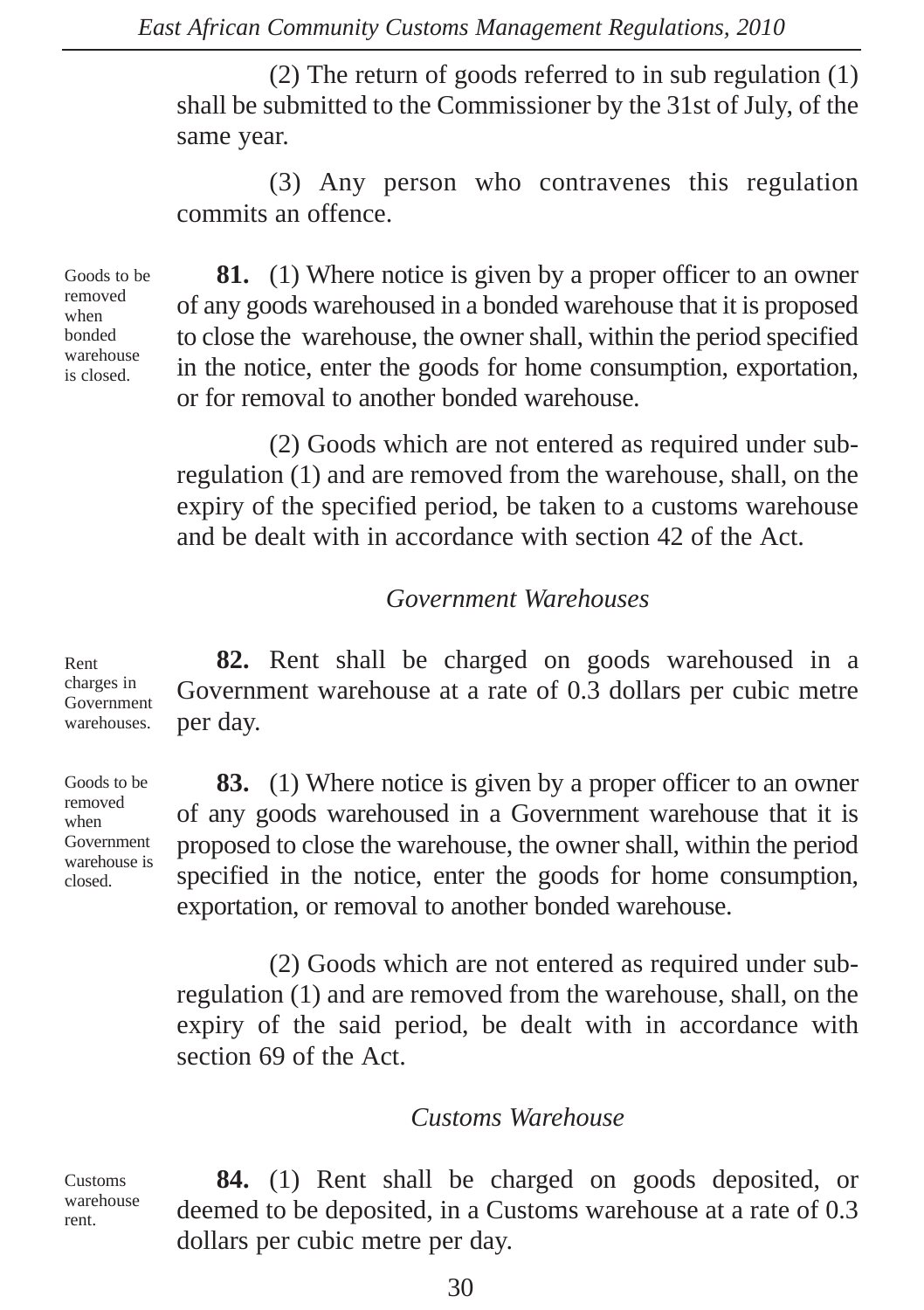(2) The return of goods referred to in sub regulation (1) shall be submitted to the Commissioner by the 31st of July, of the same year.

(3) Any person who contravenes this regulation commits an offence.

*Goods to be removed when bonded warehouse is closed.*

**81.** (1) Where notice is given by a proper officer to an owner of any goods warehoused in a bonded warehouse that it is proposed to close the warehouse, the owner shall, within the period specified in the notice, enter the goods for home consumption, exportation, or for removal to another bonded warehouse.

(2) Goods which are not entered as required under sub-regulation (1) and are removed from the warehouse, shall, on the expiry of the specified period, be taken to a customs warehouse and be dealt with in accordance with section 42 of the Act.

## *Government Warehouses*

*Rent charges in Government warehouses.*

**82.** Rent shall be charged on goods warehoused in a Government warehouse at a rate of 0.3 dollars per cubic metre per day.

*Goods to be removed when Government warehouse is closed.*

**83.** (1) Where notice is given by a proper officer to an owner of any goods warehoused in a Government warehouse that it is proposed to close the warehouse, the owner shall, within the period specified in the notice, enter the goods for home consumption, exportation, or removal to another bonded warehouse.

(2) Goods which are not entered as required under sub-regulation (1) and are removed from the warehouse, shall, on the expiry of the said period, be dealt with in accordance with section 69 of the Act.

## *Customs Warehouse*

*Customs warehouse rent.*

**84.** (1) Rent shall be charged on goods deposited, or deemed to be deposited, in a Customs warehouse at a rate of 0.3 dollars per cubic metre per day.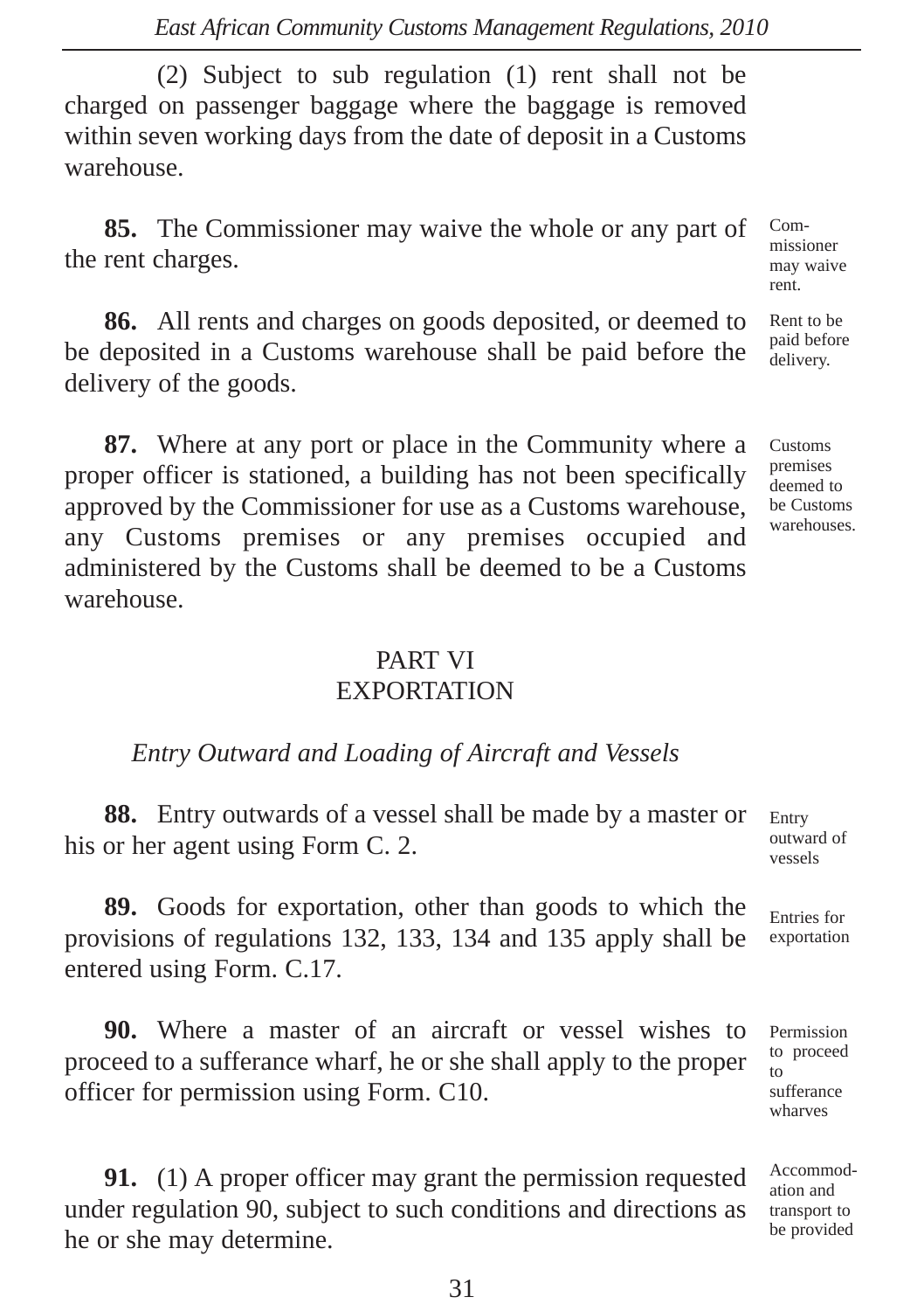(2) Subject to sub regulation (1) rent shall not be charged on passenger baggage where the baggage is removed within seven working days from the date of deposit in a Customs warehouse.

**85.** The Commissioner may waive the whole or any part of the rent charges.

*Commissioner may waive rent.*

**86.** All rents and charges on goods deposited, or deemed to be deposited in a Customs warehouse shall be paid before the delivery of the goods.

*Rent to be paid before delivery.*

**87.** Where at any port or place in the Community where a proper officer is stationed, a building has not been specifically approved by the Commissioner for use as a Customs warehouse, any Customs premises or any premises occupied and administered by the Customs shall be deemed to be a Customs warehouse.

*Customs premises deemed to be Customs warehouses.*

## PART VI
## EXPORTATION

### *Entry Outward and Loading of Aircraft and Vessels*

**88.** Entry outwards of a vessel shall be made by a master or his or her agent using Form C. 2.

*Entry outward of vessels*

**89.** Goods for exportation, other than goods to which the provisions of regulations 132, 133, 134 and 135 apply shall be entered using Form. C.17.

*Entries for exportation*

**90.** Where a master of an aircraft or vessel wishes to proceed to a sufferance wharf, he or she shall apply to the proper officer for permission using Form. C10.

*Permission to proceed to sufferance wharves*

**91.** (1) A proper officer may grant the permission requested under regulation 90, subject to such conditions and directions as he or she may determine.

*Accommodation and transport to be provided*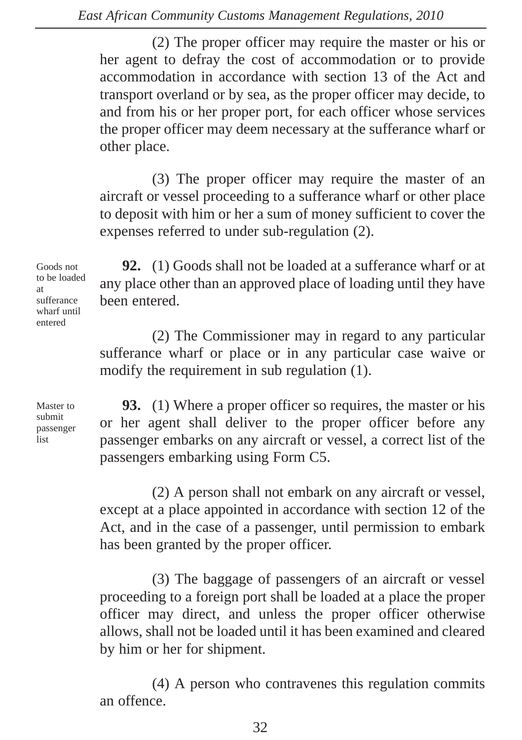(2) The proper officer may require the master or his or her agent to defray the cost of accommodation or to provide accommodation in accordance with section 13 of the Act and transport overland or by sea, as the proper officer may decide, to and from his or her proper port, for each officer whose services the proper officer may deem necessary at the sufferance wharf or other place.

(3) The proper officer may require the master of an aircraft or vessel proceeding to a sufferance wharf or other place to deposit with him or her a sum of money sufficient to cover the expenses referred to under sub-regulation (2).

*Goods not to be loaded at sufferance wharf until entered*

**92.** (1) Goods shall not be loaded at a sufferance wharf or at any place other than an approved place of loading until they have been entered.

(2) The Commissioner may in regard to any particular sufferance wharf or place or in any particular case waive or modify the requirement in sub regulation (1).

*Master to submit passenger list*

**93.** (1) Where a proper officer so requires, the master or his or her agent shall deliver to the proper officer before any passenger embarks on any aircraft or vessel, a correct list of the passengers embarking using Form C5.

(2) A person shall not embark on any aircraft or vessel, except at a place appointed in accordance with section 12 of the Act, and in the case of a passenger, until permission to embark has been granted by the proper officer.

(3) The baggage of passengers of an aircraft or vessel proceeding to a foreign port shall be loaded at a place the proper officer may direct, and unless the proper officer otherwise allows, shall not be loaded until it has been examined and cleared by him or her for shipment.

(4) A person who contravenes this regulation commits an offence.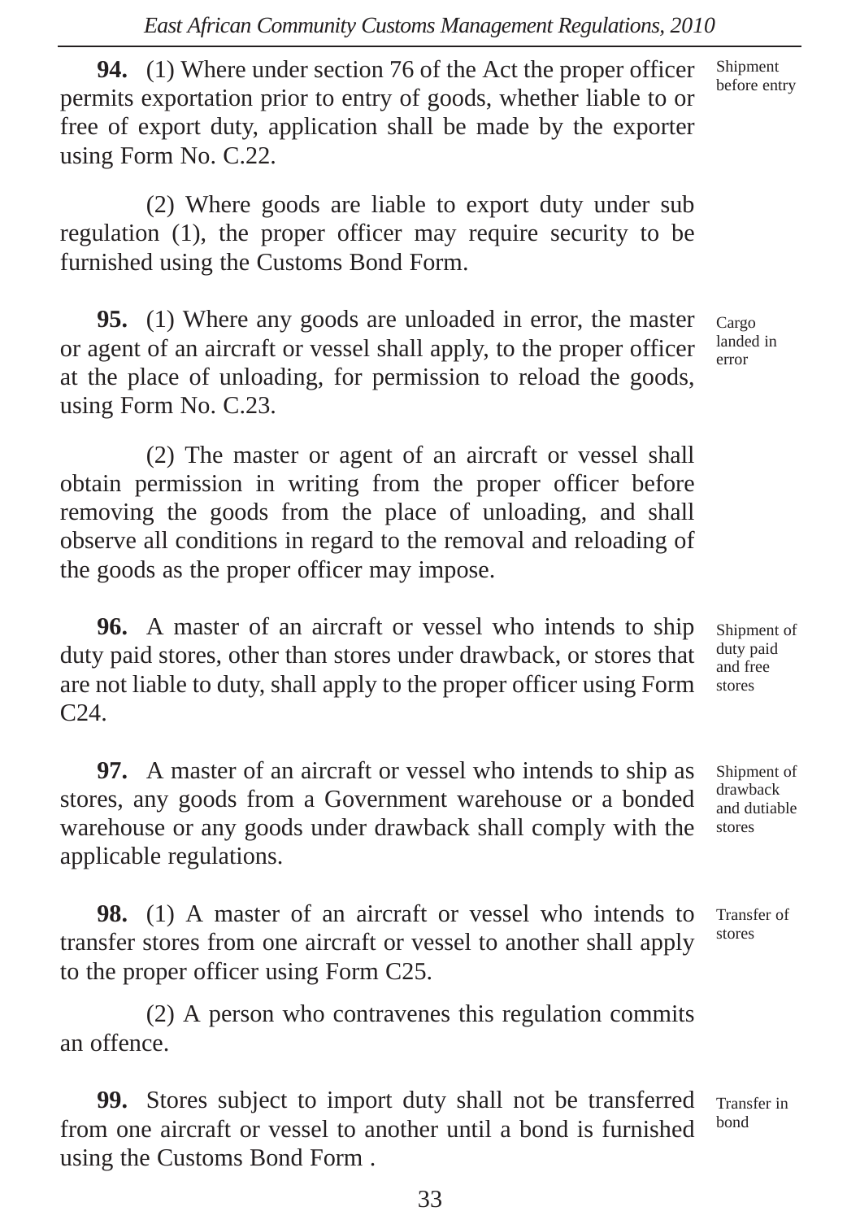**94.** (1) Where under section 76 of the Act the proper officer permits exportation prior to entry of goods, whether liable to or free of export duty, application shall be made by the exporter using Form No. C.22.

*Shipment before entry*

(2) Where goods are liable to export duty under sub regulation (1), the proper officer may require security to be furnished using the Customs Bond Form.

**95.** (1) Where any goods are unloaded in error, the master or agent of an aircraft or vessel shall apply, to the proper officer at the place of unloading, for permission to reload the goods, using Form No. C.23.

*Cargo landed in error*

(2) The master or agent of an aircraft or vessel shall obtain permission in writing from the proper officer before removing the goods from the place of unloading, and shall observe all conditions in regard to the removal and reloading of the goods as the proper officer may impose.

**96.** A master of an aircraft or vessel who intends to ship duty paid stores, other than stores under drawback, or stores that are not liable to duty, shall apply to the proper officer using Form C24.

*Shipment of duty paid and free stores*

**97.** A master of an aircraft or vessel who intends to ship as stores, any goods from a Government warehouse or a bonded warehouse or any goods under drawback shall comply with the applicable regulations.

*Shipment of drawback and dutiable stores*

**98.** (1) A master of an aircraft or vessel who intends to transfer stores from one aircraft or vessel to another shall apply to the proper officer using Form C25.

*Transfer of stores*

(2) A person who contravenes this regulation commits an offence.

**99.** Stores subject to import duty shall not be transferred from one aircraft or vessel to another until a bond is furnished using the Customs Bond Form .

*Transfer in bond*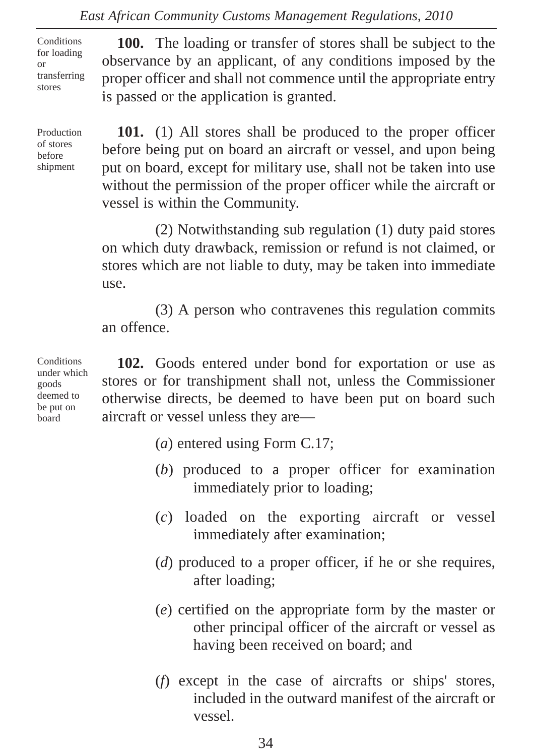**Conditions for loading or transferring stores**

**100.** The loading or transfer of stores shall be subject to the observance by an applicant, of any conditions imposed by the proper officer and shall not commence until the appropriate entry is passed or the application is granted.

**Production of stores before shipment**

**101.** (1) All stores shall be produced to the proper officer before being put on board an aircraft or vessel, and upon being put on board, except for military use, shall not be taken into use without the permission of the proper officer while the aircraft or vessel is within the Community.

(2) Notwithstanding sub regulation (1) duty paid stores on which duty drawback, remission or refund is not claimed, or stores which are not liable to duty, may be taken into immediate use.

(3) A person who contravenes this regulation commits an offence.

**Conditions under which goods deemed to be put on board**

**102.** Goods entered under bond for exportation or use as stores or for transhipment shall not, unless the Commissioner otherwise directs, be deemed to have been put on board such aircraft or vessel unless they are—

(*a*) entered using Form C.17;

(*b*) produced to a proper officer for examination immediately prior to loading;

(*c*) loaded on the exporting aircraft or vessel immediately after examination;

(*d*) produced to a proper officer, if he or she requires, after loading;

(*e*) certified on the appropriate form by the master or other principal officer of the aircraft or vessel as having been received on board; and

(*f*) except in the case of aircrafts or ships' stores, included in the outward manifest of the aircraft or vessel.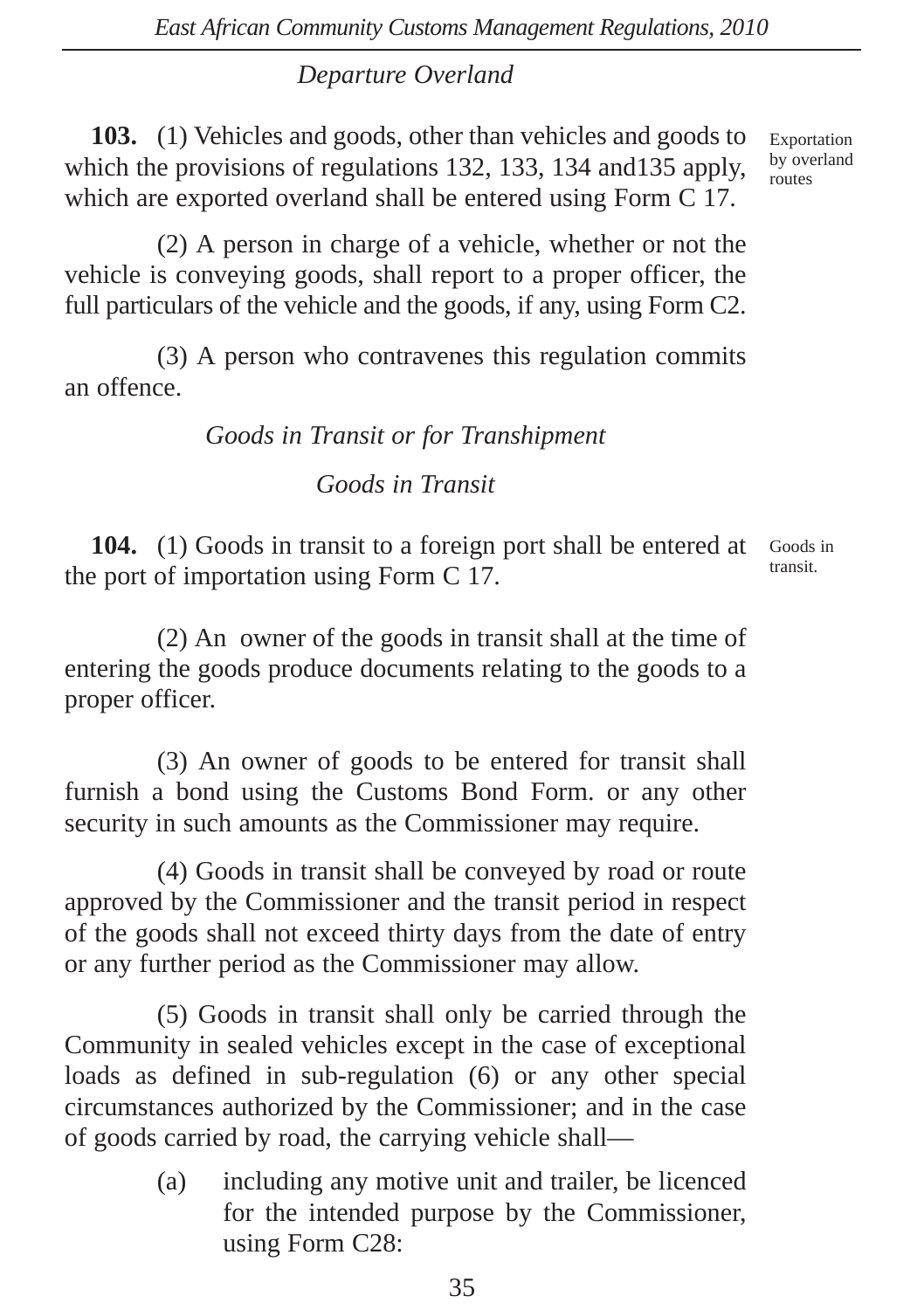*Departure Overland*

**103.** (1) Vehicles and goods, other than vehicles and goods to which the provisions of regulations 132, 133, 134 and135 apply, which are exported overland shall be entered using Form C 17.

Exportation by overland routes

(2) A person in charge of a vehicle, whether or not the vehicle is conveying goods, shall report to a proper officer, the full particulars of the vehicle and the goods, if any, using Form C2.

(3) A person who contravenes this regulation commits an offence.

*Goods in Transit or for Transhipment*

*Goods in Transit*

**104.** (1) Goods in transit to a foreign port shall be entered at the port of importation using Form C 17.

Goods in transit.

(2) An owner of the goods in transit shall at the time of entering the goods produce documents relating to the goods to a proper officer.

(3) An owner of goods to be entered for transit shall furnish a bond using the Customs Bond Form. or any other security in such amounts as the Commissioner may require.

(4) Goods in transit shall be conveyed by road or route approved by the Commissioner and the transit period in respect of the goods shall not exceed thirty days from the date of entry or any further period as the Commissioner may allow.

(5) Goods in transit shall only be carried through the Community in sealed vehicles except in the case of exceptional loads as defined in sub-regulation (6) or any other special circumstances authorized by the Commissioner; and in the case of goods carried by road, the carrying vehicle shall—

(a) including any motive unit and trailer, be licenced for the intended purpose by the Commissioner, using Form C28: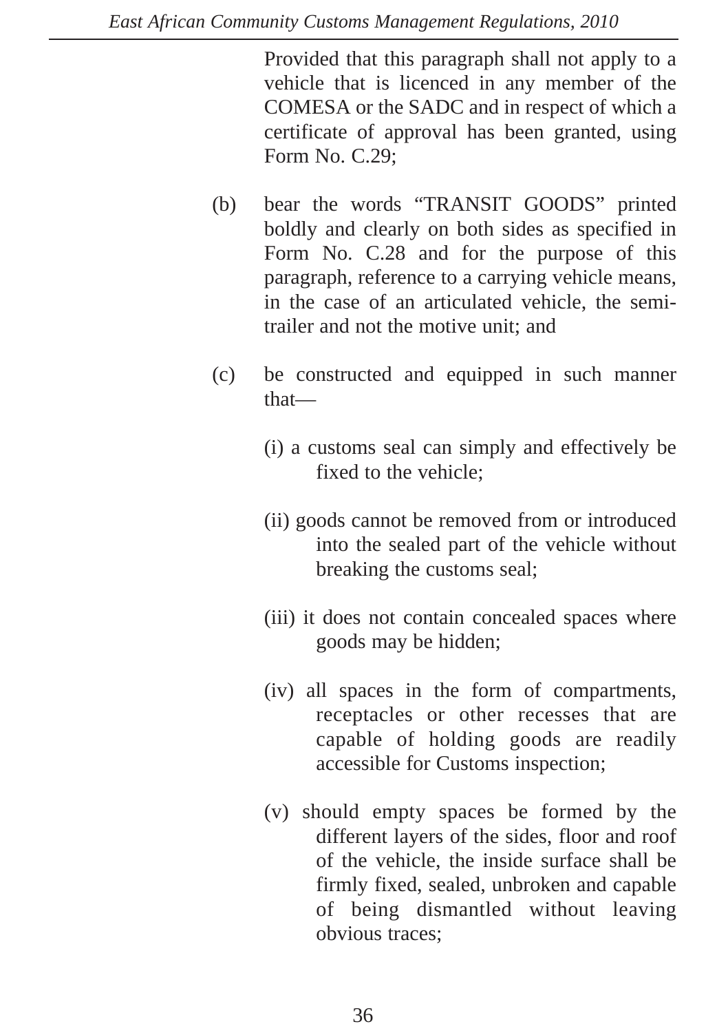Provided that this paragraph shall not apply to a vehicle that is licenced in any member of the COMESA or the SADC and in respect of which a certificate of approval has been granted, using Form No. C.29;

(b) bear the words "TRANSIT GOODS" printed boldly and clearly on both sides as specified in Form No. C.28 and for the purpose of this paragraph, reference to a carrying vehicle means, in the case of an articulated vehicle, the semi-trailer and not the motive unit; and

(c) be constructed and equipped in such manner that—

(i) a customs seal can simply and effectively be fixed to the vehicle;

(ii) goods cannot be removed from or introduced into the sealed part of the vehicle without breaking the customs seal;

(iii) it does not contain concealed spaces where goods may be hidden;

(iv) all spaces in the form of compartments, receptacles or other recesses that are capable of holding goods are readily accessible for Customs inspection;

(v) should empty spaces be formed by the different layers of the sides, floor and roof of the vehicle, the inside surface shall be firmly fixed, sealed, unbroken and capable of being dismantled without leaving obvious traces;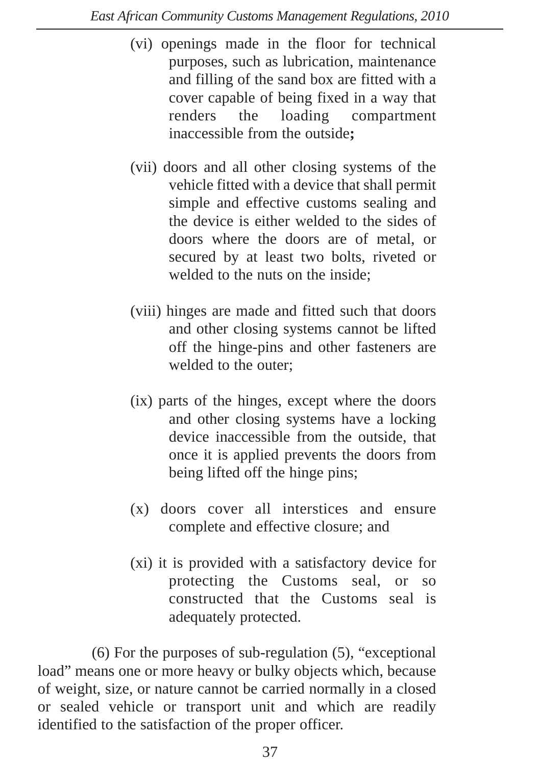(vi) openings made in the floor for technical purposes, such as lubrication, maintenance and filling of the sand box are fitted with a cover capable of being fixed in a way that renders the loading compartment inaccessible from the outside**;**

(vii) doors and all other closing systems of the vehicle fitted with a device that shall permit simple and effective customs sealing and the device is either welded to the sides of doors where the doors are of metal, or secured by at least two bolts, riveted or welded to the nuts on the inside;

(viii) hinges are made and fitted such that doors and other closing systems cannot be lifted off the hinge-pins and other fasteners are welded to the outer;

(ix) parts of the hinges, except where the doors and other closing systems have a locking device inaccessible from the outside, that once it is applied prevents the doors from being lifted off the hinge pins;

(x) doors cover all interstices and ensure complete and effective closure; and

(xi) it is provided with a satisfactory device for protecting the Customs seal, or so constructed that the Customs seal is adequately protected.

(6) For the purposes of sub-regulation (5), "exceptional load" means one or more heavy or bulky objects which, because of weight, size, or nature cannot be carried normally in a closed or sealed vehicle or transport unit and which are readily identified to the satisfaction of the proper officer.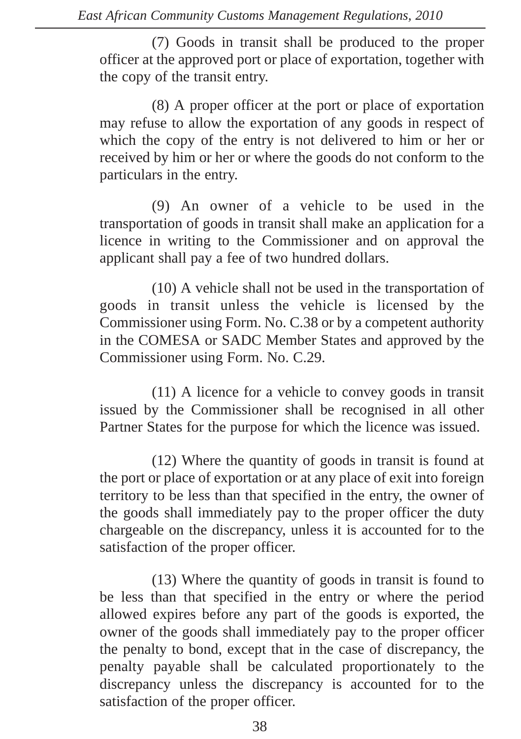(7) Goods in transit shall be produced to the proper officer at the approved port or place of exportation, together with the copy of the transit entry.

(8) A proper officer at the port or place of exportation may refuse to allow the exportation of any goods in respect of which the copy of the entry is not delivered to him or her or received by him or her or where the goods do not conform to the particulars in the entry.

(9) An owner of a vehicle to be used in the transportation of goods in transit shall make an application for a licence in writing to the Commissioner and on approval the applicant shall pay a fee of two hundred dollars.

(10) A vehicle shall not be used in the transportation of goods in transit unless the vehicle is licensed by the Commissioner using Form. No. C.38 or by a competent authority in the COMESA or SADC Member States and approved by the Commissioner using Form. No. C.29.

(11) A licence for a vehicle to convey goods in transit issued by the Commissioner shall be recognised in all other Partner States for the purpose for which the licence was issued.

(12) Where the quantity of goods in transit is found at the port or place of exportation or at any place of exit into foreign territory to be less than that specified in the entry, the owner of the goods shall immediately pay to the proper officer the duty chargeable on the discrepancy, unless it is accounted for to the satisfaction of the proper officer.

(13) Where the quantity of goods in transit is found to be less than that specified in the entry or where the period allowed expires before any part of the goods is exported, the owner of the goods shall immediately pay to the proper officer the penalty to bond, except that in the case of discrepancy, the penalty payable shall be calculated proportionately to the discrepancy unless the discrepancy is accounted for to the satisfaction of the proper officer.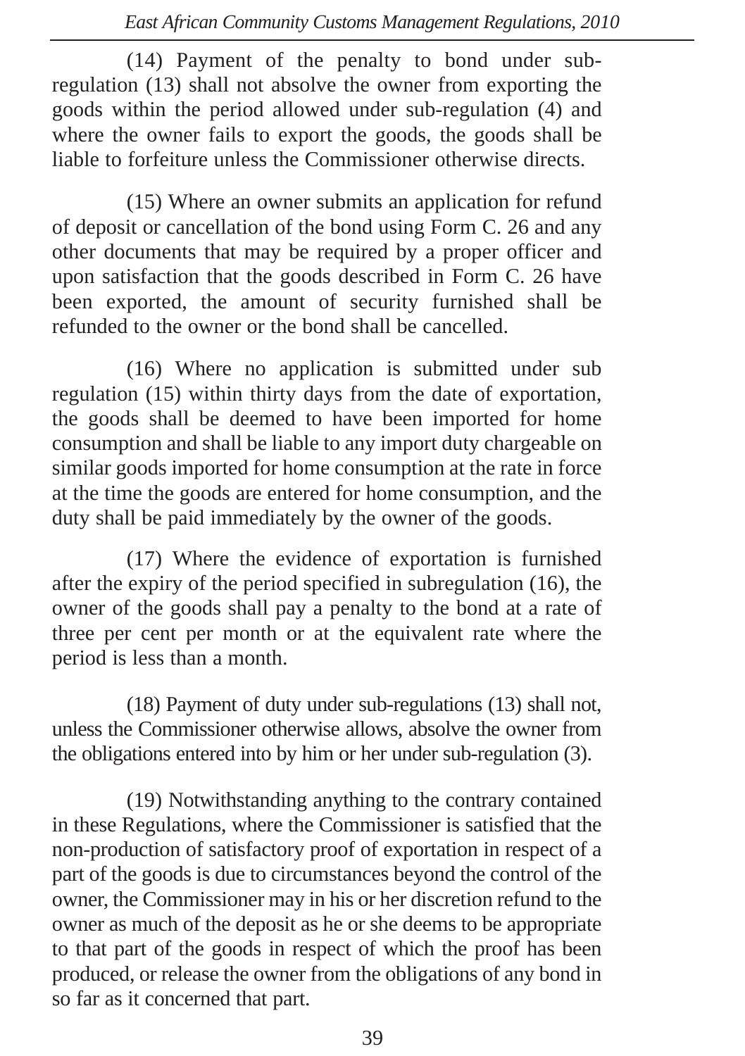(14) Payment of the penalty to bond under sub-regulation (13) shall not absolve the owner from exporting the goods within the period allowed under sub-regulation (4) and where the owner fails to export the goods, the goods shall be liable to forfeiture unless the Commissioner otherwise directs.

(15) Where an owner submits an application for refund of deposit or cancellation of the bond using Form C. 26 and any other documents that may be required by a proper officer and upon satisfaction that the goods described in Form C. 26 have been exported, the amount of security furnished shall be refunded to the owner or the bond shall be cancelled.

(16) Where no application is submitted under sub regulation (15) within thirty days from the date of exportation, the goods shall be deemed to have been imported for home consumption and shall be liable to any import duty chargeable on similar goods imported for home consumption at the rate in force at the time the goods are entered for home consumption, and the duty shall be paid immediately by the owner of the goods.

(17) Where the evidence of exportation is furnished after the expiry of the period specified in subregulation (16), the owner of the goods shall pay a penalty to the bond at a rate of three per cent per month or at the equivalent rate where the period is less than a month.

(18) Payment of duty under sub-regulations (13) shall not, unless the Commissioner otherwise allows, absolve the owner from the obligations entered into by him or her under sub-regulation (3).

(19) Notwithstanding anything to the contrary contained in these Regulations, where the Commissioner is satisfied that the non-production of satisfactory proof of exportation in respect of a part of the goods is due to circumstances beyond the control of the owner, the Commissioner may in his or her discretion refund to the owner as much of the deposit as he or she deems to be appropriate to that part of the goods in respect of which the proof has been produced, or release the owner from the obligations of any bond in so far as it concerned that part.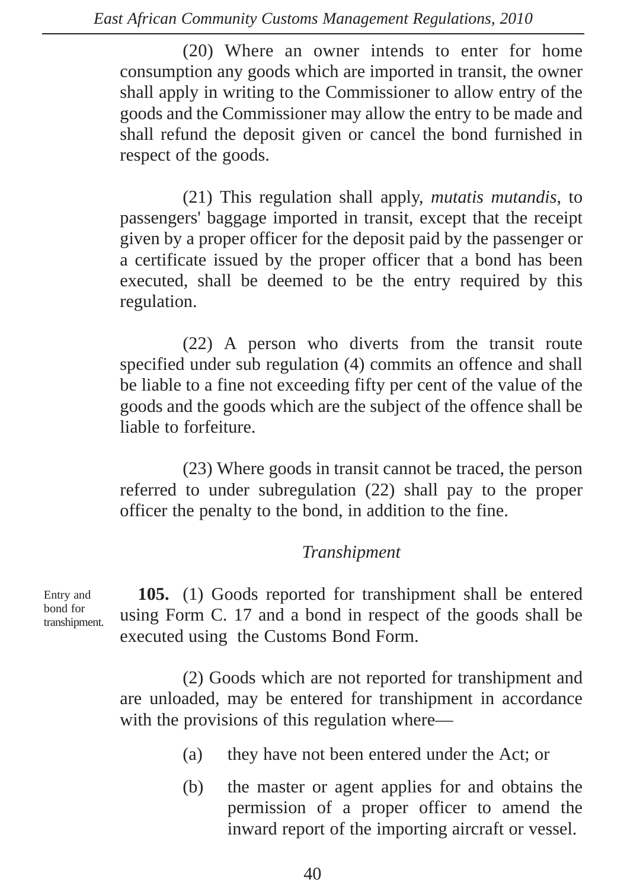(20) Where an owner intends to enter for home consumption any goods which are imported in transit, the owner shall apply in writing to the Commissioner to allow entry of the goods and the Commissioner may allow the entry to be made and shall refund the deposit given or cancel the bond furnished in respect of the goods.

(21) This regulation shall apply, *mutatis mutandis*, to passengers' baggage imported in transit, except that the receipt given by a proper officer for the deposit paid by the passenger or a certificate issued by the proper officer that a bond has been executed, shall be deemed to be the entry required by this regulation.

(22) A person who diverts from the transit route specified under sub regulation (4) commits an offence and shall be liable to a fine not exceeding fifty per cent of the value of the goods and the goods which are the subject of the offence shall be liable to forfeiture.

(23) Where goods in transit cannot be traced, the person referred to under subregulation (22) shall pay to the proper officer the penalty to the bond, in addition to the fine.

*Transhipment*

Entry and bond for transhipment.

**105.** (1) Goods reported for transhipment shall be entered using Form C. 17 and a bond in respect of the goods shall be executed using the Customs Bond Form.

(2) Goods which are not reported for transhipment and are unloaded, may be entered for transhipment in accordance with the provisions of this regulation where—

(a) they have not been entered under the Act; or

(b) the master or agent applies for and obtains the permission of a proper officer to amend the inward report of the importing aircraft or vessel.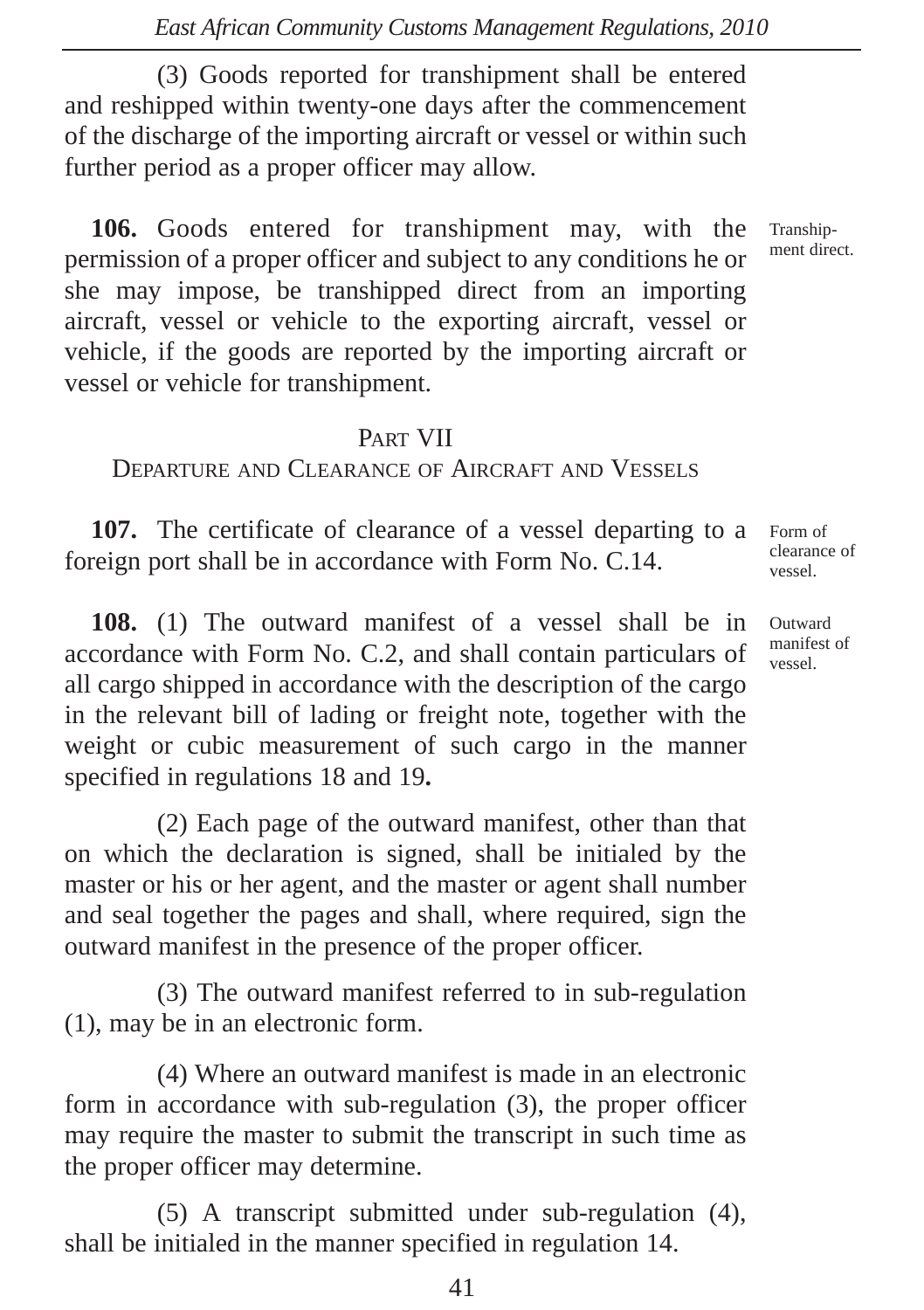(3) Goods reported for transhipment shall be entered and reshipped within twenty-one days after the commencement of the discharge of the importing aircraft or vessel or within such further period as a proper officer may allow.

**106.** Goods entered for transhipment may, with the permission of a proper officer and subject to any conditions he or she may impose, be transhipped direct from an importing aircraft, vessel or vehicle to the exporting aircraft, vessel or vehicle, if the goods are reported by the importing aircraft or vessel or vehicle for transhipment.

*Transhipment direct.*

## PART VII
## DEPARTURE AND CLEARANCE OF AIRCRAFT AND VESSELS

**107.** The certificate of clearance of a vessel departing to a foreign port shall be in accordance with Form No. C.14.

*Form of clearance of vessel.*

**108.** (1) The outward manifest of a vessel shall be in accordance with Form No. C.2, and shall contain particulars of all cargo shipped in accordance with the description of the cargo in the relevant bill of lading or freight note, together with the weight or cubic measurement of such cargo in the manner specified in regulations 18 and 19**.**

*Outward manifest of vessel.*

(2) Each page of the outward manifest, other than that on which the declaration is signed, shall be initialed by the master or his or her agent, and the master or agent shall number and seal together the pages and shall, where required, sign the outward manifest in the presence of the proper officer.

(3) The outward manifest referred to in sub-regulation (1), may be in an electronic form.

(4) Where an outward manifest is made in an electronic form in accordance with sub-regulation (3), the proper officer may require the master to submit the transcript in such time as the proper officer may determine.

(5) A transcript submitted under sub-regulation (4), shall be initialed in the manner specified in regulation 14.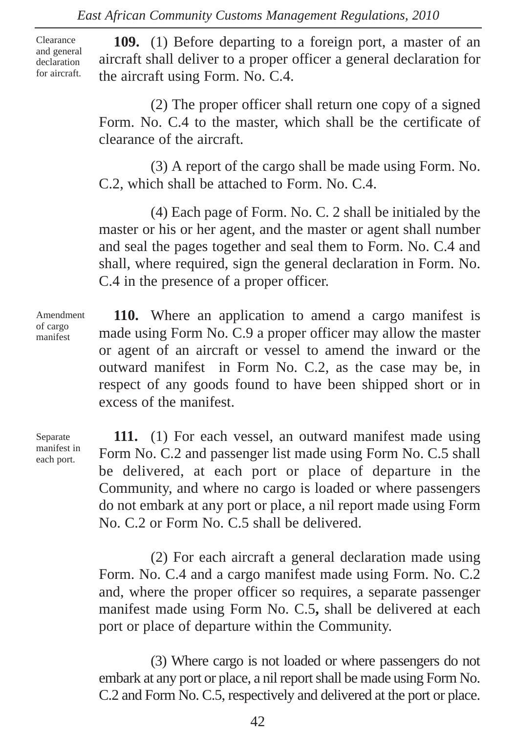Clearance and general declaration for aircraft.

**109.** (1) Before departing to a foreign port, a master of an aircraft shall deliver to a proper officer a general declaration for the aircraft using Form. No. C.4.

(2) The proper officer shall return one copy of a signed Form. No. C.4 to the master, which shall be the certificate of clearance of the aircraft.

(3) A report of the cargo shall be made using Form. No. C.2, which shall be attached to Form. No. C.4.

(4) Each page of Form. No. C. 2 shall be initialed by the master or his or her agent, and the master or agent shall number and seal the pages together and seal them to Form. No. C.4 and shall, where required, sign the general declaration in Form. No. C.4 in the presence of a proper officer.

Amendment of cargo manifest

**110.** Where an application to amend a cargo manifest is made using Form No. C.9 a proper officer may allow the master or agent of an aircraft or vessel to amend the inward or the outward manifest in Form No. C.2, as the case may be, in respect of any goods found to have been shipped short or in excess of the manifest.

Separate manifest in each port.

**111.** (1) For each vessel, an outward manifest made using Form No. C.2 and passenger list made using Form No. C.5 shall be delivered, at each port or place of departure in the Community, and where no cargo is loaded or where passengers do not embark at any port or place, a nil report made using Form No. C.2 or Form No. C.5 shall be delivered.

(2) For each aircraft a general declaration made using Form. No. C.4 and a cargo manifest made using Form. No. C.2 and, where the proper officer so requires, a separate passenger manifest made using Form No. C.5**,** shall be delivered at each port or place of departure within the Community.

(3) Where cargo is not loaded or where passengers do not embark at any port or place, a nil report shall be made using Form No. C.2 and Form No. C.5, respectively and delivered at the port or place.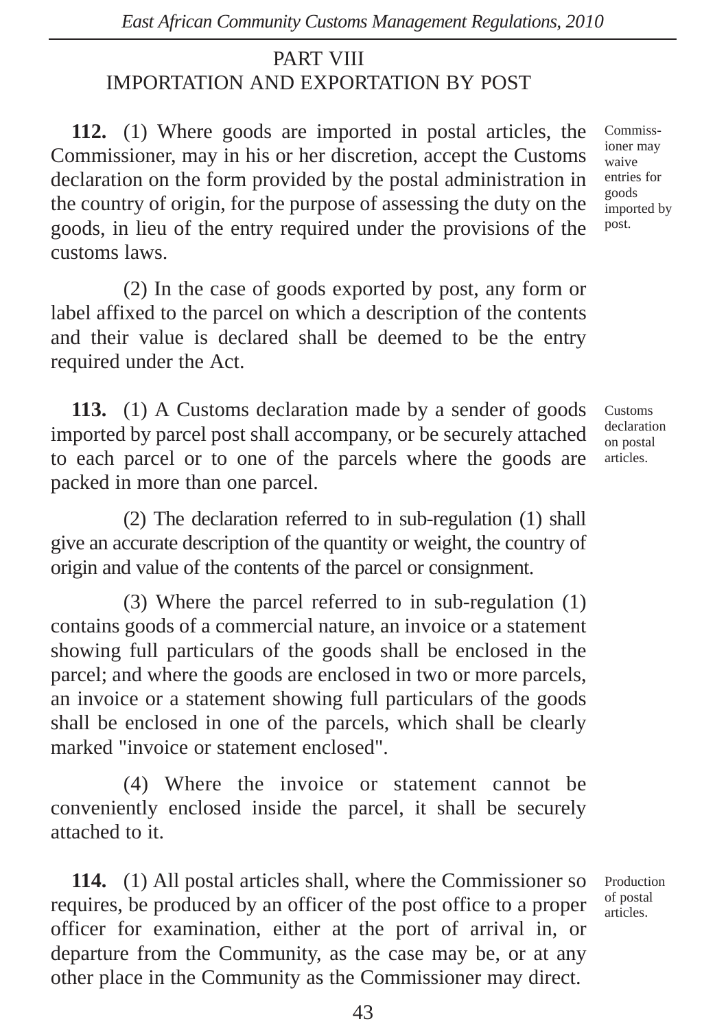## PART VIII
## IMPORTATION AND EXPORTATION BY POST

**112.** (1) Where goods are imported in postal articles, the Commissioner, may in his or her discretion, accept the Customs declaration on the form provided by the postal administration in the country of origin, for the purpose of assessing the duty on the goods, in lieu of the entry required under the provisions of the customs laws.

*Commissioner may waive entries for goods imported by post.*

(2) In the case of goods exported by post, any form or label affixed to the parcel on which a description of the contents and their value is declared shall be deemed to be the entry required under the Act.

**113.** (1) A Customs declaration made by a sender of goods imported by parcel post shall accompany, or be securely attached to each parcel or to one of the parcels where the goods are packed in more than one parcel.

*Customs declaration on postal articles.*

(2) The declaration referred to in sub-regulation (1) shall give an accurate description of the quantity or weight, the country of origin and value of the contents of the parcel or consignment.

(3) Where the parcel referred to in sub-regulation (1) contains goods of a commercial nature, an invoice or a statement showing full particulars of the goods shall be enclosed in the parcel; and where the goods are enclosed in two or more parcels, an invoice or a statement showing full particulars of the goods shall be enclosed in one of the parcels, which shall be clearly marked "invoice or statement enclosed".

(4) Where the invoice or statement cannot be conveniently enclosed inside the parcel, it shall be securely attached to it.

**114.** (1) All postal articles shall, where the Commissioner so requires, be produced by an officer of the post office to a proper officer for examination, either at the port of arrival in, or departure from the Community, as the case may be, or at any other place in the Community as the Commissioner may direct.

*Production of postal articles.*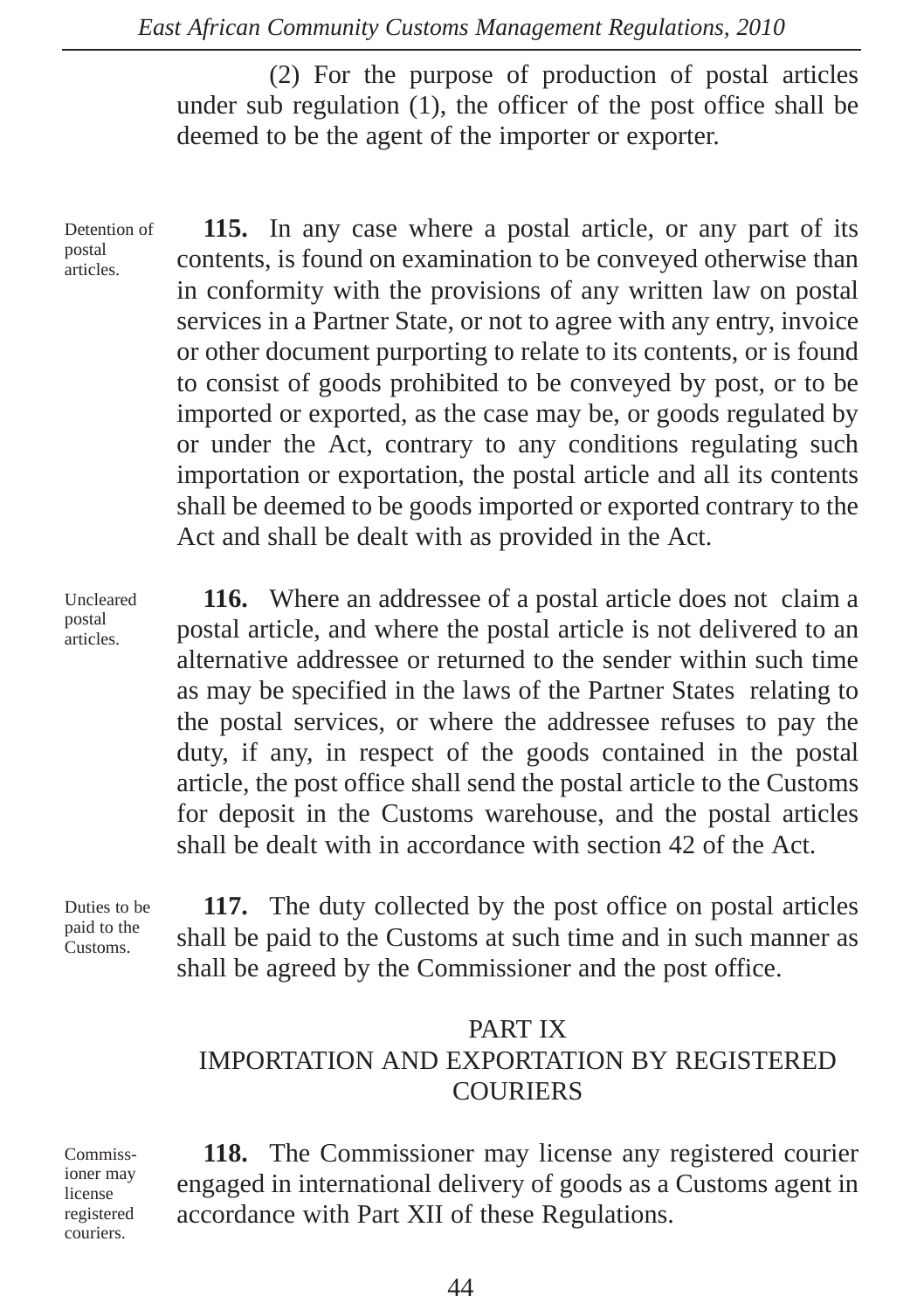(2) For the purpose of production of postal articles under sub regulation (1), the officer of the post office shall be deemed to be the agent of the importer or exporter.

Detention of postal articles.

**115.** In any case where a postal article, or any part of its contents, is found on examination to be conveyed otherwise than in conformity with the provisions of any written law on postal services in a Partner State, or not to agree with any entry, invoice or other document purporting to relate to its contents, or is found to consist of goods prohibited to be conveyed by post, or to be imported or exported, as the case may be, or goods regulated by or under the Act, contrary to any conditions regulating such importation or exportation, the postal article and all its contents shall be deemed to be goods imported or exported contrary to the Act and shall be dealt with as provided in the Act.

Uncleared postal articles.

**116.** Where an addressee of a postal article does not claim a postal article, and where the postal article is not delivered to an alternative addressee or returned to the sender within such time as may be specified in the laws of the Partner States relating to the postal services, or where the addressee refuses to pay the duty, if any, in respect of the goods contained in the postal article, the post office shall send the postal article to the Customs for deposit in the Customs warehouse, and the postal articles shall be dealt with in accordance with section 42 of the Act.

Duties to be paid to the Customs.

**117.** The duty collected by the post office on postal articles shall be paid to the Customs at such time and in such manner as shall be agreed by the Commissioner and the post office.

## PART IX
## IMPORTATION AND EXPORTATION BY REGISTERED COURIERS

Commissioner may license registered couriers.

**118.** The Commissioner may license any registered courier engaged in international delivery of goods as a Customs agent in accordance with Part XII of these Regulations.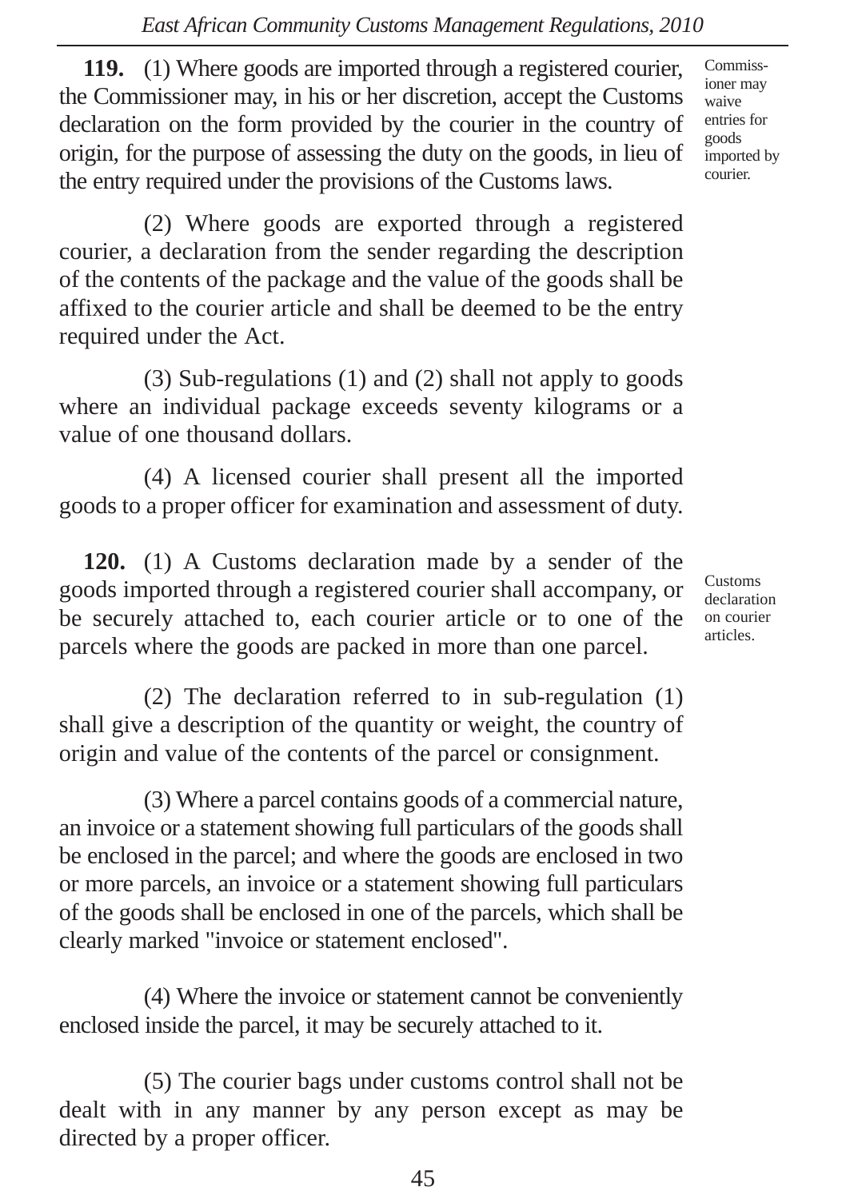**119.** (1) Where goods are imported through a registered courier, the Commissioner may, in his or her discretion, accept the Customs declaration on the form provided by the courier in the country of origin, for the purpose of assessing the duty on the goods, in lieu of the entry required under the provisions of the Customs laws.

*Commissioner may waive entries for goods imported by courier.*

(2) Where goods are exported through a registered courier, a declaration from the sender regarding the description of the contents of the package and the value of the goods shall be affixed to the courier article and shall be deemed to be the entry required under the Act.

(3) Sub-regulations (1) and (2) shall not apply to goods where an individual package exceeds seventy kilograms or a value of one thousand dollars.

(4) A licensed courier shall present all the imported goods to a proper officer for examination and assessment of duty.

**120.** (1) A Customs declaration made by a sender of the goods imported through a registered courier shall accompany, or be securely attached to, each courier article or to one of the parcels where the goods are packed in more than one parcel.

*Customs declaration on courier articles.*

(2) The declaration referred to in sub-regulation (1) shall give a description of the quantity or weight, the country of origin and value of the contents of the parcel or consignment.

(3) Where a parcel contains goods of a commercial nature, an invoice or a statement showing full particulars of the goods shall be enclosed in the parcel; and where the goods are enclosed in two or more parcels, an invoice or a statement showing full particulars of the goods shall be enclosed in one of the parcels, which shall be clearly marked "invoice or statement enclosed".

(4) Where the invoice or statement cannot be conveniently enclosed inside the parcel, it may be securely attached to it.

(5) The courier bags under customs control shall not be dealt with in any manner by any person except as may be directed by a proper officer.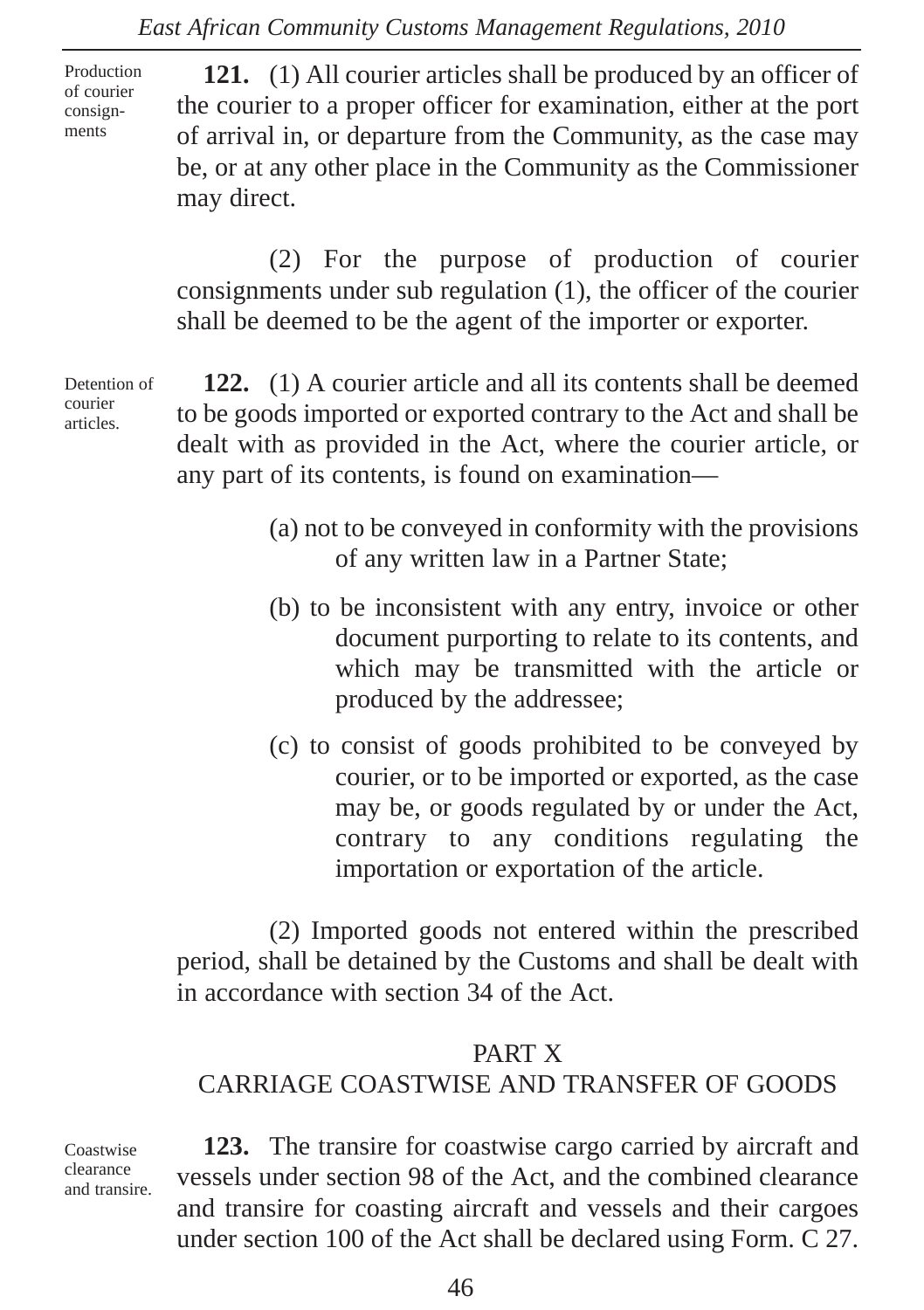Production of courier consignments

**121.** (1) All courier articles shall be produced by an officer of the courier to a proper officer for examination, either at the port of arrival in, or departure from the Community, as the case may be, or at any other place in the Community as the Commissioner may direct.

(2) For the purpose of production of courier consignments under sub regulation (1), the officer of the courier shall be deemed to be the agent of the importer or exporter.

Detention of courier articles.

**122.** (1) A courier article and all its contents shall be deemed to be goods imported or exported contrary to the Act and shall be dealt with as provided in the Act, where the courier article, or any part of its contents, is found on examination—

(a) not to be conveyed in conformity with the provisions of any written law in a Partner State;

(b) to be inconsistent with any entry, invoice or other document purporting to relate to its contents, and which may be transmitted with the article or produced by the addressee;

(c) to consist of goods prohibited to be conveyed by courier, or to be imported or exported, as the case may be, or goods regulated by or under the Act, contrary to any conditions regulating the importation or exportation of the article.

(2) Imported goods not entered within the prescribed period, shall be detained by the Customs and shall be dealt with in accordance with section 34 of the Act.

## PART X
## CARRIAGE COASTWISE AND TRANSFER OF GOODS

Coastwise clearance and transire.

**123.** The transire for coastwise cargo carried by aircraft and vessels under section 98 of the Act, and the combined clearance and transire for coasting aircraft and vessels and their cargoes under section 100 of the Act shall be declared using Form. C 27.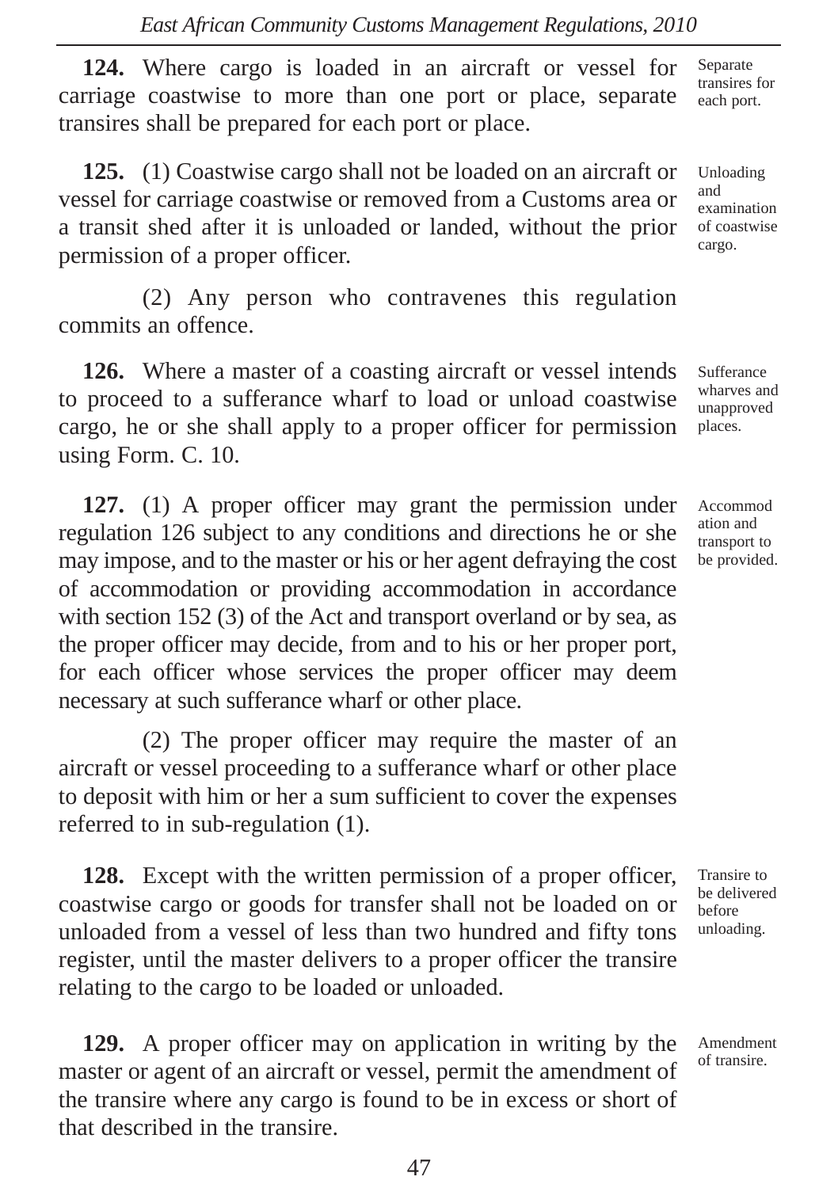**124.** Where cargo is loaded in an aircraft or vessel for carriage coastwise to more than one port or place, separate transires shall be prepared for each port or place.

*Separate transires for each port.*

**125.** (1) Coastwise cargo shall not be loaded on an aircraft or vessel for carriage coastwise or removed from a Customs area or a transit shed after it is unloaded or landed, without the prior permission of a proper officer.

*Unloading and examination of coastwise cargo.*

(2) Any person who contravenes this regulation commits an offence.

**126.** Where a master of a coasting aircraft or vessel intends to proceed to a sufferance wharf to load or unload coastwise cargo, he or she shall apply to a proper officer for permission using Form. C. 10.

*Sufferance wharves and unapproved places.*

**127.** (1) A proper officer may grant the permission under regulation 126 subject to any conditions and directions he or she may impose, and to the master or his or her agent defraying the cost of accommodation or providing accommodation in accordance with section 152 (3) of the Act and transport overland or by sea, as the proper officer may decide, from and to his or her proper port, for each officer whose services the proper officer may deem necessary at such sufferance wharf or other place.

*Accommodation and transport to be provided.*

(2) The proper officer may require the master of an aircraft or vessel proceeding to a sufferance wharf or other place to deposit with him or her a sum sufficient to cover the expenses referred to in sub-regulation (1).

**128.** Except with the written permission of a proper officer, coastwise cargo or goods for transfer shall not be loaded on or unloaded from a vessel of less than two hundred and fifty tons register, until the master delivers to a proper officer the transire relating to the cargo to be loaded or unloaded.

*Transire to be delivered before unloading.*

**129.** A proper officer may on application in writing by the master or agent of an aircraft or vessel, permit the amendment of the transire where any cargo is found to be in excess or short of that described in the transire.

*Amendment of transire.*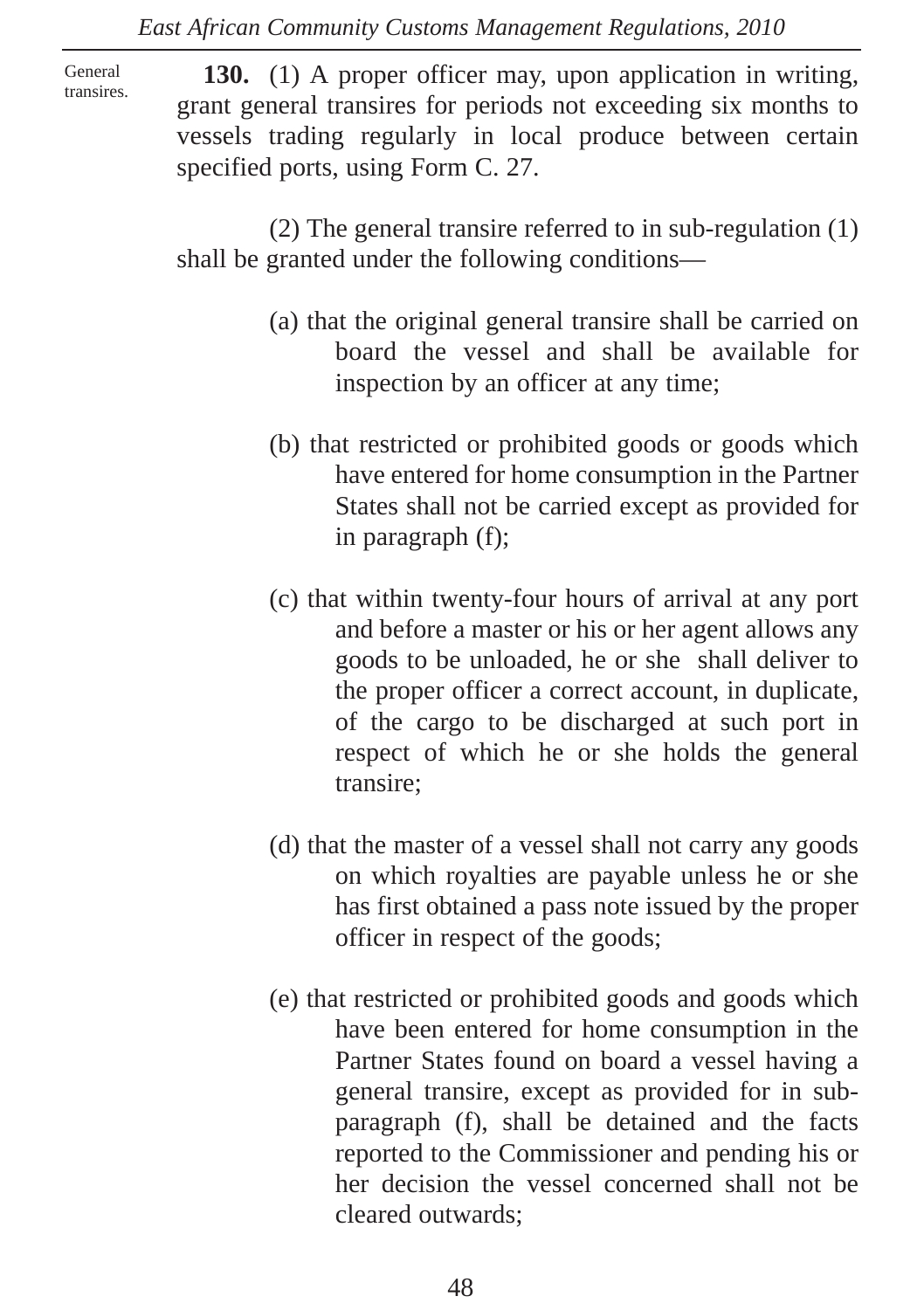General transires.

**130.** (1) A proper officer may, upon application in writing, grant general transires for periods not exceeding six months to vessels trading regularly in local produce between certain specified ports, using Form C. 27.

(2) The general transire referred to in sub-regulation (1) shall be granted under the following conditions—

(a) that the original general transire shall be carried on board the vessel and shall be available for inspection by an officer at any time;

(b) that restricted or prohibited goods or goods which have entered for home consumption in the Partner States shall not be carried except as provided for in paragraph (f);

(c) that within twenty-four hours of arrival at any port and before a master or his or her agent allows any goods to be unloaded, he or she shall deliver to the proper officer a correct account, in duplicate, of the cargo to be discharged at such port in respect of which he or she holds the general transire;

(d) that the master of a vessel shall not carry any goods on which royalties are payable unless he or she has first obtained a pass note issued by the proper officer in respect of the goods;

(e) that restricted or prohibited goods and goods which have been entered for home consumption in the Partner States found on board a vessel having a general transire, except as provided for in sub-paragraph (f), shall be detained and the facts reported to the Commissioner and pending his or her decision the vessel concerned shall not be cleared outwards;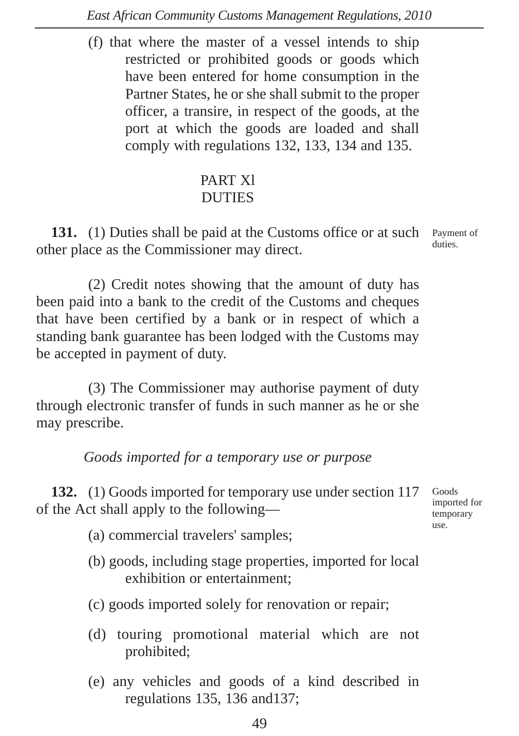(f) that where the master of a vessel intends to ship restricted or prohibited goods or goods which have been entered for home consumption in the Partner States, he or she shall submit to the proper officer, a transire, in respect of the goods, at the port at which the goods are loaded and shall comply with regulations 132, 133, 134 and 135.

## PART Xl
## DUTIES

Payment of duties.

**131.** (1) Duties shall be paid at the Customs office or at such other place as the Commissioner may direct.

(2) Credit notes showing that the amount of duty has been paid into a bank to the credit of the Customs and cheques that have been certified by a bank or in respect of which a standing bank guarantee has been lodged with the Customs may be accepted in payment of duty.

(3) The Commissioner may authorise payment of duty through electronic transfer of funds in such manner as he or she may prescribe.

*Goods imported for a temporary use or purpose*

Goods imported for temporary use.

**132.** (1) Goods imported for temporary use under section 117 of the Act shall apply to the following—

(a) commercial travelers' samples;

(b) goods, including stage properties, imported for local exhibition or entertainment;

(c) goods imported solely for renovation or repair;

(d) touring promotional material which are not prohibited;

(e) any vehicles and goods of a kind described in regulations 135, 136 and137;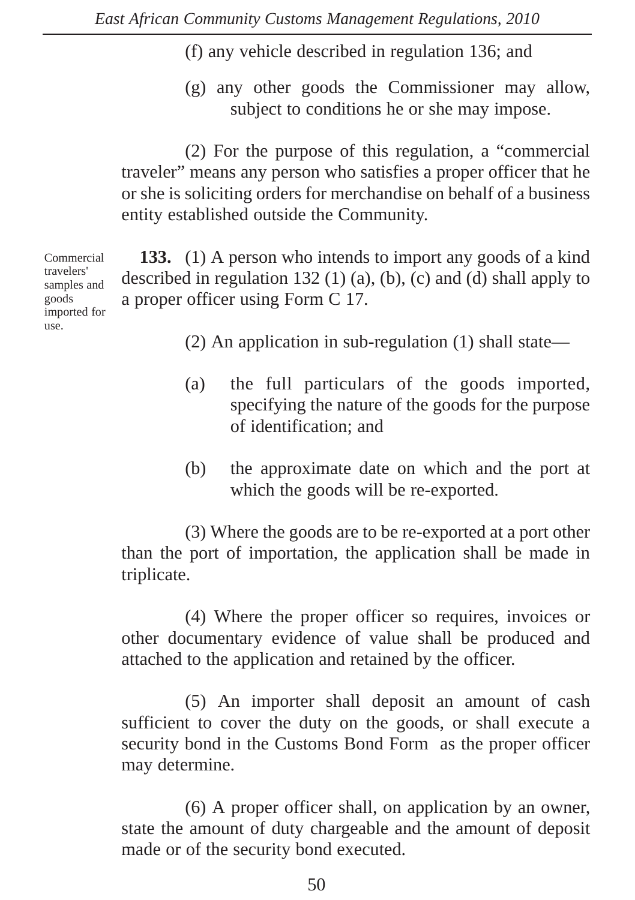(f) any vehicle described in regulation 136; and

(g) any other goods the Commissioner may allow, subject to conditions he or she may impose.

(2) For the purpose of this regulation, a "commercial traveler" means any person who satisfies a proper officer that he or she is soliciting orders for merchandise on behalf of a business entity established outside the Community.

*Commercial travelers' samples and goods imported for use.*

**133.** (1) A person who intends to import any goods of a kind described in regulation 132 (1) (a), (b), (c) and (d) shall apply to a proper officer using Form C 17.

(2) An application in sub-regulation (1) shall state—

(a) the full particulars of the goods imported, specifying the nature of the goods for the purpose of identification; and

(b) the approximate date on which and the port at which the goods will be re-exported.

(3) Where the goods are to be re-exported at a port other than the port of importation, the application shall be made in triplicate.

(4) Where the proper officer so requires, invoices or other documentary evidence of value shall be produced and attached to the application and retained by the officer.

(5) An importer shall deposit an amount of cash sufficient to cover the duty on the goods, or shall execute a security bond in the Customs Bond Form as the proper officer may determine.

(6) A proper officer shall, on application by an owner, state the amount of duty chargeable and the amount of deposit made or of the security bond executed.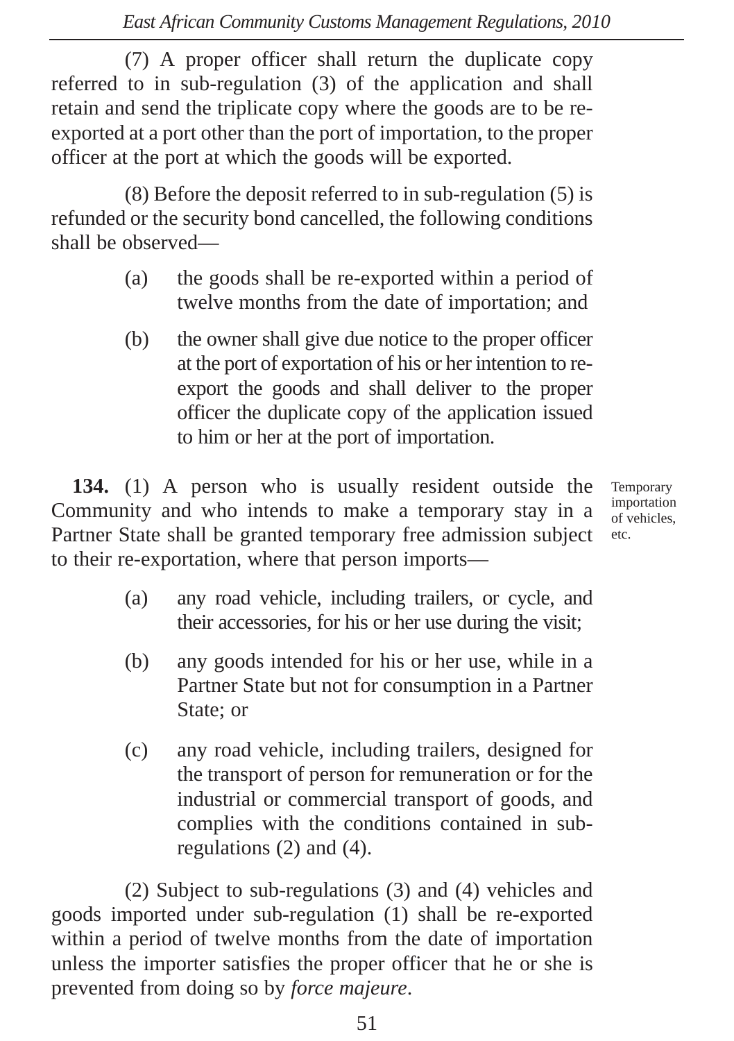(7) A proper officer shall return the duplicate copy referred to in sub-regulation (3) of the application and shall retain and send the triplicate copy where the goods are to be re-exported at a port other than the port of importation, to the proper officer at the port at which the goods will be exported.

(8) Before the deposit referred to in sub-regulation (5) is refunded or the security bond cancelled, the following conditions shall be observed—

(a) the goods shall be re-exported within a period of twelve months from the date of importation; and

(b) the owner shall give due notice to the proper officer at the port of exportation of his or her intention to re-export the goods and shall deliver to the proper officer the duplicate copy of the application issued to him or her at the port of importation.

*Temporary importation of vehicles, etc.*

**134.** (1) A person who is usually resident outside the Community and who intends to make a temporary stay in a Partner State shall be granted temporary free admission subject to their re-exportation, where that person imports—

(a) any road vehicle, including trailers, or cycle, and their accessories, for his or her use during the visit;

(b) any goods intended for his or her use, while in a Partner State but not for consumption in a Partner State; or

(c) any road vehicle, including trailers, designed for the transport of person for remuneration or for the industrial or commercial transport of goods, and complies with the conditions contained in sub-regulations (2) and (4).

(2) Subject to sub-regulations (3) and (4) vehicles and goods imported under sub-regulation (1) shall be re-exported within a period of twelve months from the date of importation unless the importer satisfies the proper officer that he or she is prevented from doing so by *force majeure*.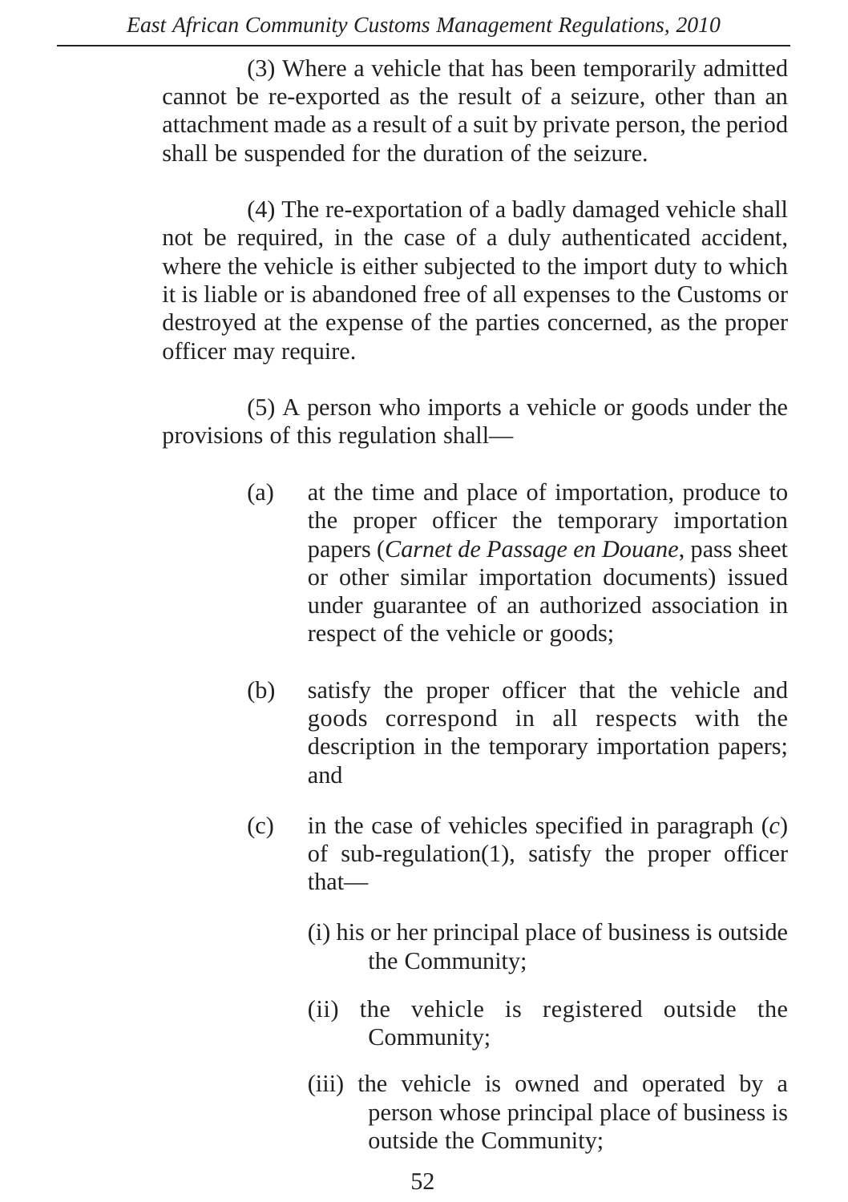(3) Where a vehicle that has been temporarily admitted cannot be re-exported as the result of a seizure, other than an attachment made as a result of a suit by private person, the period shall be suspended for the duration of the seizure.

(4) The re-exportation of a badly damaged vehicle shall not be required, in the case of a duly authenticated accident, where the vehicle is either subjected to the import duty to which it is liable or is abandoned free of all expenses to the Customs or destroyed at the expense of the parties concerned, as the proper officer may require.

(5) A person who imports a vehicle or goods under the provisions of this regulation shall—

(a) at the time and place of importation, produce to the proper officer the temporary importation papers (*Carnet de Passage en Douane*, pass sheet or other similar importation documents) issued under guarantee of an authorized association in respect of the vehicle or goods;

(b) satisfy the proper officer that the vehicle and goods correspond in all respects with the description in the temporary importation papers; and

(c) in the case of vehicles specified in paragraph (*c*) of sub-regulation(1), satisfy the proper officer that—

(i) his or her principal place of business is outside the Community;

(ii) the vehicle is registered outside the Community;

(iii) the vehicle is owned and operated by a person whose principal place of business is outside the Community;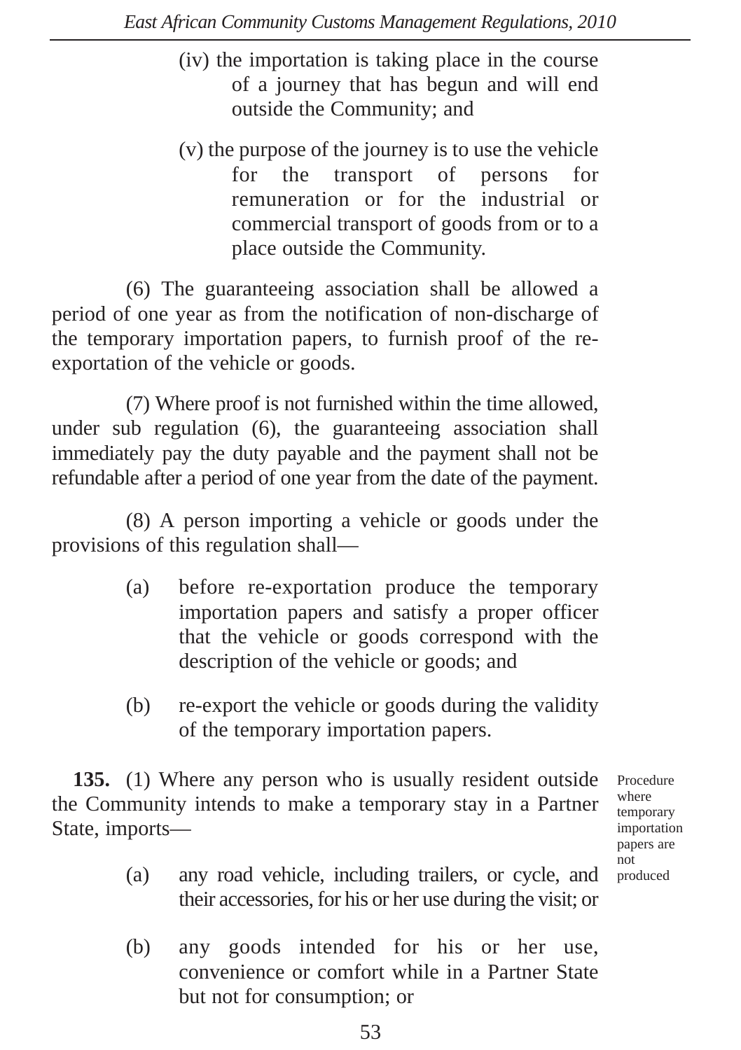(iv) the importation is taking place in the course of a journey that has begun and will end outside the Community; and

(v) the purpose of the journey is to use the vehicle for the transport of persons for remuneration or for the industrial or commercial transport of goods from or to a place outside the Community.

(6) The guaranteeing association shall be allowed a period of one year as from the notification of non-discharge of the temporary importation papers, to furnish proof of the re-exportation of the vehicle or goods.

(7) Where proof is not furnished within the time allowed, under sub regulation (6), the guaranteeing association shall immediately pay the duty payable and the payment shall not be refundable after a period of one year from the date of the payment.

(8) A person importing a vehicle or goods under the provisions of this regulation shall—

(a) before re-exportation produce the temporary importation papers and satisfy a proper officer that the vehicle or goods correspond with the description of the vehicle or goods; and

(b) re-export the vehicle or goods during the validity of the temporary importation papers.

*Procedure where temporary importation papers are not produced*

**135.** (1) Where any person who is usually resident outside the Community intends to make a temporary stay in a Partner State, imports—

(a) any road vehicle, including trailers, or cycle, and their accessories, for his or her use during the visit; or

(b) any goods intended for his or her use, convenience or comfort while in a Partner State but not for consumption; or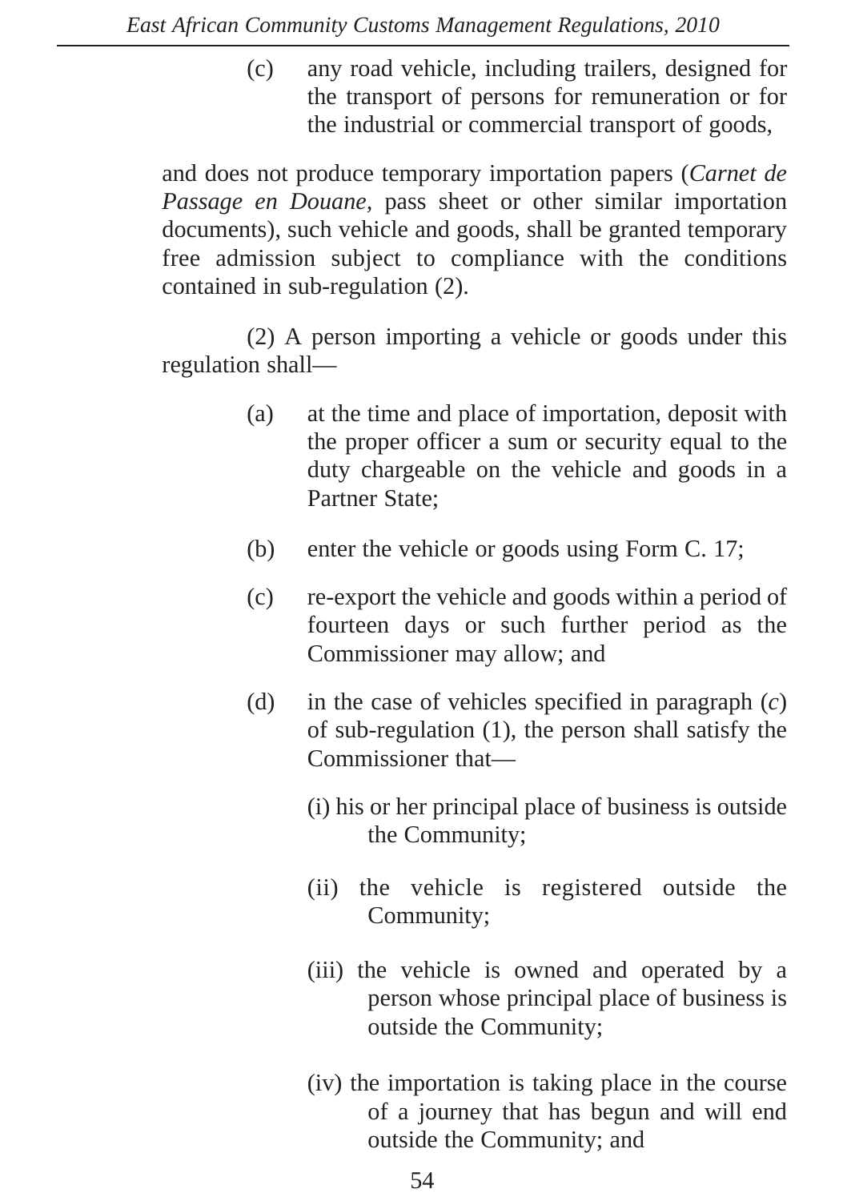(c) any road vehicle, including trailers, designed for the transport of persons for remuneration or for the industrial or commercial transport of goods,

and does not produce temporary importation papers (*Carnet de Passage en Douane*, pass sheet or other similar importation documents), such vehicle and goods, shall be granted temporary free admission subject to compliance with the conditions contained in sub-regulation (2).

(2) A person importing a vehicle or goods under this regulation shall—

(a) at the time and place of importation, deposit with the proper officer a sum or security equal to the duty chargeable on the vehicle and goods in a Partner State;

(b) enter the vehicle or goods using Form C. 17;

(c) re-export the vehicle and goods within a period of fourteen days or such further period as the Commissioner may allow; and

(d) in the case of vehicles specified in paragraph (*c*) of sub-regulation (1), the person shall satisfy the Commissioner that—

(i) his or her principal place of business is outside the Community;

(ii) the vehicle is registered outside the Community;

(iii) the vehicle is owned and operated by a person whose principal place of business is outside the Community;

(iv) the importation is taking place in the course of a journey that has begun and will end outside the Community; and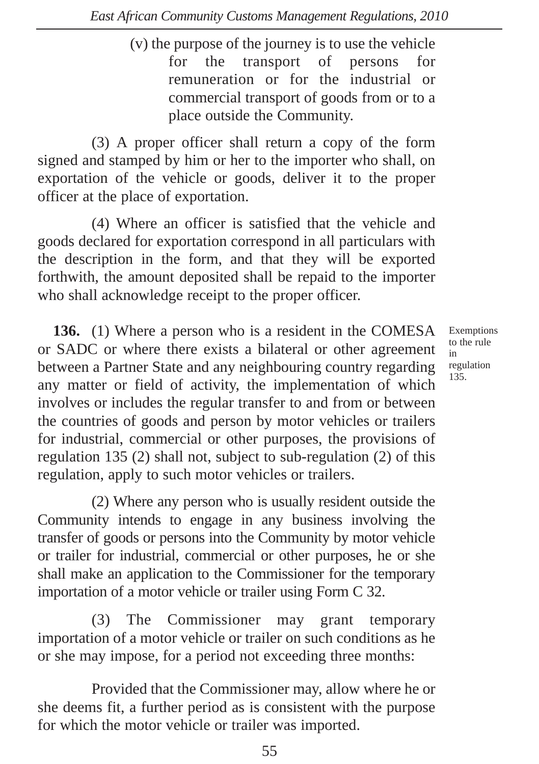(v) the purpose of the journey is to use the vehicle for the transport of persons for remuneration or for the industrial or commercial transport of goods from or to a place outside the Community.

(3) A proper officer shall return a copy of the form signed and stamped by him or her to the importer who shall, on exportation of the vehicle or goods, deliver it to the proper officer at the place of exportation.

(4) Where an officer is satisfied that the vehicle and goods declared for exportation correspond in all particulars with the description in the form, and that they will be exported forthwith, the amount deposited shall be repaid to the importer who shall acknowledge receipt to the proper officer.

*Exemptions to the rule in regulation 135.*

**136.** (1) Where a person who is a resident in the COMESA or SADC or where there exists a bilateral or other agreement between a Partner State and any neighbouring country regarding any matter or field of activity, the implementation of which involves or includes the regular transfer to and from or between the countries of goods and person by motor vehicles or trailers for industrial, commercial or other purposes, the provisions of regulation 135 (2) shall not, subject to sub-regulation (2) of this regulation, apply to such motor vehicles or trailers.

(2) Where any person who is usually resident outside the Community intends to engage in any business involving the transfer of goods or persons into the Community by motor vehicle or trailer for industrial, commercial or other purposes, he or she shall make an application to the Commissioner for the temporary importation of a motor vehicle or trailer using Form C 32.

(3) The Commissioner may grant temporary importation of a motor vehicle or trailer on such conditions as he or she may impose, for a period not exceeding three months:

Provided that the Commissioner may, allow where he or she deems fit, a further period as is consistent with the purpose for which the motor vehicle or trailer was imported.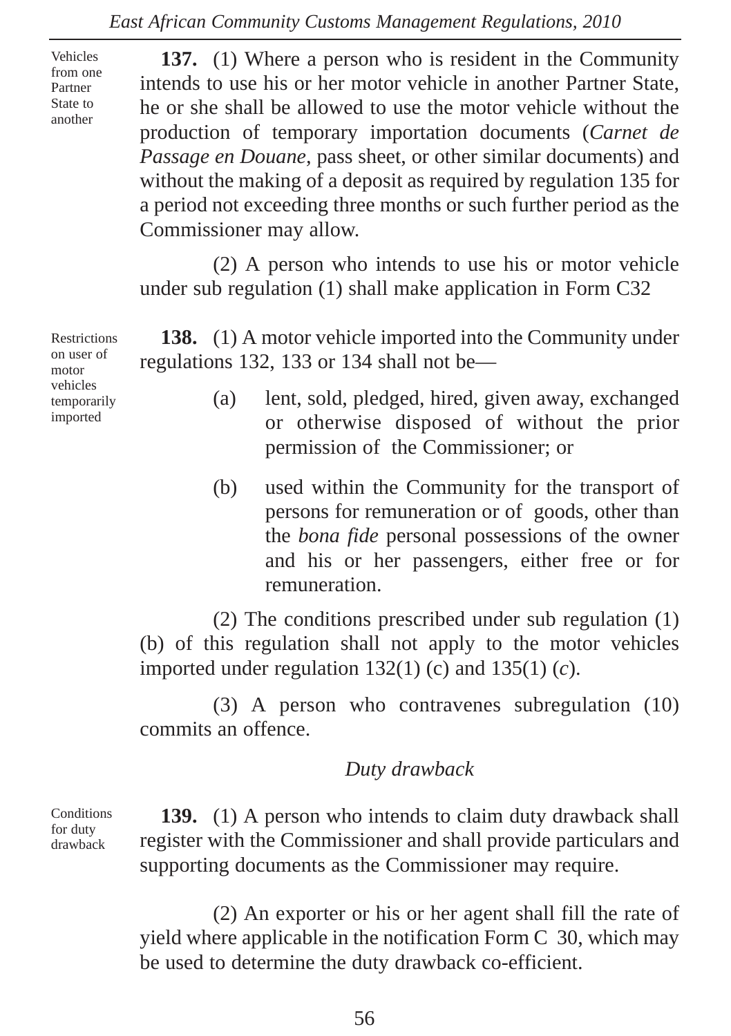Vehicles from one Partner State to another

**137.** (1) Where a person who is resident in the Community intends to use his or her motor vehicle in another Partner State, he or she shall be allowed to use the motor vehicle without the production of temporary importation documents (*Carnet de Passage en Douane*, pass sheet, or other similar documents) and without the making of a deposit as required by regulation 135 for a period not exceeding three months or such further period as the Commissioner may allow.

(2) A person who intends to use his or motor vehicle under sub regulation (1) shall make application in Form C32

Restrictions on user of motor vehicles temporarily imported

**138.** (1) A motor vehicle imported into the Community under regulations 132, 133 or 134 shall not be—

(a) lent, sold, pledged, hired, given away, exchanged or otherwise disposed of without the prior permission of the Commissioner; or

(b) used within the Community for the transport of persons for remuneration or of goods, other than the *bona fide* personal possessions of the owner and his or her passengers, either free or for remuneration.

(2) The conditions prescribed under sub regulation (1) (b) of this regulation shall not apply to the motor vehicles imported under regulation 132(1) (c) and 135(1) (*c*).

(3) A person who contravenes subregulation (10) commits an offence.

*Duty drawback*

Conditions for duty drawback

**139.** (1) A person who intends to claim duty drawback shall register with the Commissioner and shall provide particulars and supporting documents as the Commissioner may require.

(2) An exporter or his or her agent shall fill the rate of yield where applicable in the notification Form C 30, which may be used to determine the duty drawback co-efficient.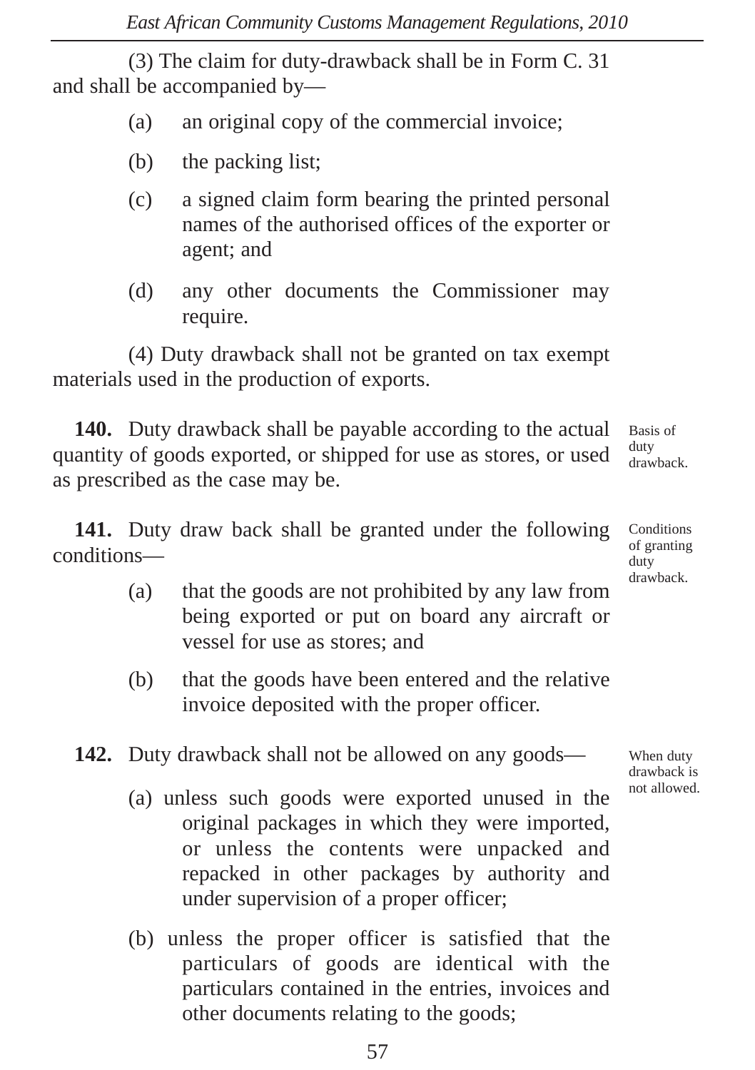(3) The claim for duty-drawback shall be in Form C. 31 and shall be accompanied by—

(a) an original copy of the commercial invoice;

(b) the packing list;

(c) a signed claim form bearing the printed personal names of the authorised offices of the exporter or agent; and

(d) any other documents the Commissioner may require.

(4) Duty drawback shall not be granted on tax exempt materials used in the production of exports.

**140.** Duty drawback shall be payable according to the actual quantity of goods exported, or shipped for use as stores, or used as prescribed as the case may be.

*Basis of duty drawback.*

**141.** Duty draw back shall be granted under the following conditions—

*Conditions of granting duty drawback.*

(a) that the goods are not prohibited by any law from being exported or put on board any aircraft or vessel for use as stores; and

(b) that the goods have been entered and the relative invoice deposited with the proper officer.

**142.** Duty drawback shall not be allowed on any goods—

*When duty drawback is not allowed.*

(a) unless such goods were exported unused in the original packages in which they were imported, or unless the contents were unpacked and repacked in other packages by authority and under supervision of a proper officer;

(b) unless the proper officer is satisfied that the particulars of goods are identical with the particulars contained in the entries, invoices and other documents relating to the goods;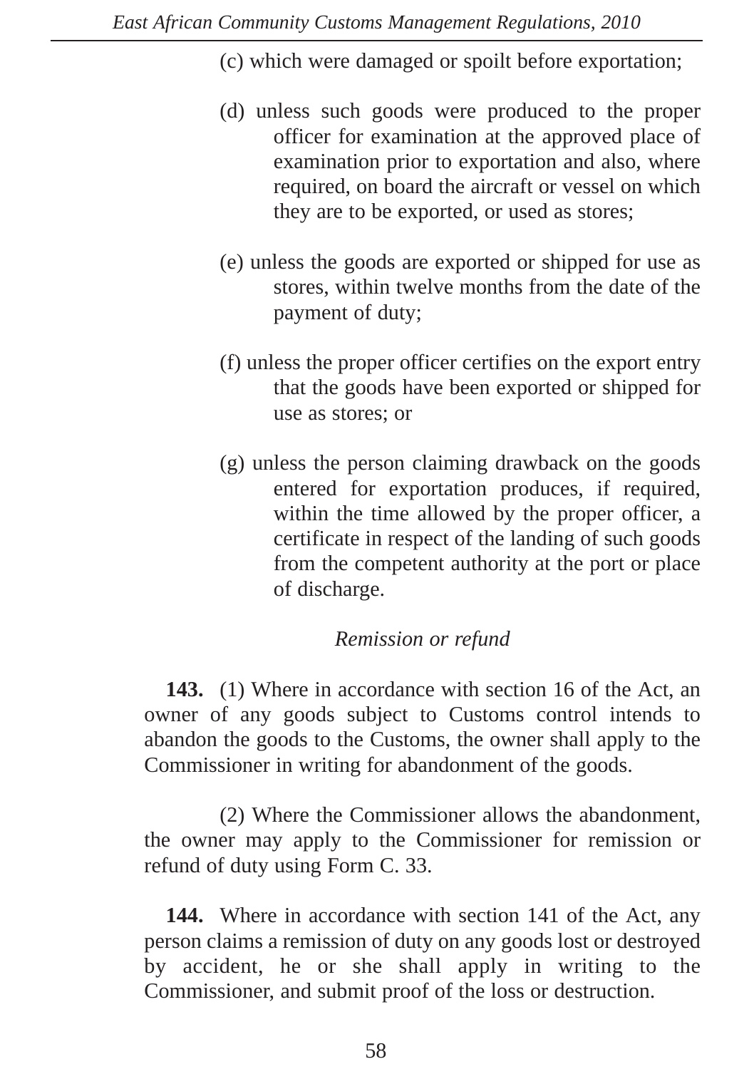(c) which were damaged or spoilt before exportation;

(d) unless such goods were produced to the proper officer for examination at the approved place of examination prior to exportation and also, where required, on board the aircraft or vessel on which they are to be exported, or used as stores;

(e) unless the goods are exported or shipped for use as stores, within twelve months from the date of the payment of duty;

(f) unless the proper officer certifies on the export entry that the goods have been exported or shipped for use as stores; or

(g) unless the person claiming drawback on the goods entered for exportation produces, if required, within the time allowed by the proper officer, a certificate in respect of the landing of such goods from the competent authority at the port or place of discharge.

*Remission or refund*

**143.** (1) Where in accordance with section 16 of the Act, an owner of any goods subject to Customs control intends to abandon the goods to the Customs, the owner shall apply to the Commissioner in writing for abandonment of the goods.

(2) Where the Commissioner allows the abandonment, the owner may apply to the Commissioner for remission or refund of duty using Form C. 33.

**144.** Where in accordance with section 141 of the Act, any person claims a remission of duty on any goods lost or destroyed by accident, he or she shall apply in writing to the Commissioner, and submit proof of the loss or destruction.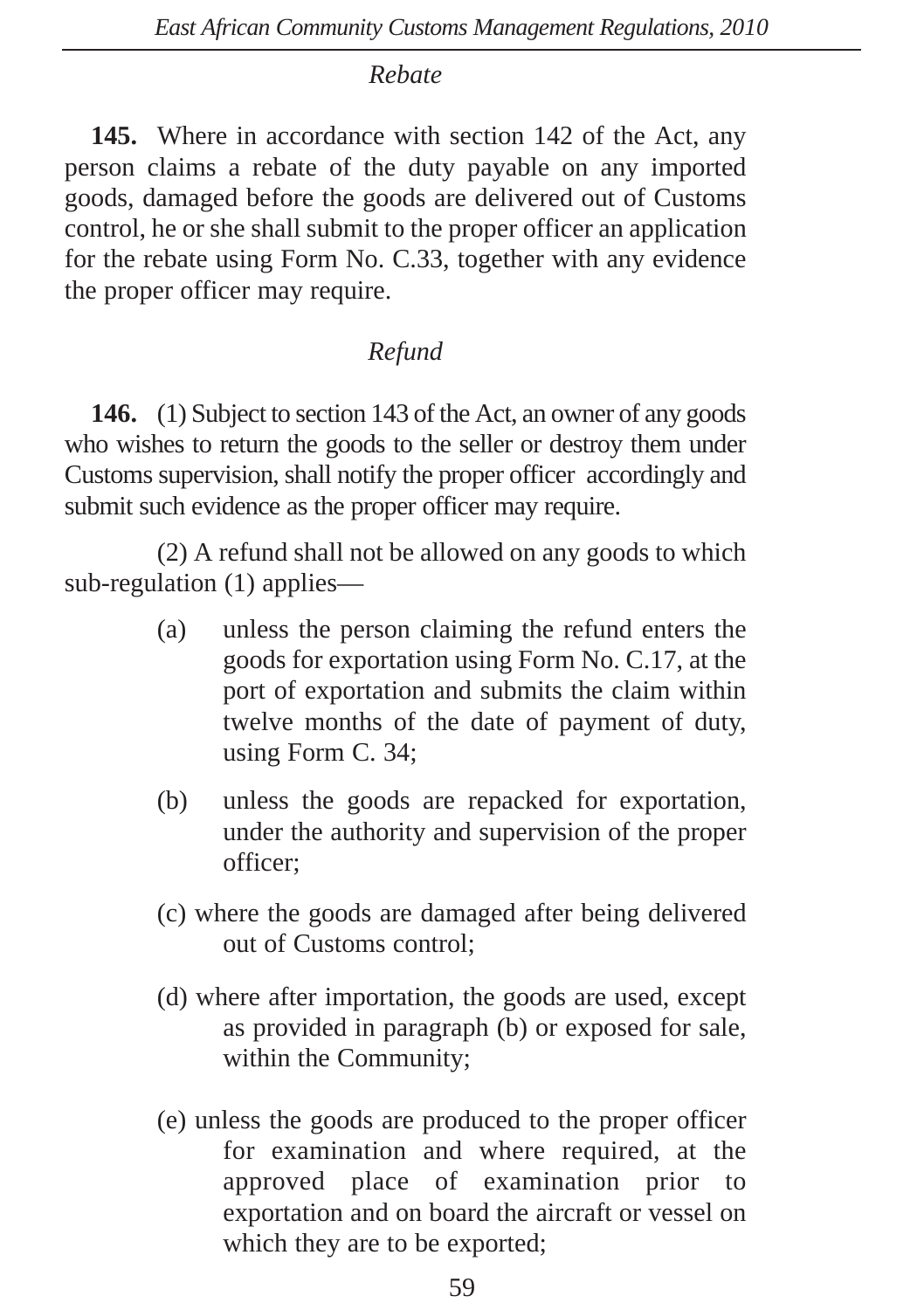*Rebate*

**145.** Where in accordance with section 142 of the Act, any person claims a rebate of the duty payable on any imported goods, damaged before the goods are delivered out of Customs control, he or she shall submit to the proper officer an application for the rebate using Form No. C.33, together with any evidence the proper officer may require.

*Refund*

**146.** (1) Subject to section 143 of the Act, an owner of any goods who wishes to return the goods to the seller or destroy them under Customs supervision, shall notify the proper officer accordingly and submit such evidence as the proper officer may require.

(2) A refund shall not be allowed on any goods to which sub-regulation (1) applies—

(a) unless the person claiming the refund enters the goods for exportation using Form No. C.17, at the port of exportation and submits the claim within twelve months of the date of payment of duty, using Form C. 34;

(b) unless the goods are repacked for exportation, under the authority and supervision of the proper officer;

(c) where the goods are damaged after being delivered out of Customs control;

(d) where after importation, the goods are used, except as provided in paragraph (b) or exposed for sale, within the Community;

(e) unless the goods are produced to the proper officer for examination and where required, at the approved place of examination prior to exportation and on board the aircraft or vessel on which they are to be exported;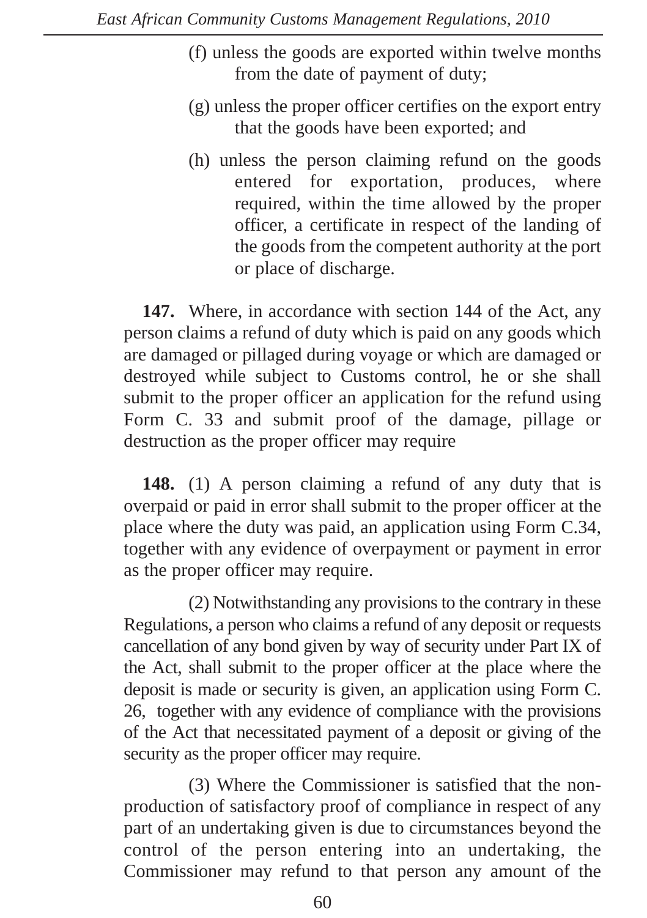(f) unless the goods are exported within twelve months from the date of payment of duty;

(g) unless the proper officer certifies on the export entry that the goods have been exported; and

(h) unless the person claiming refund on the goods entered for exportation, produces, where required, within the time allowed by the proper officer, a certificate in respect of the landing of the goods from the competent authority at the port or place of discharge.

**147.** Where, in accordance with section 144 of the Act, any person claims a refund of duty which is paid on any goods which are damaged or pillaged during voyage or which are damaged or destroyed while subject to Customs control, he or she shall submit to the proper officer an application for the refund using Form C. 33 and submit proof of the damage, pillage or destruction as the proper officer may require

**148.** (1) A person claiming a refund of any duty that is overpaid or paid in error shall submit to the proper officer at the place where the duty was paid, an application using Form C.34, together with any evidence of overpayment or payment in error as the proper officer may require.

(2) Notwithstanding any provisions to the contrary in these Regulations, a person who claims a refund of any deposit or requests cancellation of any bond given by way of security under Part IX of the Act, shall submit to the proper officer at the place where the deposit is made or security is given, an application using Form C. 26, together with any evidence of compliance with the provisions of the Act that necessitated payment of a deposit or giving of the security as the proper officer may require.

(3) Where the Commissioner is satisfied that the non-production of satisfactory proof of compliance in respect of any part of an undertaking given is due to circumstances beyond the control of the person entering into an undertaking, the Commissioner may refund to that person any amount of the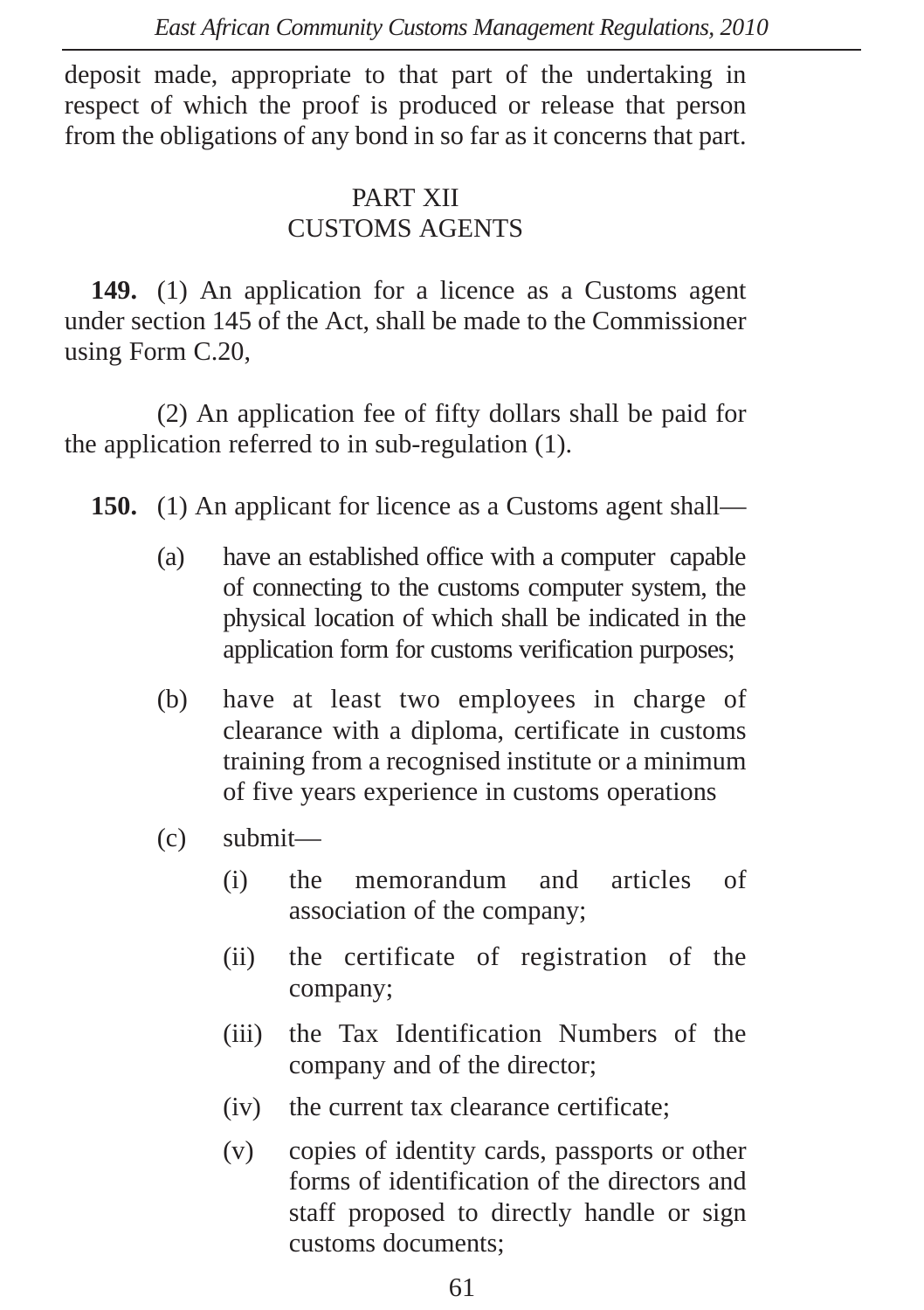deposit made, appropriate to that part of the undertaking in respect of which the proof is produced or release that person from the obligations of any bond in so far as it concerns that part.

## PART XII
## CUSTOMS AGENTS

**149.** (1) An application for a licence as a Customs agent under section 145 of the Act, shall be made to the Commissioner using Form C.20,

(2) An application fee of fifty dollars shall be paid for the application referred to in sub-regulation (1).

**150.** (1) An applicant for licence as a Customs agent shall—

(a) have an established office with a computer capable of connecting to the customs computer system, the physical location of which shall be indicated in the application form for customs verification purposes;

(b) have at least two employees in charge of clearance with a diploma, certificate in customs training from a recognised institute or a minimum of five years experience in customs operations

(c) submit—

(i) the memorandum and articles of association of the company;

(ii) the certificate of registration of the company;

(iii) the Tax Identification Numbers of the company and of the director;

(iv) the current tax clearance certificate;

(v) copies of identity cards, passports or other forms of identification of the directors and staff proposed to directly handle or sign customs documents;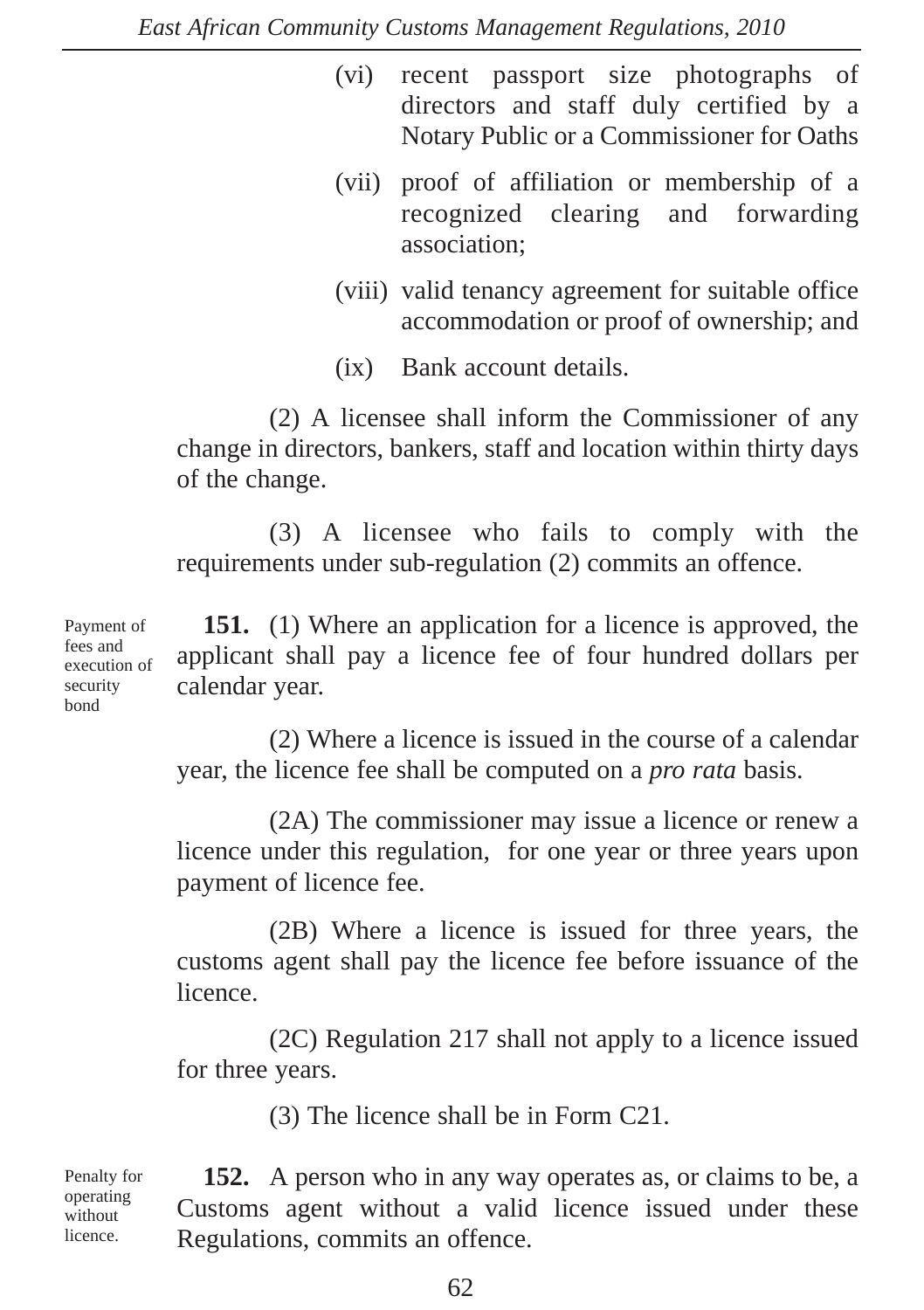(vi) recent passport size photographs of directors and staff duly certified by a Notary Public or a Commissioner for Oaths

(vii) proof of affiliation or membership of a recognized clearing and forwarding association;

(viii) valid tenancy agreement for suitable office accommodation or proof of ownership; and

(ix) Bank account details.

(2) A licensee shall inform the Commissioner of any change in directors, bankers, staff and location within thirty days of the change.

(3) A licensee who fails to comply with the requirements under sub-regulation (2) commits an offence.

Payment of fees and execution of security bond

**151.** (1) Where an application for a licence is approved, the applicant shall pay a licence fee of four hundred dollars per calendar year.

(2) Where a licence is issued in the course of a calendar year, the licence fee shall be computed on a *pro rata* basis.

(2A) The commissioner may issue a licence or renew a licence under this regulation, for one year or three years upon payment of licence fee.

(2B) Where a licence is issued for three years, the customs agent shall pay the licence fee before issuance of the licence.

(2C) Regulation 217 shall not apply to a licence issued for three years.

(3) The licence shall be in Form C21.

Penalty for operating without licence.

**152.** A person who in any way operates as, or claims to be, a Customs agent without a valid licence issued under these Regulations, commits an offence.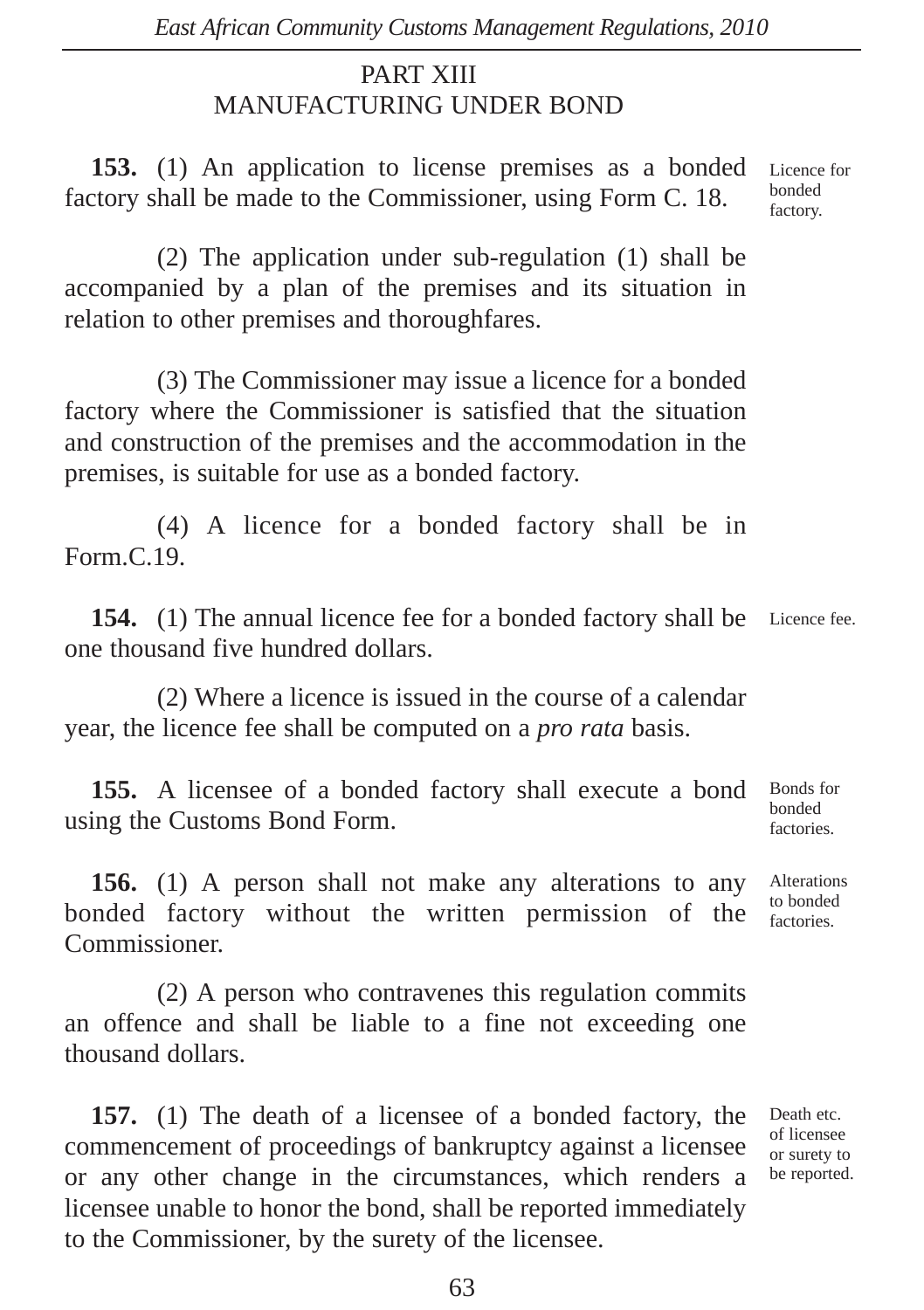## PART XIII
## MANUFACTURING UNDER BOND

**153.** (1) An application to license premises as a bonded factory shall be made to the Commissioner, using Form C. 18.

*Licence for bonded factory.*

(2) The application under sub-regulation (1) shall be accompanied by a plan of the premises and its situation in relation to other premises and thoroughfares.

(3) The Commissioner may issue a licence for a bonded factory where the Commissioner is satisfied that the situation and construction of the premises and the accommodation in the premises, is suitable for use as a bonded factory.

(4) A licence for a bonded factory shall be in Form.C.19.

**154.** (1) The annual licence fee for a bonded factory shall be one thousand five hundred dollars.

*Licence fee.*

(2) Where a licence is issued in the course of a calendar year, the licence fee shall be computed on a *pro rata* basis.

**155.** A licensee of a bonded factory shall execute a bond using the Customs Bond Form.

*Bonds for bonded factories.*

**156.** (1) A person shall not make any alterations to any bonded factory without the written permission of the Commissioner.

*Alterations to bonded factories.*

(2) A person who contravenes this regulation commits an offence and shall be liable to a fine not exceeding one thousand dollars.

**157.** (1) The death of a licensee of a bonded factory, the commencement of proceedings of bankruptcy against a licensee or any other change in the circumstances, which renders a licensee unable to honor the bond, shall be reported immediately to the Commissioner, by the surety of the licensee.

*Death etc. of licensee or surety to be reported.*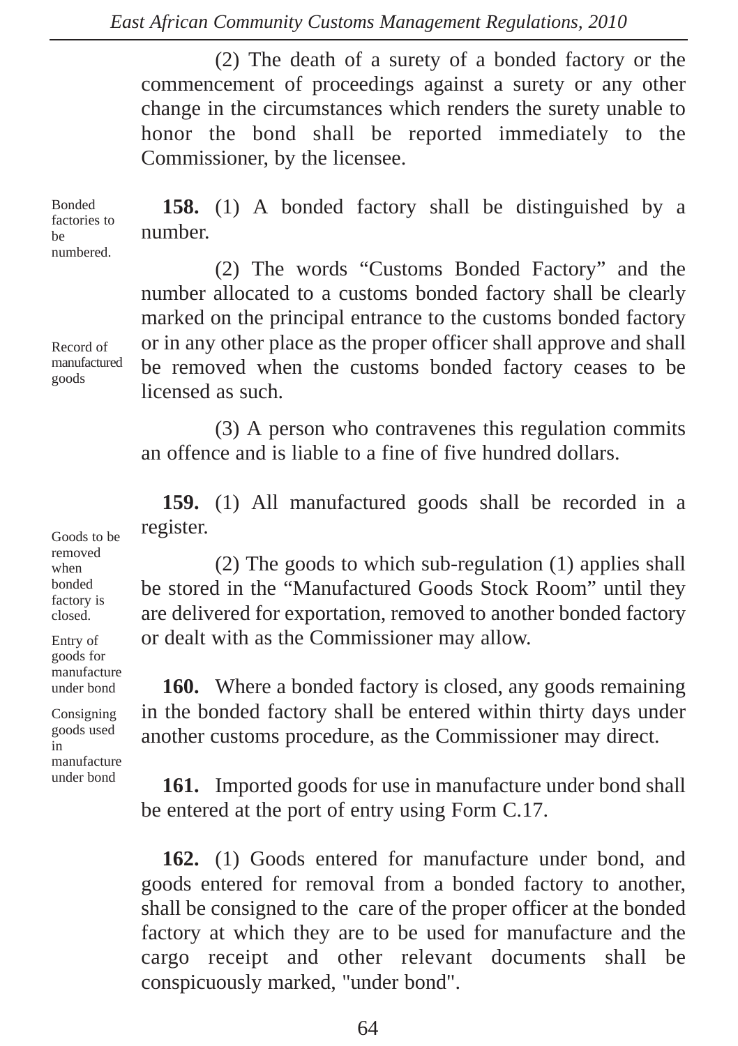(2) The death of a surety of a bonded factory or the commencement of proceedings against a surety or any other change in the circumstances which renders the surety unable to honor the bond shall be reported immediately to the Commissioner, by the licensee.

*Bonded factories to be numbered.*

**158.** (1) A bonded factory shall be distinguished by a number.

(2) The words "Customs Bonded Factory" and the number allocated to a customs bonded factory shall be clearly marked on the principal entrance to the customs bonded factory or in any other place as the proper officer shall approve and shall be removed when the customs bonded factory ceases to be licensed as such.

(3) A person who contravenes this regulation commits an offence and is liable to a fine of five hundred dollars.

*Record of manufactured goods*

**159.** (1) All manufactured goods shall be recorded in a register.

(2) The goods to which sub-regulation (1) applies shall be stored in the "Manufactured Goods Stock Room" until they are delivered for exportation, removed to another bonded factory or dealt with as the Commissioner may allow.

*Goods to be removed when bonded factory is closed.*

**160.** Where a bonded factory is closed, any goods remaining in the bonded factory shall be entered within thirty days under another customs procedure, as the Commissioner may direct.

*Entry of goods for manufacture under bond*

**161.** Imported goods for use in manufacture under bond shall be entered at the port of entry using Form C.17.

*Consigning goods used in manufacture under bond*

**162.** (1) Goods entered for manufacture under bond, and goods entered for removal from a bonded factory to another, shall be consigned to the care of the proper officer at the bonded factory at which they are to be used for manufacture and the cargo receipt and other relevant documents shall be conspicuously marked, "under bond".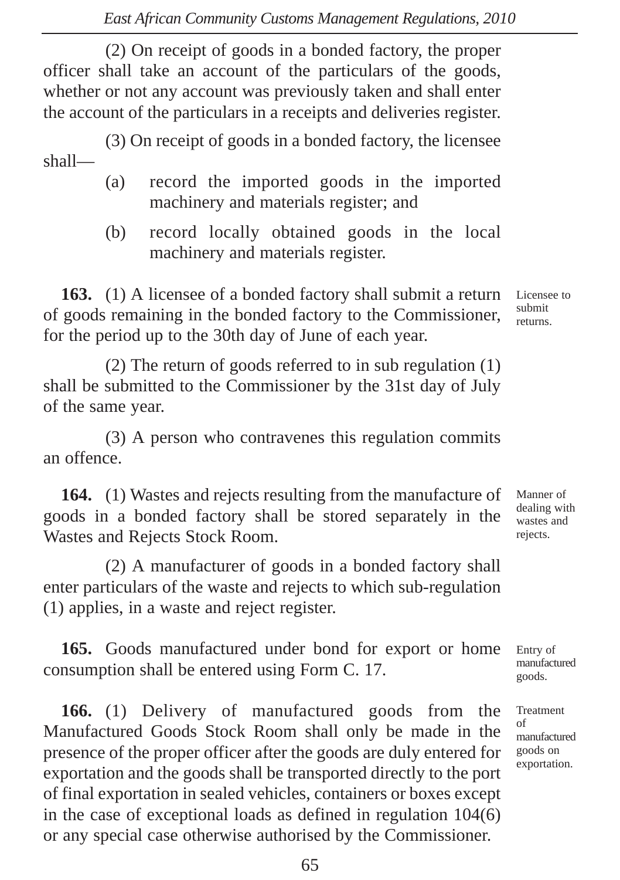(2) On receipt of goods in a bonded factory, the proper officer shall take an account of the particulars of the goods, whether or not any account was previously taken and shall enter the account of the particulars in a receipts and deliveries register.

(3) On receipt of goods in a bonded factory, the licensee shall—

(a) record the imported goods in the imported machinery and materials register; and

(b) record locally obtained goods in the local machinery and materials register.

*Licensee to submit returns.*

**163.** (1) A licensee of a bonded factory shall submit a return of goods remaining in the bonded factory to the Commissioner, for the period up to the 30th day of June of each year.

(2) The return of goods referred to in sub regulation (1) shall be submitted to the Commissioner by the 31st day of July of the same year.

(3) A person who contravenes this regulation commits an offence.

*Manner of dealing with wastes and rejects.*

**164.** (1) Wastes and rejects resulting from the manufacture of goods in a bonded factory shall be stored separately in the Wastes and Rejects Stock Room.

(2) A manufacturer of goods in a bonded factory shall enter particulars of the waste and rejects to which sub-regulation (1) applies, in a waste and reject register.

*Entry of manufactured goods.*

**165.** Goods manufactured under bond for export or home consumption shall be entered using Form C. 17.

*Treatment of manufactured goods on exportation.*

**166.** (1) Delivery of manufactured goods from the Manufactured Goods Stock Room shall only be made in the presence of the proper officer after the goods are duly entered for exportation and the goods shall be transported directly to the port of final exportation in sealed vehicles, containers or boxes except in the case of exceptional loads as defined in regulation 104(6) or any special case otherwise authorised by the Commissioner.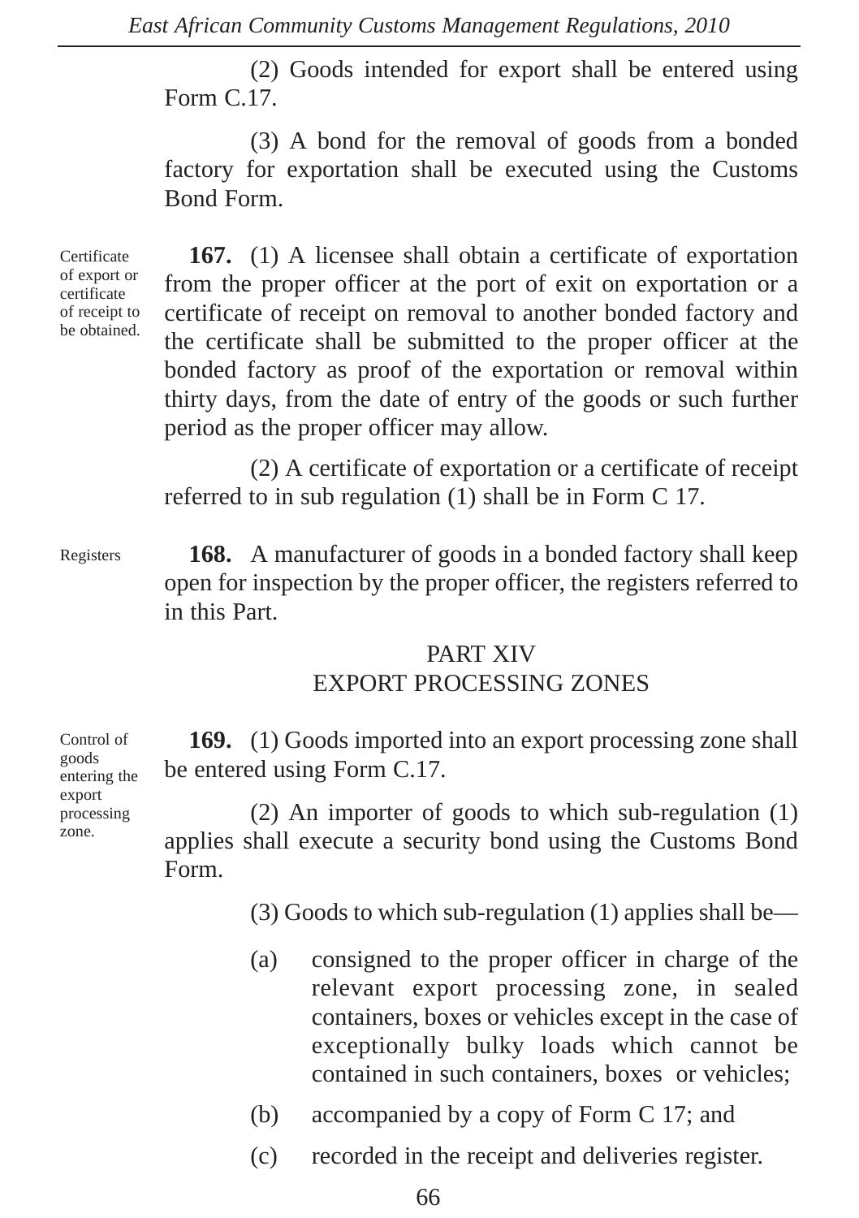(2) Goods intended for export shall be entered using Form C.17.

(3) A bond for the removal of goods from a bonded factory for exportation shall be executed using the Customs Bond Form.

*Certificate of export or certificate of receipt to be obtained.*

**167.** (1) A licensee shall obtain a certificate of exportation from the proper officer at the port of exit on exportation or a certificate of receipt on removal to another bonded factory and the certificate shall be submitted to the proper officer at the bonded factory as proof of the exportation or removal within thirty days, from the date of entry of the goods or such further period as the proper officer may allow.

(2) A certificate of exportation or a certificate of receipt referred to in sub regulation (1) shall be in Form C 17.

*Registers*

**168.** A manufacturer of goods in a bonded factory shall keep open for inspection by the proper officer, the registers referred to in this Part.

## PART XIV
## EXPORT PROCESSING ZONES

*Control of goods entering the export processing zone.*

**169.** (1) Goods imported into an export processing zone shall be entered using Form C.17.

(2) An importer of goods to which sub-regulation (1) applies shall execute a security bond using the Customs Bond Form.

(3) Goods to which sub-regulation (1) applies shall be—

(a) consigned to the proper officer in charge of the relevant export processing zone, in sealed containers, boxes or vehicles except in the case of exceptionally bulky loads which cannot be contained in such containers, boxes or vehicles;

(b) accompanied by a copy of Form C 17; and

(c) recorded in the receipt and deliveries register.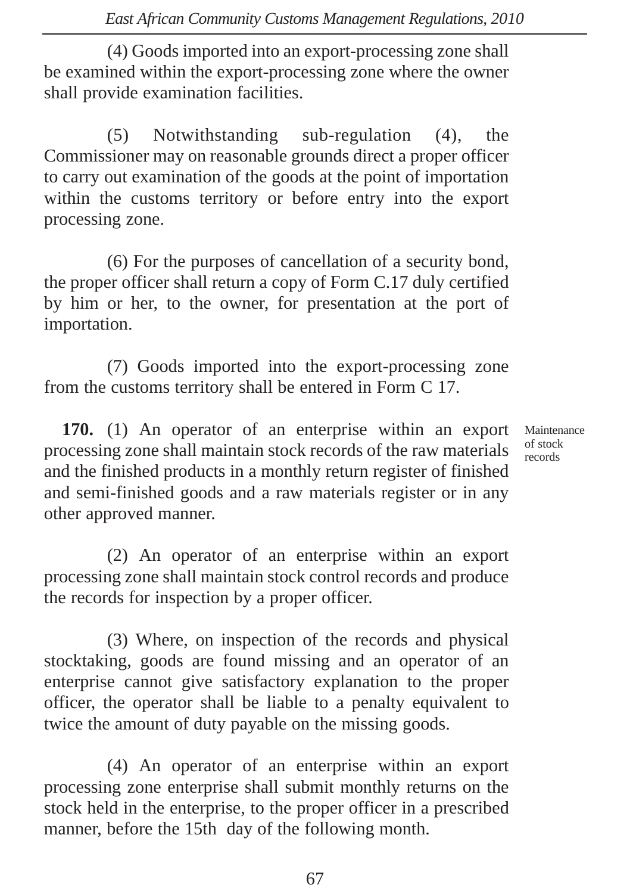(4) Goods imported into an export-processing zone shall be examined within the export-processing zone where the owner shall provide examination facilities.

(5) Notwithstanding sub-regulation (4), the Commissioner may on reasonable grounds direct a proper officer to carry out examination of the goods at the point of importation within the customs territory or before entry into the export processing zone.

(6) For the purposes of cancellation of a security bond, the proper officer shall return a copy of Form C.17 duly certified by him or her, to the owner, for presentation at the port of importation.

(7) Goods imported into the export-processing zone from the customs territory shall be entered in Form C 17.

Maintenance of stock records

**170.** (1) An operator of an enterprise within an export processing zone shall maintain stock records of the raw materials and the finished products in a monthly return register of finished and semi-finished goods and a raw materials register or in any other approved manner.

(2) An operator of an enterprise within an export processing zone shall maintain stock control records and produce the records for inspection by a proper officer.

(3) Where, on inspection of the records and physical stocktaking, goods are found missing and an operator of an enterprise cannot give satisfactory explanation to the proper officer, the operator shall be liable to a penalty equivalent to twice the amount of duty payable on the missing goods.

(4) An operator of an enterprise within an export processing zone enterprise shall submit monthly returns on the stock held in the enterprise, to the proper officer in a prescribed manner, before the 15th day of the following month.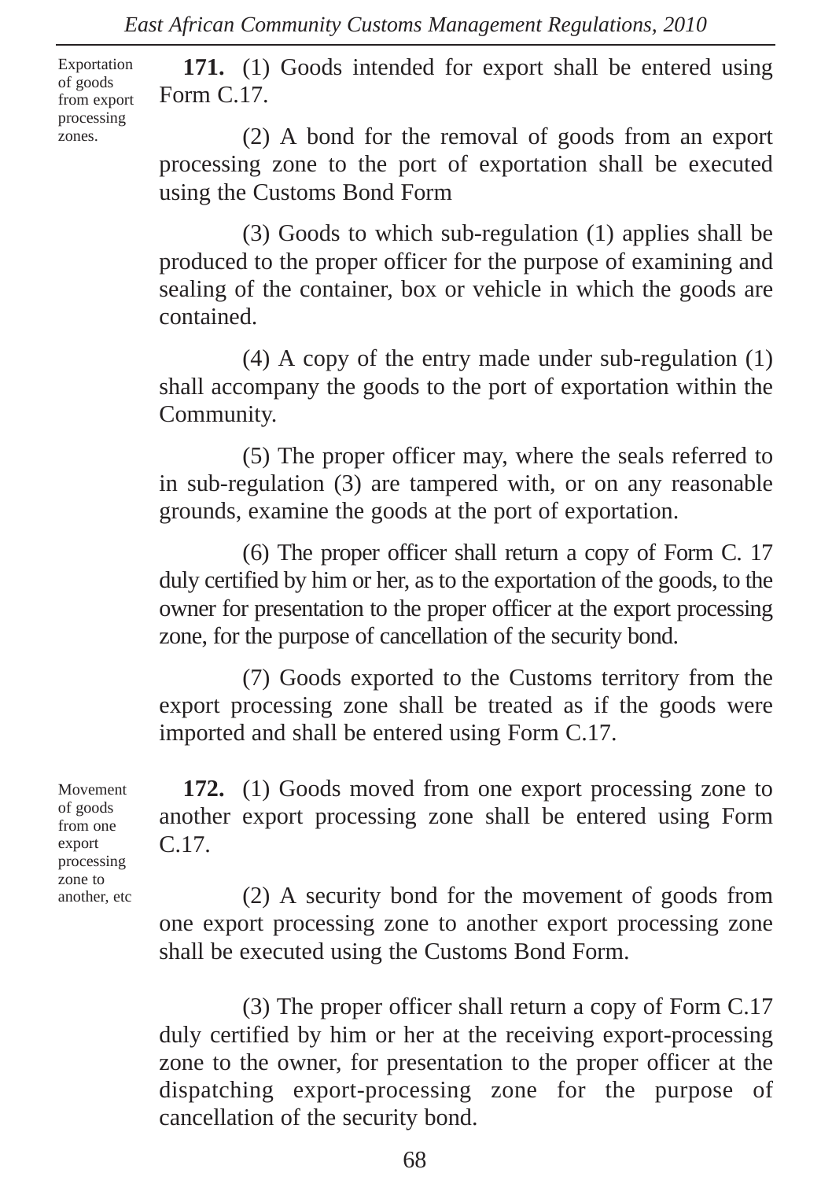**Exportation of goods from export processing zones.**

**171.** (1) Goods intended for export shall be entered using Form C.17.

(2) A bond for the removal of goods from an export processing zone to the port of exportation shall be executed using the Customs Bond Form

(3) Goods to which sub-regulation (1) applies shall be produced to the proper officer for the purpose of examining and sealing of the container, box or vehicle in which the goods are contained.

(4) A copy of the entry made under sub-regulation (1) shall accompany the goods to the port of exportation within the Community.

(5) The proper officer may, where the seals referred to in sub-regulation (3) are tampered with, or on any reasonable grounds, examine the goods at the port of exportation.

(6) The proper officer shall return a copy of Form C. 17 duly certified by him or her, as to the exportation of the goods, to the owner for presentation to the proper officer at the export processing zone, for the purpose of cancellation of the security bond.

(7) Goods exported to the Customs territory from the export processing zone shall be treated as if the goods were imported and shall be entered using Form C.17.

**Movement of goods from one export processing zone to another, etc**

**172.** (1) Goods moved from one export processing zone to another export processing zone shall be entered using Form C.17.

(2) A security bond for the movement of goods from one export processing zone to another export processing zone shall be executed using the Customs Bond Form.

(3) The proper officer shall return a copy of Form C.17 duly certified by him or her at the receiving export-processing zone to the owner, for presentation to the proper officer at the dispatching export-processing zone for the purpose of cancellation of the security bond.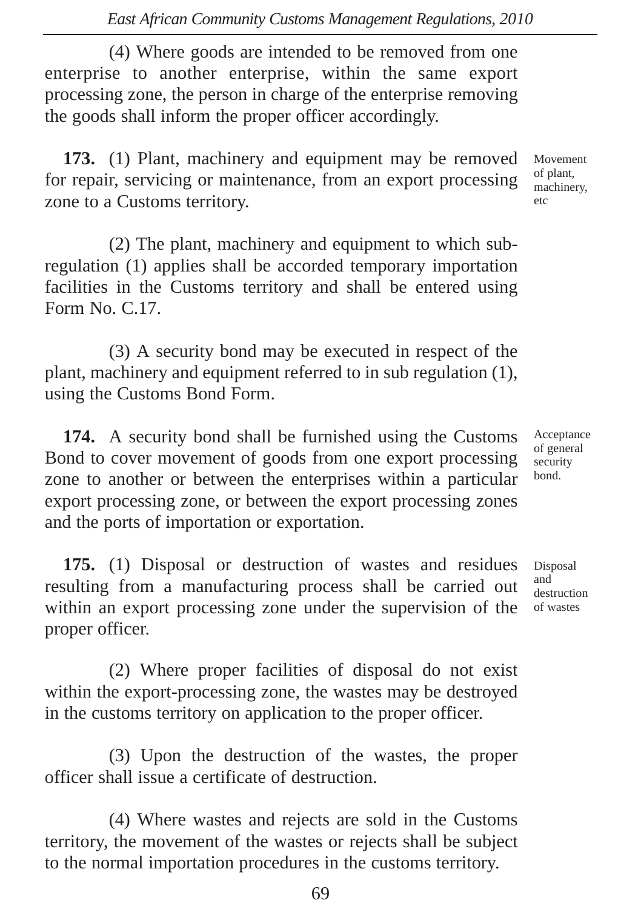(4) Where goods are intended to be removed from one enterprise to another enterprise, within the same export processing zone, the person in charge of the enterprise removing the goods shall inform the proper officer accordingly.

*Movement of plant, machinery, etc*

**173.** (1) Plant, machinery and equipment may be removed for repair, servicing or maintenance, from an export processing zone to a Customs territory.

(2) The plant, machinery and equipment to which sub-regulation (1) applies shall be accorded temporary importation facilities in the Customs territory and shall be entered using Form No. C.17.

(3) A security bond may be executed in respect of the plant, machinery and equipment referred to in sub regulation (1), using the Customs Bond Form.

*Acceptance of general security bond.*

**174.** A security bond shall be furnished using the Customs Bond to cover movement of goods from one export processing zone to another or between the enterprises within a particular export processing zone, or between the export processing zones and the ports of importation or exportation.

*Disposal and destruction of wastes*

**175.** (1) Disposal or destruction of wastes and residues resulting from a manufacturing process shall be carried out within an export processing zone under the supervision of the proper officer.

(2) Where proper facilities of disposal do not exist within the export-processing zone, the wastes may be destroyed in the customs territory on application to the proper officer.

(3) Upon the destruction of the wastes, the proper officer shall issue a certificate of destruction.

(4) Where wastes and rejects are sold in the Customs territory, the movement of the wastes or rejects shall be subject to the normal importation procedures in the customs territory.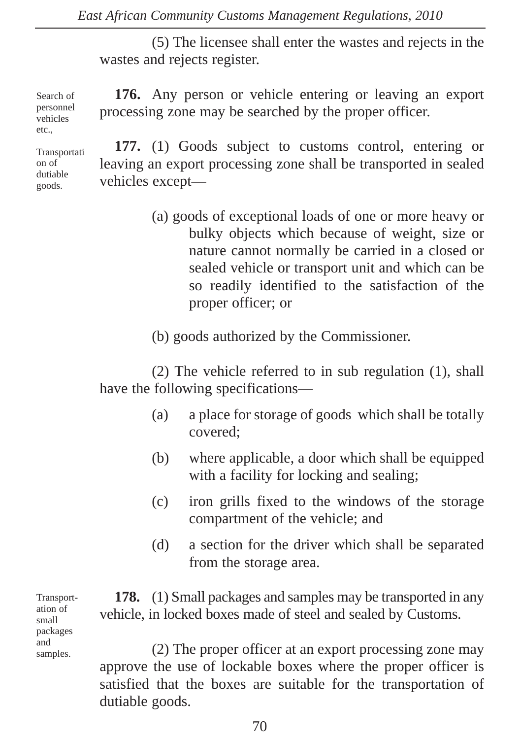(5) The licensee shall enter the wastes and rejects in the wastes and rejects register.

Search of personnel vehicles etc.,

**176.** Any person or vehicle entering or leaving an export processing zone may be searched by the proper officer.

Transportation of dutiable goods.

**177.** (1) Goods subject to customs control, entering or leaving an export processing zone shall be transported in sealed vehicles except—

(a) goods of exceptional loads of one or more heavy or bulky objects which because of weight, size or nature cannot normally be carried in a closed or sealed vehicle or transport unit and which can be so readily identified to the satisfaction of the proper officer; or

(b) goods authorized by the Commissioner.

(2) The vehicle referred to in sub regulation (1), shall have the following specifications—

(a) a place for storage of goods which shall be totally covered;

(b) where applicable, a door which shall be equipped with a facility for locking and sealing;

(c) iron grills fixed to the windows of the storage compartment of the vehicle; and

(d) a section for the driver which shall be separated from the storage area.

Transportation of small packages and samples.

**178.** (1) Small packages and samples may be transported in any vehicle, in locked boxes made of steel and sealed by Customs.

(2) The proper officer at an export processing zone may approve the use of lockable boxes where the proper officer is satisfied that the boxes are suitable for the transportation of dutiable goods.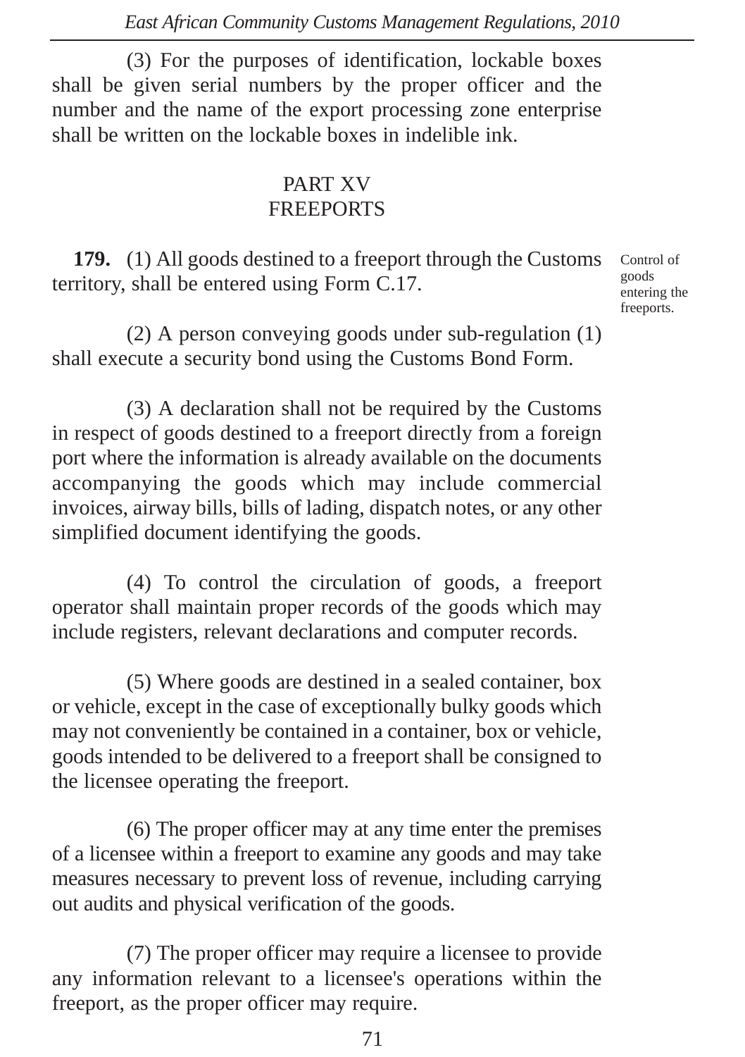(3) For the purposes of identification, lockable boxes shall be given serial numbers by the proper officer and the number and the name of the export processing zone enterprise shall be written on the lockable boxes in indelible ink.

## PART XV
## FREEPORTS

Control of goods entering the freeports.

**179.** (1) All goods destined to a freeport through the Customs territory, shall be entered using Form C.17.

(2) A person conveying goods under sub-regulation (1) shall execute a security bond using the Customs Bond Form.

(3) A declaration shall not be required by the Customs in respect of goods destined to a freeport directly from a foreign port where the information is already available on the documents accompanying the goods which may include commercial invoices, airway bills, bills of lading, dispatch notes, or any other simplified document identifying the goods.

(4) To control the circulation of goods, a freeport operator shall maintain proper records of the goods which may include registers, relevant declarations and computer records.

(5) Where goods are destined in a sealed container, box or vehicle, except in the case of exceptionally bulky goods which may not conveniently be contained in a container, box or vehicle, goods intended to be delivered to a freeport shall be consigned to the licensee operating the freeport.

(6) The proper officer may at any time enter the premises of a licensee within a freeport to examine any goods and may take measures necessary to prevent loss of revenue, including carrying out audits and physical verification of the goods.

(7) The proper officer may require a licensee to provide any information relevant to a licensee's operations within the freeport, as the proper officer may require.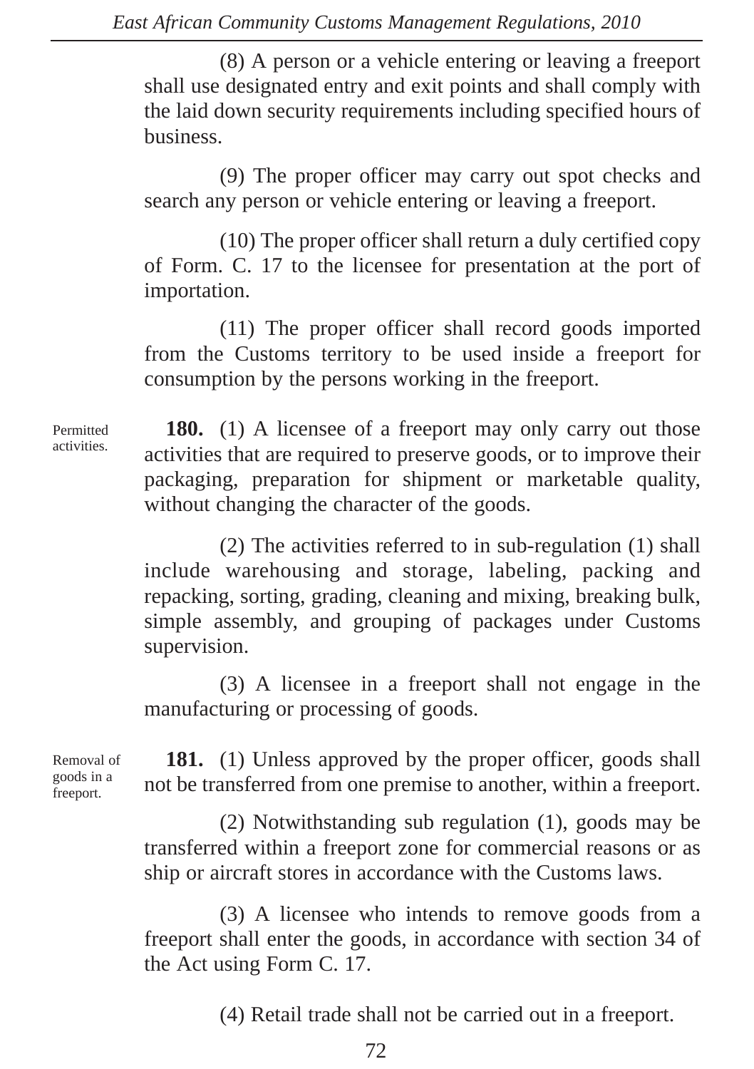(8) A person or a vehicle entering or leaving a freeport shall use designated entry and exit points and shall comply with the laid down security requirements including specified hours of business.

(9) The proper officer may carry out spot checks and search any person or vehicle entering or leaving a freeport.

(10) The proper officer shall return a duly certified copy of Form. C. 17 to the licensee for presentation at the port of importation.

(11) The proper officer shall record goods imported from the Customs territory to be used inside a freeport for consumption by the persons working in the freeport.

Permitted activities.

**180.** (1) A licensee of a freeport may only carry out those activities that are required to preserve goods, or to improve their packaging, preparation for shipment or marketable quality, without changing the character of the goods.

(2) The activities referred to in sub-regulation (1) shall include warehousing and storage, labeling, packing and repacking, sorting, grading, cleaning and mixing, breaking bulk, simple assembly, and grouping of packages under Customs supervision.

(3) A licensee in a freeport shall not engage in the manufacturing or processing of goods.

Removal of goods in a freeport.

**181.** (1) Unless approved by the proper officer, goods shall not be transferred from one premise to another, within a freeport.

(2) Notwithstanding sub regulation (1), goods may be transferred within a freeport zone for commercial reasons or as ship or aircraft stores in accordance with the Customs laws.

(3) A licensee who intends to remove goods from a freeport shall enter the goods, in accordance with section 34 of the Act using Form C. 17.

(4) Retail trade shall not be carried out in a freeport.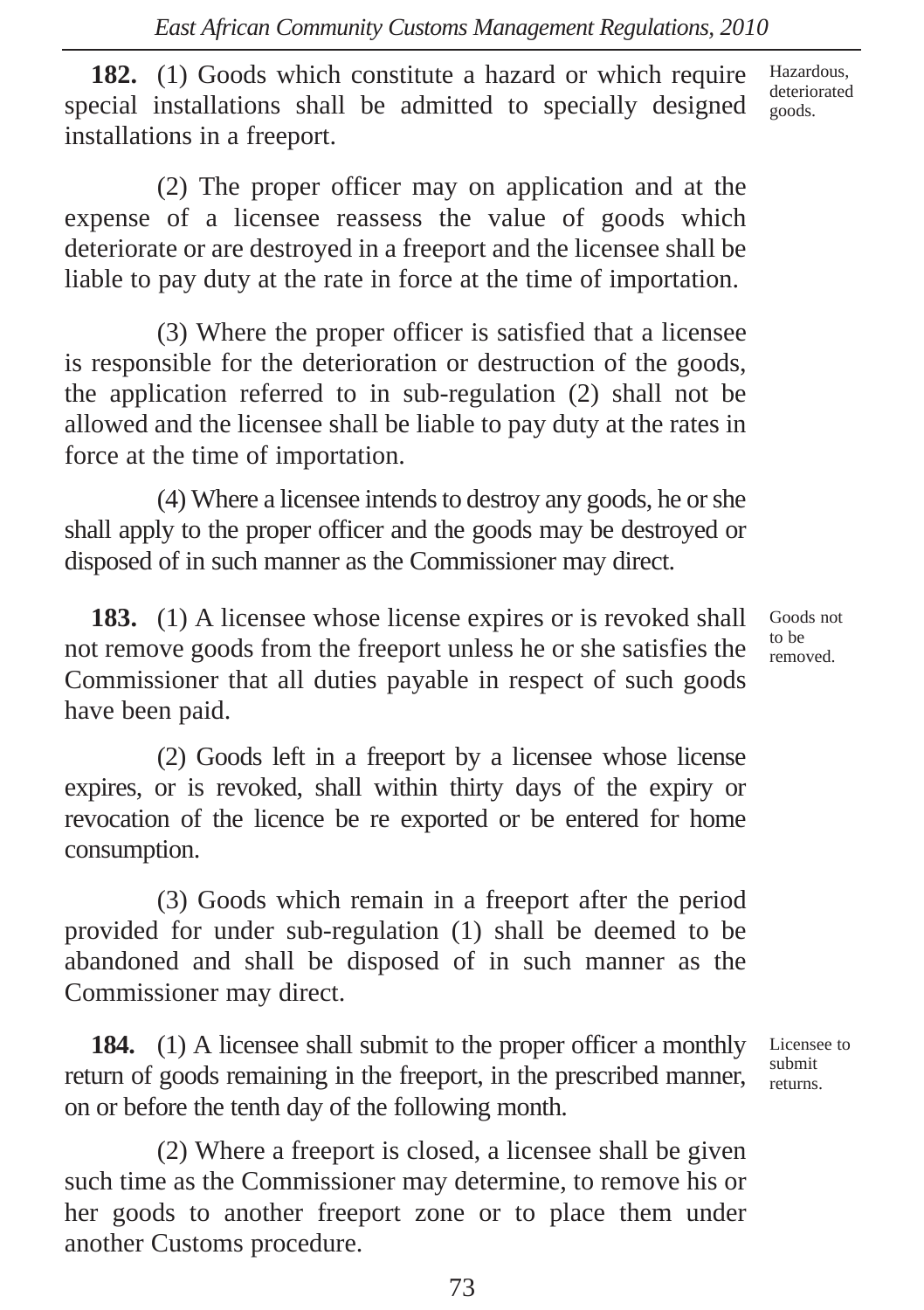**182.** (1) Goods which constitute a hazard or which require special installations shall be admitted to specially designed installations in a freeport.

Hazardous, deteriorated goods.

(2) The proper officer may on application and at the expense of a licensee reassess the value of goods which deteriorate or are destroyed in a freeport and the licensee shall be liable to pay duty at the rate in force at the time of importation.

(3) Where the proper officer is satisfied that a licensee is responsible for the deterioration or destruction of the goods, the application referred to in sub-regulation (2) shall not be allowed and the licensee shall be liable to pay duty at the rates in force at the time of importation.

(4) Where a licensee intends to destroy any goods, he or she shall apply to the proper officer and the goods may be destroyed or disposed of in such manner as the Commissioner may direct.

**183.** (1) A licensee whose license expires or is revoked shall not remove goods from the freeport unless he or she satisfies the Commissioner that all duties payable in respect of such goods have been paid.

Goods not to be removed.

(2) Goods left in a freeport by a licensee whose license expires, or is revoked, shall within thirty days of the expiry or revocation of the licence be re exported or be entered for home consumption.

(3) Goods which remain in a freeport after the period provided for under sub-regulation (1) shall be deemed to be abandoned and shall be disposed of in such manner as the Commissioner may direct.

**184.** (1) A licensee shall submit to the proper officer a monthly return of goods remaining in the freeport, in the prescribed manner, on or before the tenth day of the following month.

Licensee to submit returns.

(2) Where a freeport is closed, a licensee shall be given such time as the Commissioner may determine, to remove his or her goods to another freeport zone or to place them under another Customs procedure.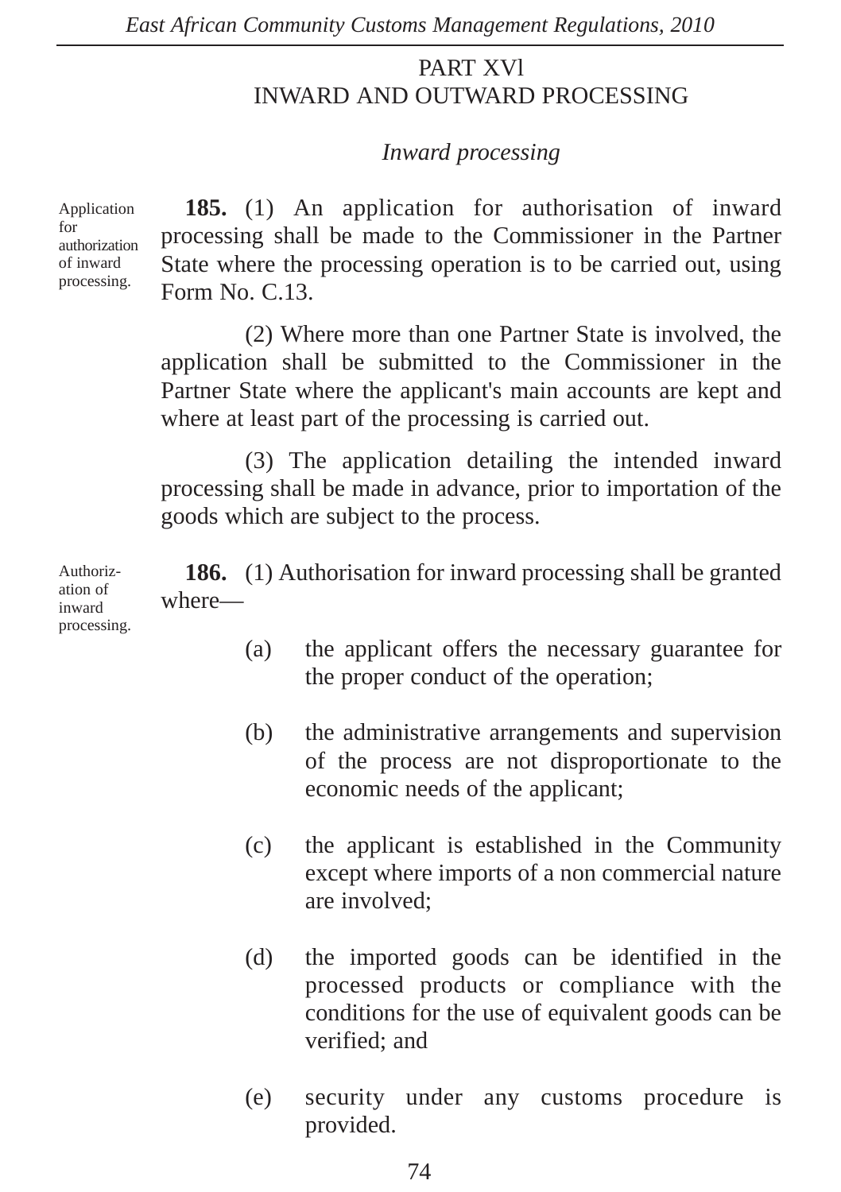## PART XVl
## INWARD AND OUTWARD PROCESSING

### *Inward processing*

Application for authorization of inward processing.

**185.** (1) An application for authorisation of inward processing shall be made to the Commissioner in the Partner State where the processing operation is to be carried out, using Form No. C.13.

(2) Where more than one Partner State is involved, the application shall be submitted to the Commissioner in the Partner State where the applicant's main accounts are kept and where at least part of the processing is carried out.

(3) The application detailing the intended inward processing shall be made in advance, prior to importation of the goods which are subject to the process.

Authorization of inward processing.

**186.** (1) Authorisation for inward processing shall be granted where—

(a) the applicant offers the necessary guarantee for the proper conduct of the operation;

(b) the administrative arrangements and supervision of the process are not disproportionate to the economic needs of the applicant;

(c) the applicant is established in the Community except where imports of a non commercial nature are involved;

(d) the imported goods can be identified in the processed products or compliance with the conditions for the use of equivalent goods can be verified; and

(e) security under any customs procedure is provided.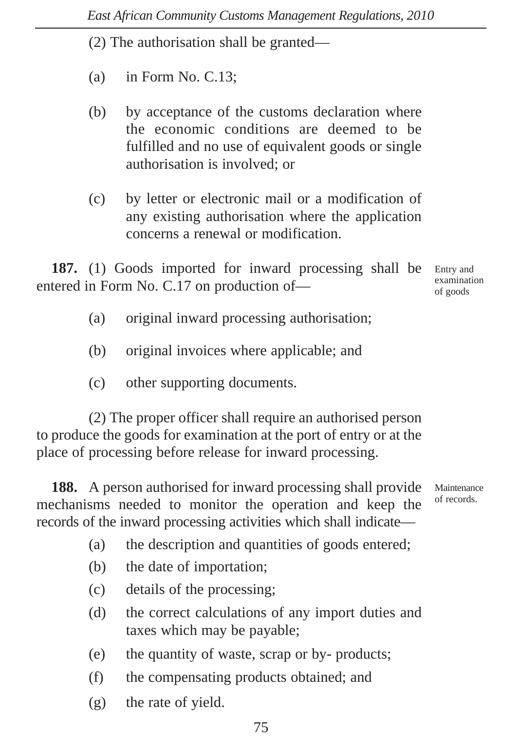(2) The authorisation shall be granted—

(a) in Form No. C.13;

(b) by acceptance of the customs declaration where the economic conditions are deemed to be fulfilled and no use of equivalent goods or single authorisation is involved; or

(c) by letter or electronic mail or a modification of any existing authorisation where the application concerns a renewal or modification.

*Entry and examination of goods*

**187.** (1) Goods imported for inward processing shall be entered in Form No. C.17 on production of—

(a) original inward processing authorisation;

(b) original invoices where applicable; and

(c) other supporting documents.

(2) The proper officer shall require an authorised person to produce the goods for examination at the port of entry or at the place of processing before release for inward processing.

*Maintenance of records.*

**188.** A person authorised for inward processing shall provide mechanisms needed to monitor the operation and keep the records of the inward processing activities which shall indicate—

(a) the description and quantities of goods entered;

(b) the date of importation;

(c) details of the processing;

(d) the correct calculations of any import duties and taxes which may be payable;

(e) the quantity of waste, scrap or by- products;

(f) the compensating products obtained; and

(g) the rate of yield.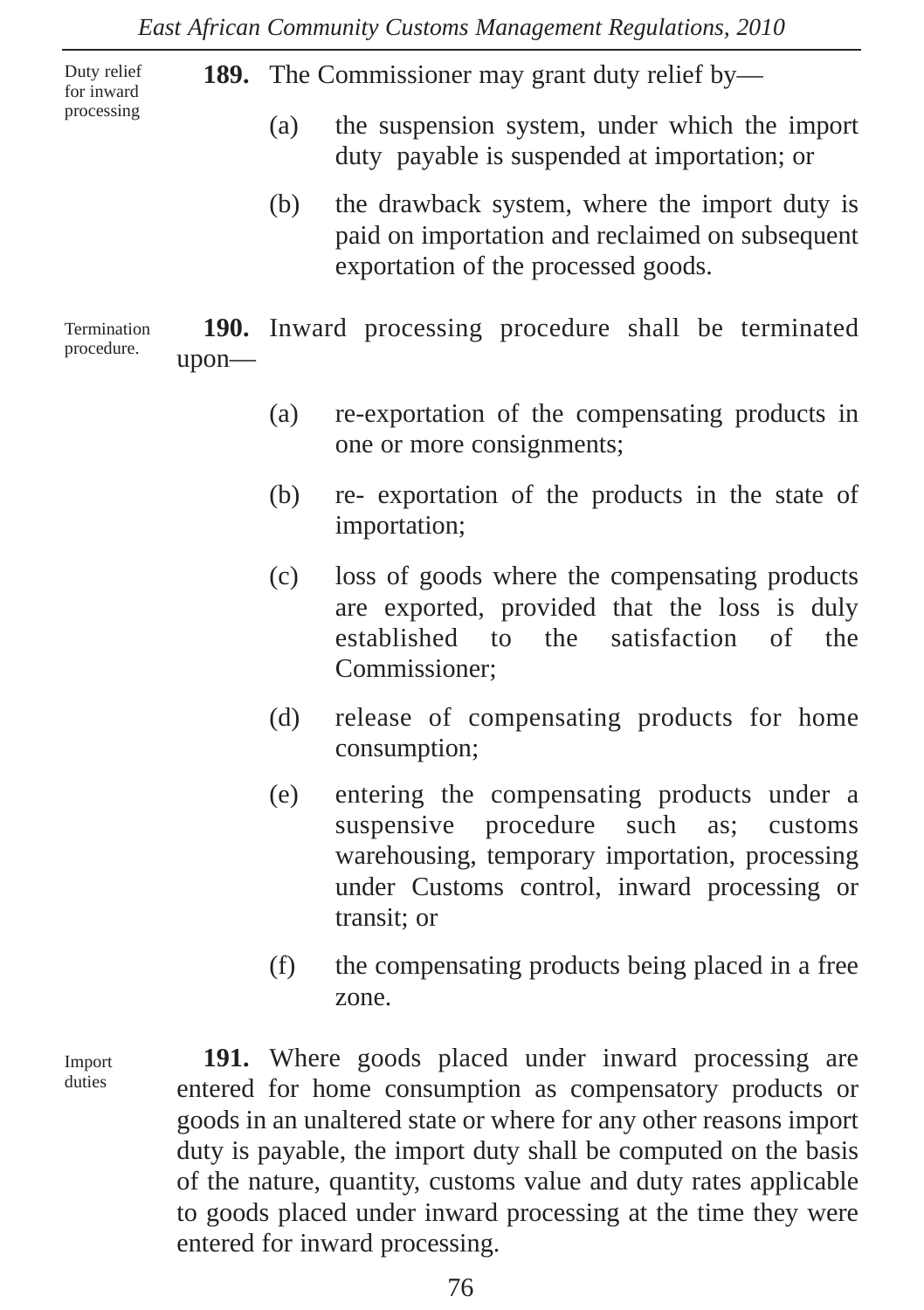Duty relief for inward processing

**189.** The Commissioner may grant duty relief by—

(a) the suspension system, under which the import duty payable is suspended at importation; or

(b) the drawback system, where the import duty is paid on importation and reclaimed on subsequent exportation of the processed goods.

Termination procedure.

**190.** Inward processing procedure shall be terminated upon—

(a) re-exportation of the compensating products in one or more consignments;

(b) re- exportation of the products in the state of importation;

(c) loss of goods where the compensating products are exported, provided that the loss is duly established to the satisfaction of the Commissioner;

(d) release of compensating products for home consumption;

(e) entering the compensating products under a suspensive procedure such as; customs warehousing, temporary importation, processing under Customs control, inward processing or transit; or

(f) the compensating products being placed in a free zone.

Import duties

**191.** Where goods placed under inward processing are entered for home consumption as compensatory products or goods in an unaltered state or where for any other reasons import duty is payable, the import duty shall be computed on the basis of the nature, quantity, customs value and duty rates applicable to goods placed under inward processing at the time they were entered for inward processing.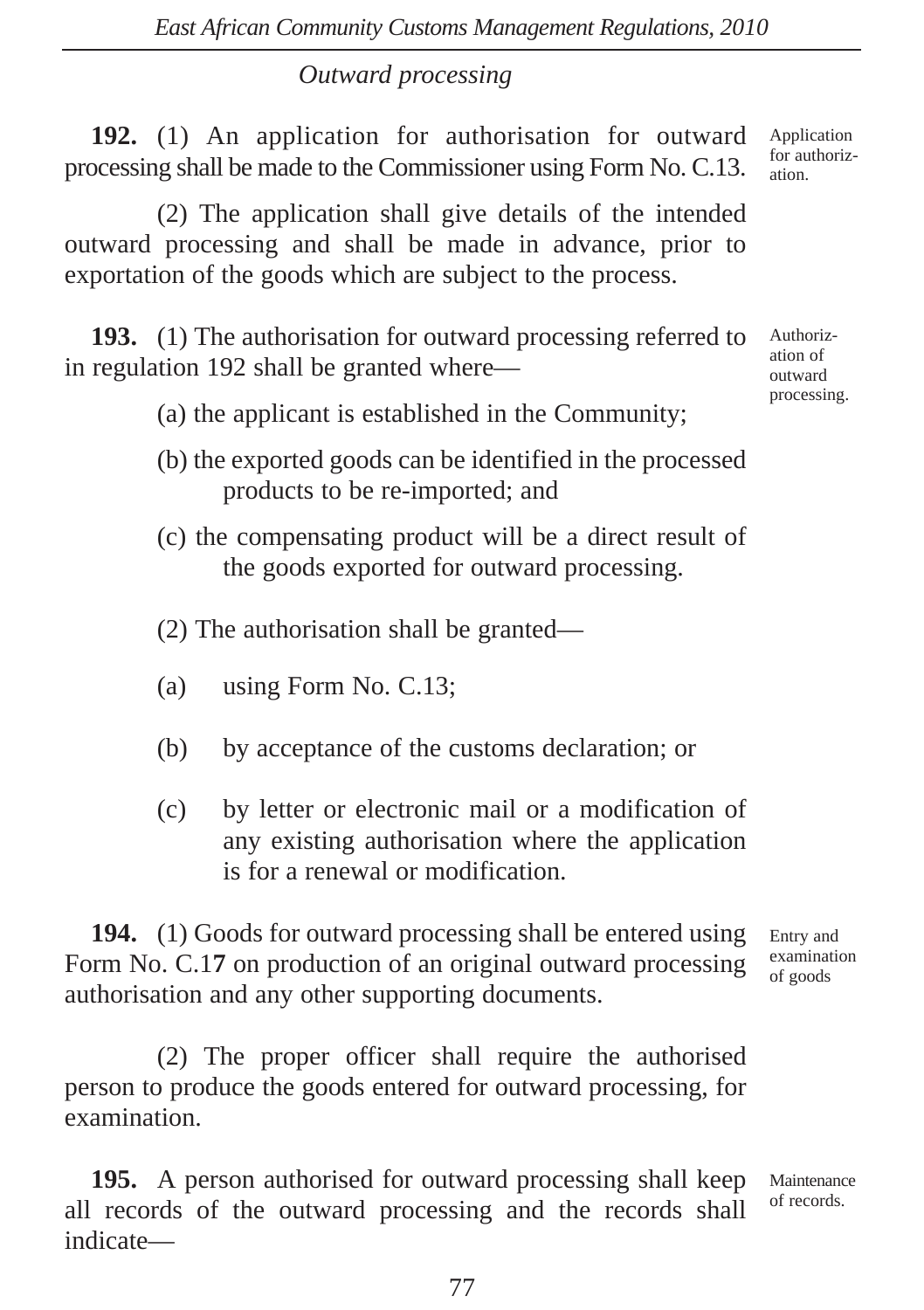## *Outward processing*

**192.** (1) An application for authorisation for outward processing shall be made to the Commissioner using Form No. C.13.

Application for authorization.

(2) The application shall give details of the intended outward processing and shall be made in advance, prior to exportation of the goods which are subject to the process.

**193.** (1) The authorisation for outward processing referred to in regulation 192 shall be granted where—

Authorization of outward processing.

(a) the applicant is established in the Community;

(b) the exported goods can be identified in the processed products to be re-imported; and

(c) the compensating product will be a direct result of the goods exported for outward processing.

(2) The authorisation shall be granted—

(a) using Form No. C.13;

(b) by acceptance of the customs declaration; or

(c) by letter or electronic mail or a modification of any existing authorisation where the application is for a renewal or modification.

**194.** (1) Goods for outward processing shall be entered using Form No. C.1**7** on production of an original outward processing authorisation and any other supporting documents.

Entry and examination of goods

(2) The proper officer shall require the authorised person to produce the goods entered for outward processing, for examination.

**195.** A person authorised for outward processing shall keep all records of the outward processing and the records shall indicate—

Maintenance of records.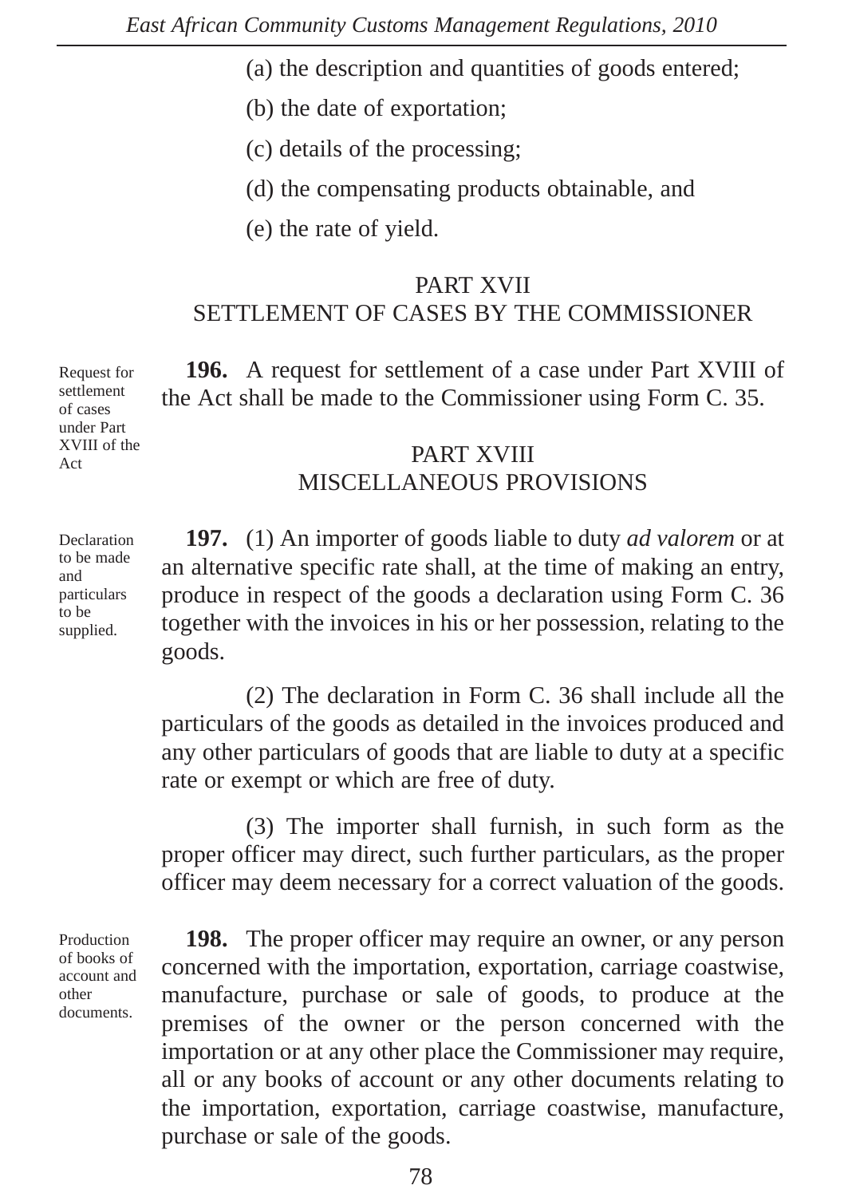(a) the description and quantities of goods entered;

(b) the date of exportation;

(c) details of the processing;

(d) the compensating products obtainable, and

(e) the rate of yield.

## PART XVII
## SETTLEMENT OF CASES BY THE COMMISSIONER

Request for settlement of cases under Part XVIII of the Act

**196.** A request for settlement of a case under Part XVIII of the Act shall be made to the Commissioner using Form C. 35.

## PART XVIII
## MISCELLANEOUS PROVISIONS

Declaration to be made and particulars to be supplied.

**197.** (1) An importer of goods liable to duty *ad valorem* or at an alternative specific rate shall, at the time of making an entry, produce in respect of the goods a declaration using Form C. 36 together with the invoices in his or her possession, relating to the goods.

(2) The declaration in Form C. 36 shall include all the particulars of the goods as detailed in the invoices produced and any other particulars of goods that are liable to duty at a specific rate or exempt or which are free of duty.

(3) The importer shall furnish, in such form as the proper officer may direct, such further particulars, as the proper officer may deem necessary for a correct valuation of the goods.

Production of books of account and other documents.

**198.** The proper officer may require an owner, or any person concerned with the importation, exportation, carriage coastwise, manufacture, purchase or sale of goods, to produce at the premises of the owner or the person concerned with the importation or at any other place the Commissioner may require, all or any books of account or any other documents relating to the importation, exportation, carriage coastwise, manufacture, purchase or sale of the goods.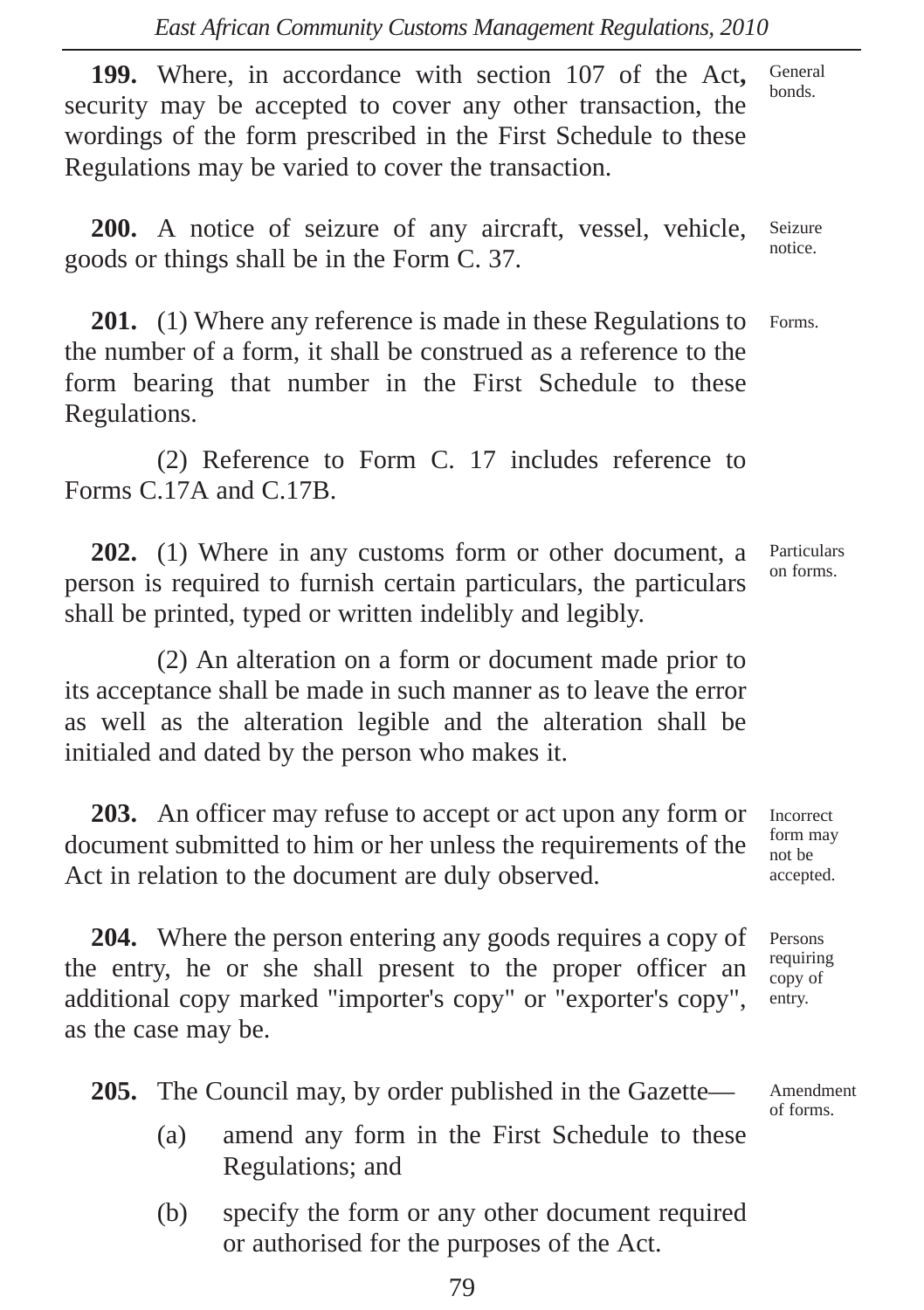**199.** Where, in accordance with section 107 of the Act**,** security may be accepted to cover any other transaction, the wordings of the form prescribed in the First Schedule to these Regulations may be varied to cover the transaction.

General bonds.

**200.** A notice of seizure of any aircraft, vessel, vehicle, goods or things shall be in the Form C. 37.

Seizure notice.

**201.** (1) Where any reference is made in these Regulations to the number of a form, it shall be construed as a reference to the form bearing that number in the First Schedule to these Regulations.

Forms.

(2) Reference to Form C. 17 includes reference to Forms C.17A and C.17B.

**202.** (1) Where in any customs form or other document, a person is required to furnish certain particulars, the particulars shall be printed, typed or written indelibly and legibly.

Particulars on forms.

(2) An alteration on a form or document made prior to its acceptance shall be made in such manner as to leave the error as well as the alteration legible and the alteration shall be initialed and dated by the person who makes it.

**203.** An officer may refuse to accept or act upon any form or document submitted to him or her unless the requirements of the Act in relation to the document are duly observed.

Incorrect form may not be accepted.

**204.** Where the person entering any goods requires a copy of the entry, he or she shall present to the proper officer an additional copy marked "importer's copy" or "exporter's copy", as the case may be.

Persons requiring copy of entry.

**205.** The Council may, by order published in the Gazette—

Amendment of forms.

(a) amend any form in the First Schedule to these Regulations; and

(b) specify the form or any other document required or authorised for the purposes of the Act.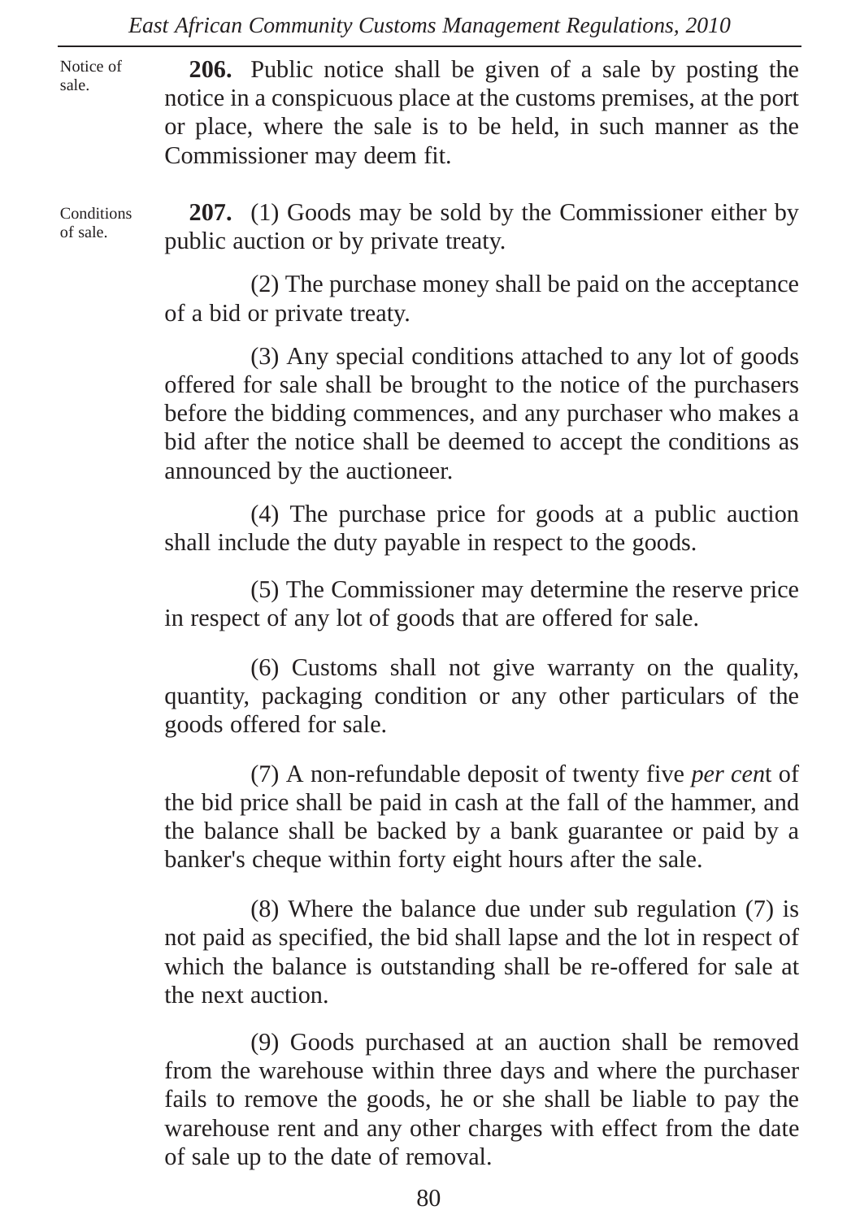Notice of sale.

**206.** Public notice shall be given of a sale by posting the notice in a conspicuous place at the customs premises, at the port or place, where the sale is to be held, in such manner as the Commissioner may deem fit.

Conditions of sale.

**207.** (1) Goods may be sold by the Commissioner either by public auction or by private treaty.

(2) The purchase money shall be paid on the acceptance of a bid or private treaty.

(3) Any special conditions attached to any lot of goods offered for sale shall be brought to the notice of the purchasers before the bidding commences, and any purchaser who makes a bid after the notice shall be deemed to accept the conditions as announced by the auctioneer.

(4) The purchase price for goods at a public auction shall include the duty payable in respect to the goods.

(5) The Commissioner may determine the reserve price in respect of any lot of goods that are offered for sale.

(6) Customs shall not give warranty on the quality, quantity, packaging condition or any other particulars of the goods offered for sale.

(7) A non-refundable deposit of twenty five *per cen*t of the bid price shall be paid in cash at the fall of the hammer, and the balance shall be backed by a bank guarantee or paid by a banker's cheque within forty eight hours after the sale.

(8) Where the balance due under sub regulation (7) is not paid as specified, the bid shall lapse and the lot in respect of which the balance is outstanding shall be re-offered for sale at the next auction.

(9) Goods purchased at an auction shall be removed from the warehouse within three days and where the purchaser fails to remove the goods, he or she shall be liable to pay the warehouse rent and any other charges with effect from the date of sale up to the date of removal.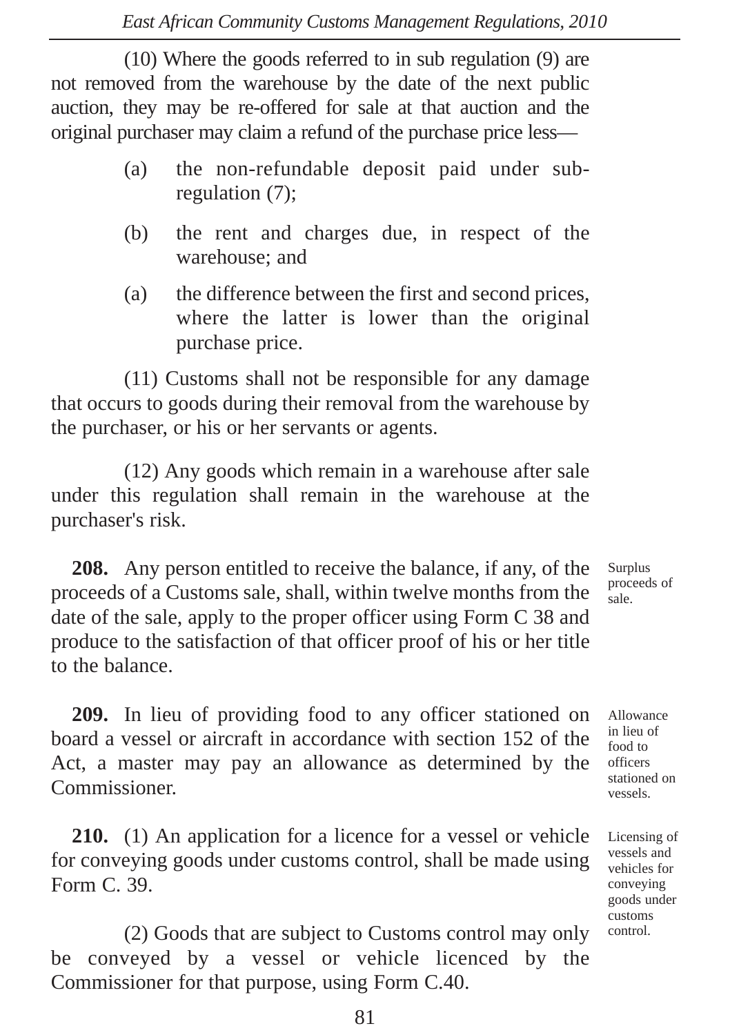(10) Where the goods referred to in sub regulation (9) are not removed from the warehouse by the date of the next public auction, they may be re-offered for sale at that auction and the original purchaser may claim a refund of the purchase price less—

(a) the non-refundable deposit paid under sub-regulation (7);

(b) the rent and charges due, in respect of the warehouse; and

(a) the difference between the first and second prices, where the latter is lower than the original purchase price.

(11) Customs shall not be responsible for any damage that occurs to goods during their removal from the warehouse by the purchaser, or his or her servants or agents.

(12) Any goods which remain in a warehouse after sale under this regulation shall remain in the warehouse at the purchaser's risk.

*Surplus proceeds of sale.*

**208.** Any person entitled to receive the balance, if any, of the proceeds of a Customs sale, shall, within twelve months from the date of the sale, apply to the proper officer using Form C 38 and produce to the satisfaction of that officer proof of his or her title to the balance.

*Allowance in lieu of food to officers stationed on vessels.*

**209.** In lieu of providing food to any officer stationed on board a vessel or aircraft in accordance with section 152 of the Act, a master may pay an allowance as determined by the Commissioner.

*Licensing of vessels and vehicles for conveying goods under customs control.*

**210.** (1) An application for a licence for a vessel or vehicle for conveying goods under customs control, shall be made using Form C. 39.

(2) Goods that are subject to Customs control may only be conveyed by a vessel or vehicle licenced by the Commissioner for that purpose, using Form C.40.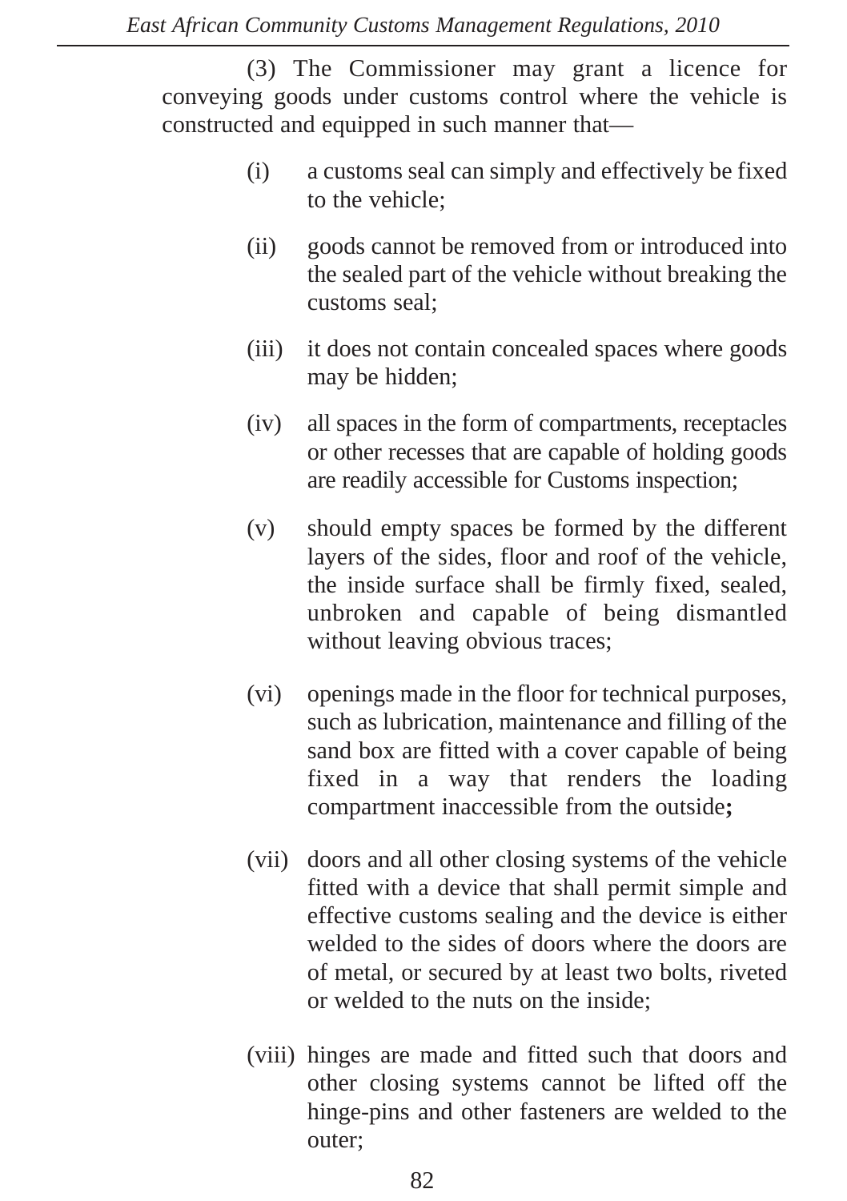(3) The Commissioner may grant a licence for conveying goods under customs control where the vehicle is constructed and equipped in such manner that—

(i) a customs seal can simply and effectively be fixed to the vehicle;

(ii) goods cannot be removed from or introduced into the sealed part of the vehicle without breaking the customs seal;

(iii) it does not contain concealed spaces where goods may be hidden;

(iv) all spaces in the form of compartments, receptacles or other recesses that are capable of holding goods are readily accessible for Customs inspection;

(v) should empty spaces be formed by the different layers of the sides, floor and roof of the vehicle, the inside surface shall be firmly fixed, sealed, unbroken and capable of being dismantled without leaving obvious traces;

(vi) openings made in the floor for technical purposes, such as lubrication, maintenance and filling of the sand box are fitted with a cover capable of being fixed in a way that renders the loading compartment inaccessible from the outside**;**

(vii) doors and all other closing systems of the vehicle fitted with a device that shall permit simple and effective customs sealing and the device is either welded to the sides of doors where the doors are of metal, or secured by at least two bolts, riveted or welded to the nuts on the inside;

(viii) hinges are made and fitted such that doors and other closing systems cannot be lifted off the hinge-pins and other fasteners are welded to the outer;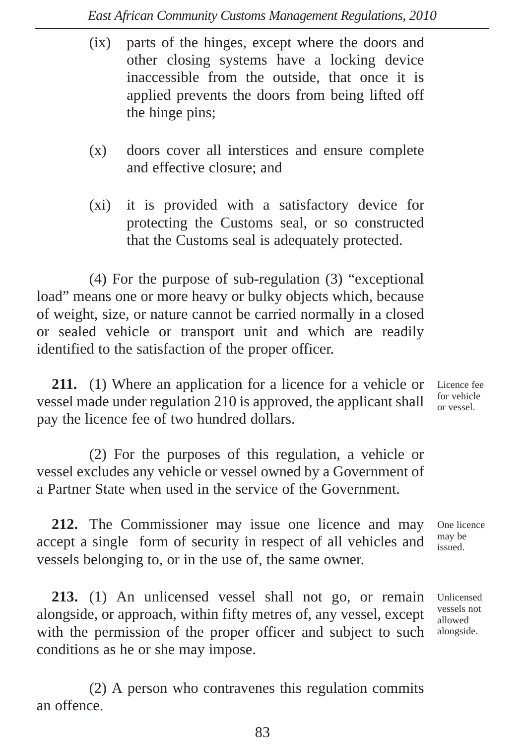(ix) parts of the hinges, except where the doors and other closing systems have a locking device inaccessible from the outside, that once it is applied prevents the doors from being lifted off the hinge pins;

(x) doors cover all interstices and ensure complete and effective closure; and

(xi) it is provided with a satisfactory device for protecting the Customs seal, or so constructed that the Customs seal is adequately protected.

(4) For the purpose of sub-regulation (3) "exceptional load" means one or more heavy or bulky objects which, because of weight, size, or nature cannot be carried normally in a closed or sealed vehicle or transport unit and which are readily identified to the satisfaction of the proper officer.

*Licence fee for vehicle or vessel.*

**211.** (1) Where an application for a licence for a vehicle or vessel made under regulation 210 is approved, the applicant shall pay the licence fee of two hundred dollars.

(2) For the purposes of this regulation, a vehicle or vessel excludes any vehicle or vessel owned by a Government of a Partner State when used in the service of the Government.

*One licence may be issued.*

**212.** The Commissioner may issue one licence and may accept a single form of security in respect of all vehicles and vessels belonging to, or in the use of, the same owner.

*Unlicensed vessels not allowed alongside.*

**213.** (1) An unlicensed vessel shall not go, or remain alongside, or approach, within fifty metres of, any vessel, except with the permission of the proper officer and subject to such conditions as he or she may impose.

(2) A person who contravenes this regulation commits an offence.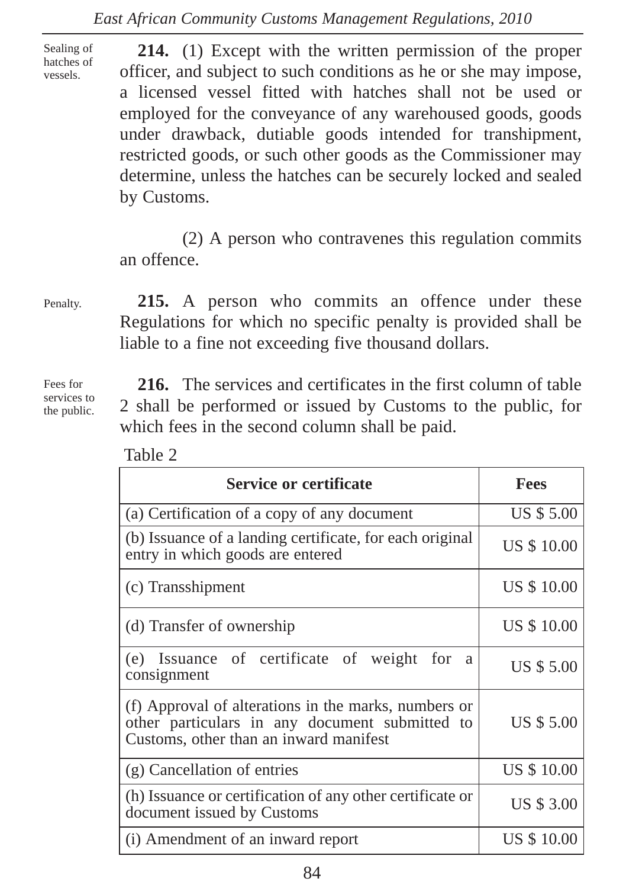Sealing of hatches of vessels.

**214.** (1) Except with the written permission of the proper officer, and subject to such conditions as he or she may impose, a licensed vessel fitted with hatches shall not be used or employed for the conveyance of any warehoused goods, goods under drawback, dutiable goods intended for transhipment, restricted goods, or such other goods as the Commissioner may determine, unless the hatches can be securely locked and sealed by Customs.

(2) A person who contravenes this regulation commits an offence.

Penalty.

**215.** A person who commits an offence under these Regulations for which no specific penalty is provided shall be liable to a fine not exceeding five thousand dollars.

Fees for services to the public.

**216.** The services and certificates in the first column of table 2 shall be performed or issued by Customs to the public, for which fees in the second column shall be paid.

Table 2

| Service or certificate | Fees |
|---|---|
| (a) Certification of a copy of any document | US $ 5.00 |
| (b) Issuance of a landing certificate, for each original entry in which goods are entered | US $ 10.00 |
| (c) Transshipment | US $ 10.00 |
| (d) Transfer of ownership | US $ 10.00 |
| (e) Issuance of certificate of weight for a consignment | US $ 5.00 |
| (f) Approval of alterations in the marks, numbers or other particulars in any document submitted to Customs, other than an inward manifest | US $ 5.00 |
| (g) Cancellation of entries | US $ 10.00 |
| (h) Issuance or certification of any other certificate or document issued by Customs | US $ 3.00 |
| (i) Amendment of an inward report | US $ 10.00 |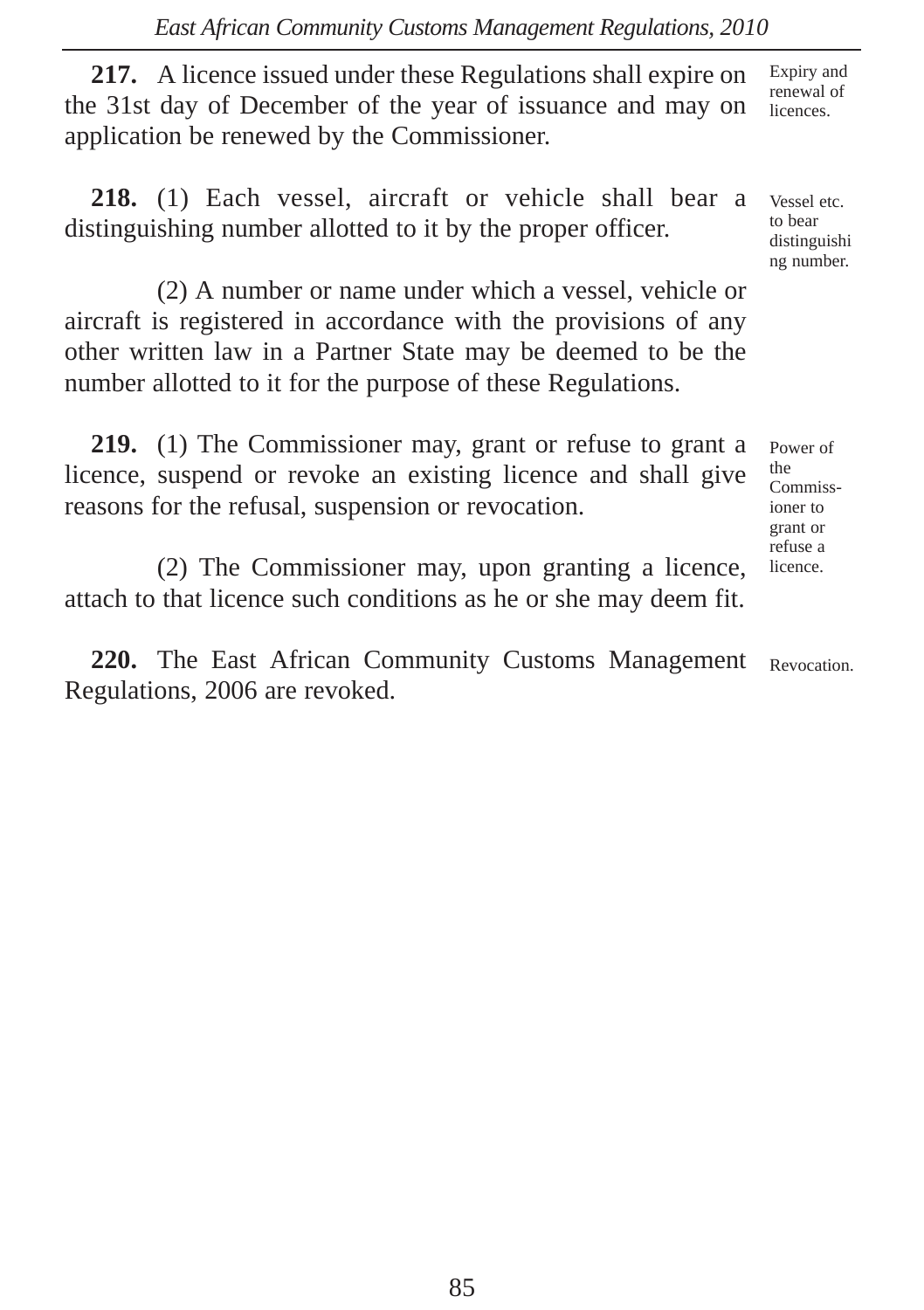**217.** A licence issued under these Regulations shall expire on the 31st day of December of the year of issuance and may on application be renewed by the Commissioner.

Expiry and renewal of licences.

**218.** (1) Each vessel, aircraft or vehicle shall bear a distinguishing number allotted to it by the proper officer.

Vessel etc. to bear distinguishing number.

(2) A number or name under which a vessel, vehicle or aircraft is registered in accordance with the provisions of any other written law in a Partner State may be deemed to be the number allotted to it for the purpose of these Regulations.

**219.** (1) The Commissioner may, grant or refuse to grant a licence, suspend or revoke an existing licence and shall give reasons for the refusal, suspension or revocation.

Power of the Commissioner to grant or refuse a licence.

(2) The Commissioner may, upon granting a licence, attach to that licence such conditions as he or she may deem fit.

**220.** The East African Community Customs Management Regulations, 2006 are revoked.

Revocation.